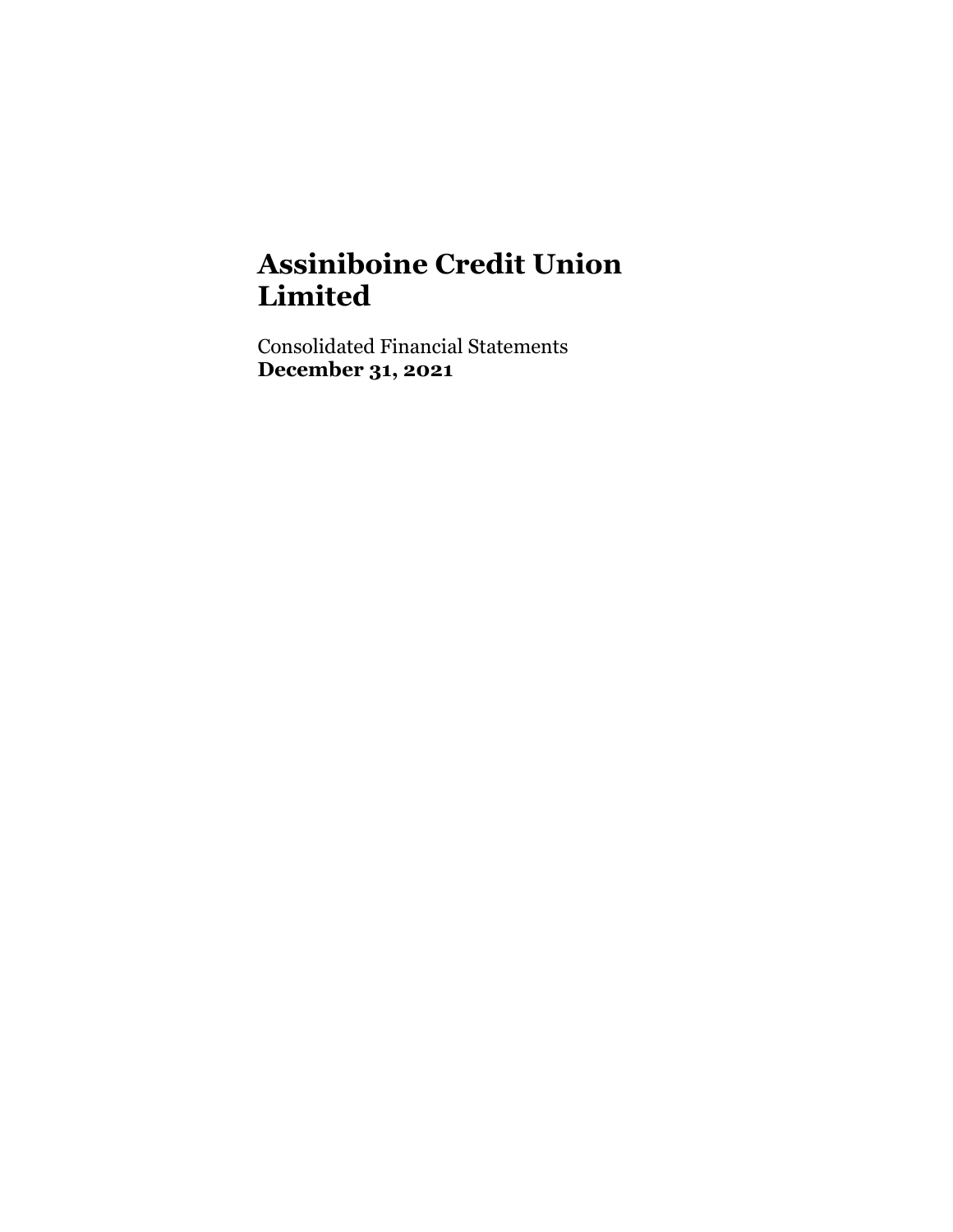# Assiniboine Credit Union Limited

Consolidated Financial Statements
**December 31, 2021**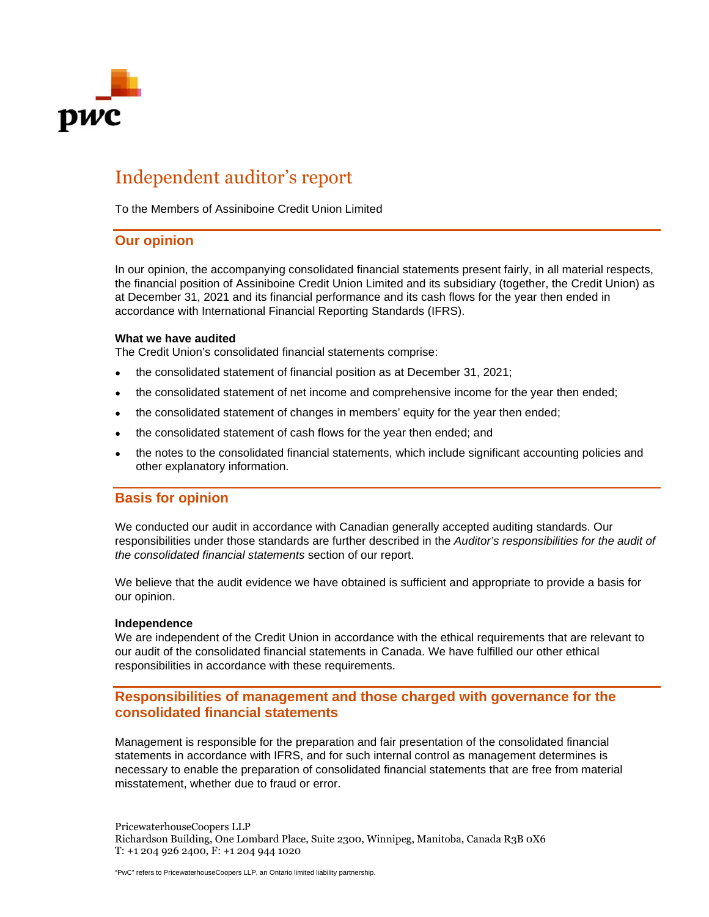# Independent auditor's report

To the Members of Assiniboine Credit Union Limited

## Our opinion

In our opinion, the accompanying consolidated financial statements present fairly, in all material respects, the financial position of Assiniboine Credit Union Limited and its subsidiary (together, the Credit Union) as at December 31, 2021 and its financial performance and its cash flows for the year then ended in accordance with International Financial Reporting Standards (IFRS).

**What we have audited**

The Credit Union's consolidated financial statements comprise:

- the consolidated statement of financial position as at December 31, 2021;
- the consolidated statement of net income and comprehensive income for the year then ended;
- the consolidated statement of changes in members' equity for the year then ended;
- the consolidated statement of cash flows for the year then ended; and
- the notes to the consolidated financial statements, which include significant accounting policies and other explanatory information.

## Basis for opinion

We conducted our audit in accordance with Canadian generally accepted auditing standards. Our responsibilities under those standards are further described in the *Auditor's responsibilities for the audit of the consolidated financial statements* section of our report.

We believe that the audit evidence we have obtained is sufficient and appropriate to provide a basis for our opinion.

**Independence**

We are independent of the Credit Union in accordance with the ethical requirements that are relevant to our audit of the consolidated financial statements in Canada. We have fulfilled our other ethical responsibilities in accordance with these requirements.

## Responsibilities of management and those charged with governance for the consolidated financial statements

Management is responsible for the preparation and fair presentation of the consolidated financial statements in accordance with IFRS, and for such internal control as management determines is necessary to enable the preparation of consolidated financial statements that are free from material misstatement, whether due to fraud or error.

PricewaterhouseCoopers LLP
Richardson Building, One Lombard Place, Suite 2300, Winnipeg, Manitoba, Canada R3B 0X6
T: +1 204 926 2400, F: +1 204 944 1020

"PwC" refers to PricewaterhouseCoopers LLP, an Ontario limited liability partnership.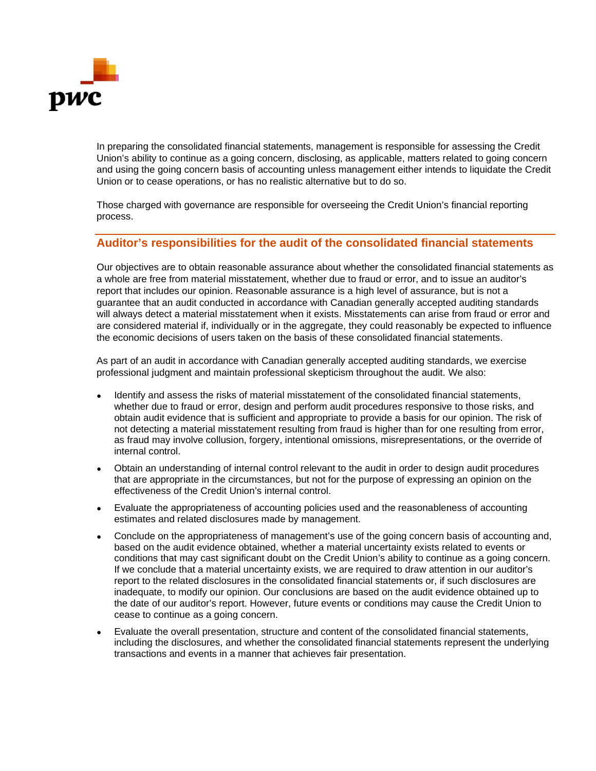In preparing the consolidated financial statements, management is responsible for assessing the Credit Union's ability to continue as a going concern, disclosing, as applicable, matters related to going concern and using the going concern basis of accounting unless management either intends to liquidate the Credit Union or to cease operations, or has no realistic alternative but to do so.

Those charged with governance are responsible for overseeing the Credit Union's financial reporting process.

## Auditor's responsibilities for the audit of the consolidated financial statements

Our objectives are to obtain reasonable assurance about whether the consolidated financial statements as a whole are free from material misstatement, whether due to fraud or error, and to issue an auditor's report that includes our opinion. Reasonable assurance is a high level of assurance, but is not a guarantee that an audit conducted in accordance with Canadian generally accepted auditing standards will always detect a material misstatement when it exists. Misstatements can arise from fraud or error and are considered material if, individually or in the aggregate, they could reasonably be expected to influence the economic decisions of users taken on the basis of these consolidated financial statements.

As part of an audit in accordance with Canadian generally accepted auditing standards, we exercise professional judgment and maintain professional skepticism throughout the audit. We also:

- Identify and assess the risks of material misstatement of the consolidated financial statements, whether due to fraud or error, design and perform audit procedures responsive to those risks, and obtain audit evidence that is sufficient and appropriate to provide a basis for our opinion. The risk of not detecting a material misstatement resulting from fraud is higher than for one resulting from error, as fraud may involve collusion, forgery, intentional omissions, misrepresentations, or the override of internal control.
- Obtain an understanding of internal control relevant to the audit in order to design audit procedures that are appropriate in the circumstances, but not for the purpose of expressing an opinion on the effectiveness of the Credit Union's internal control.
- Evaluate the appropriateness of accounting policies used and the reasonableness of accounting estimates and related disclosures made by management.
- Conclude on the appropriateness of management's use of the going concern basis of accounting and, based on the audit evidence obtained, whether a material uncertainty exists related to events or conditions that may cast significant doubt on the Credit Union's ability to continue as a going concern. If we conclude that a material uncertainty exists, we are required to draw attention in our auditor's report to the related disclosures in the consolidated financial statements or, if such disclosures are inadequate, to modify our opinion. Our conclusions are based on the audit evidence obtained up to the date of our auditor's report. However, future events or conditions may cause the Credit Union to cease to continue as a going concern.
- Evaluate the overall presentation, structure and content of the consolidated financial statements, including the disclosures, and whether the consolidated financial statements represent the underlying transactions and events in a manner that achieves fair presentation.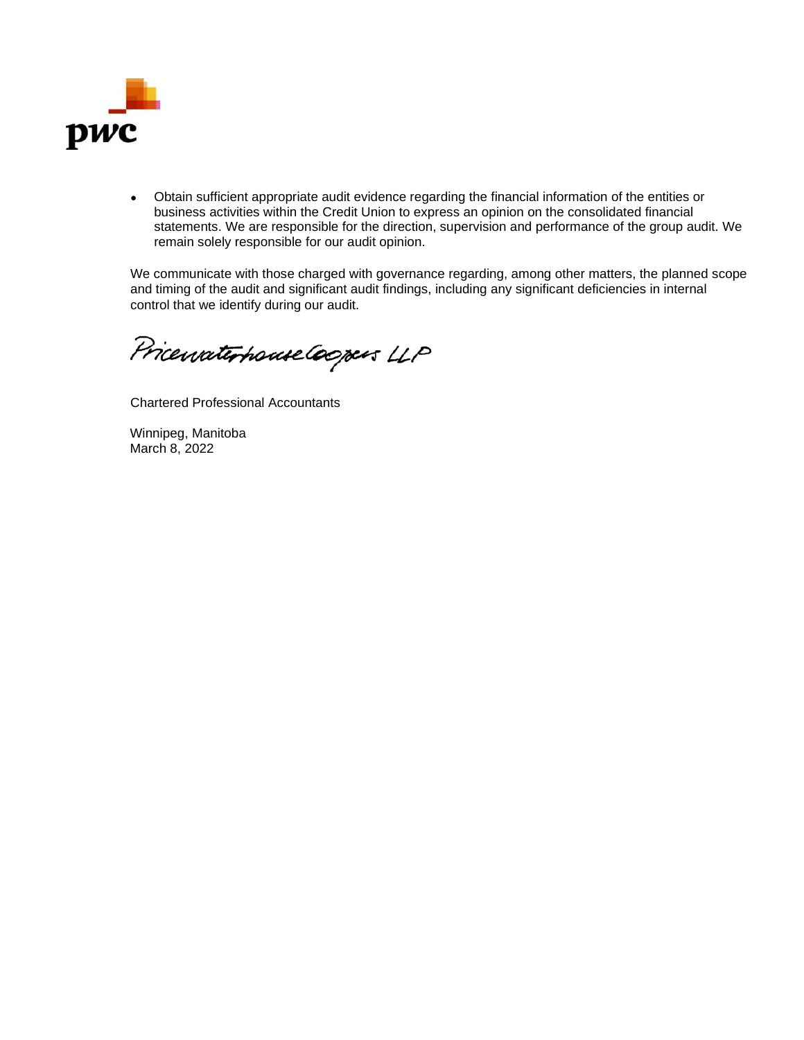- Obtain sufficient appropriate audit evidence regarding the financial information of the entities or business activities within the Credit Union to express an opinion on the consolidated financial statements. We are responsible for the direction, supervision and performance of the group audit. We remain solely responsible for our audit opinion.

We communicate with those charged with governance regarding, among other matters, the planned scope and timing of the audit and significant audit findings, including any significant deficiencies in internal control that we identify during our audit.

PricewaterhouseCoopers LLP

Chartered Professional Accountants

Winnipeg, Manitoba
March 8, 2022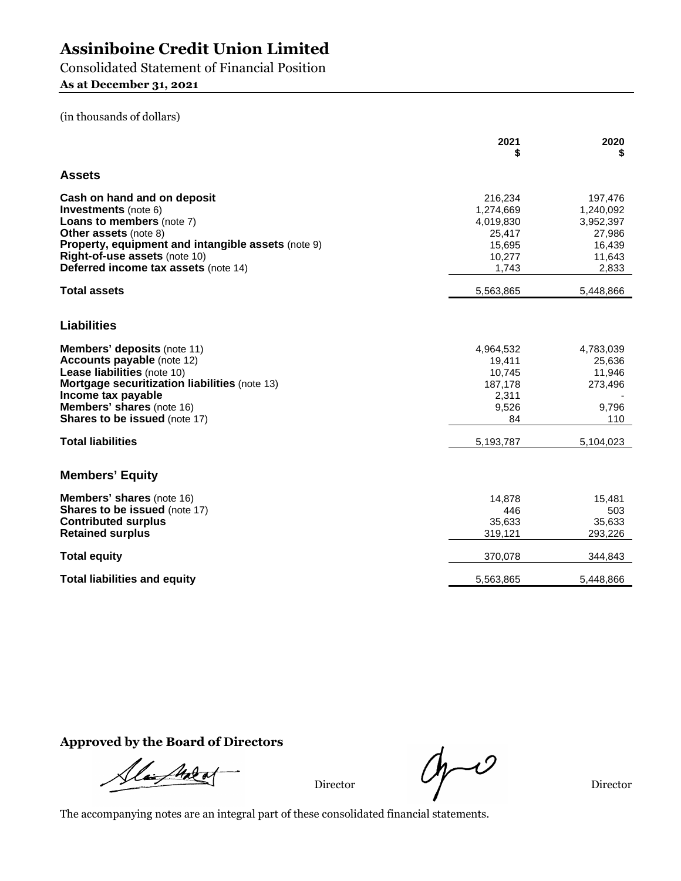# Assiniboine Credit Union Limited

Consolidated Statement of Financial Position

**As at December 31, 2021**

(in thousands of dollars)

| | 2021 $ | 2020 $ |
|---|---|---|
| **Assets** | | |
| **Cash on hand and on deposit** | 216,234 | 197,476 |
| **Investments** (note 6) | 1,274,669 | 1,240,092 |
| **Loans to members** (note 7) | 4,019,830 | 3,952,397 |
| **Other assets** (note 8) | 25,417 | 27,986 |
| **Property, equipment and intangible assets** (note 9) | 15,695 | 16,439 |
| **Right-of-use assets** (note 10) | 10,277 | 11,643 |
| **Deferred income tax assets** (note 14) | 1,743 | 2,833 |
| **Total assets** | 5,563,865 | 5,448,866 |
| **Liabilities** | | |
| **Members' deposits** (note 11) | 4,964,532 | 4,783,039 |
| **Accounts payable** (note 12) | 19,411 | 25,636 |
| **Lease liabilities** (note 10) | 10,745 | 11,946 |
| **Mortgage securitization liabilities** (note 13) | 187,178 | 273,496 |
| **Income tax payable** | 2,311 | - |
| **Members' shares** (note 16) | 9,526 | 9,796 |
| **Shares to be issued** (note 17) | 84 | 110 |
| **Total liabilities** | 5,193,787 | 5,104,023 |
| **Members' Equity** | | |
| **Members' shares** (note 16) | 14,878 | 15,481 |
| **Shares to be issued** (note 17) | 446 | 503 |
| **Contributed surplus** | 35,633 | 35,633 |
| **Retained surplus** | 319,121 | 293,226 |
| **Total equity** | 370,078 | 344,843 |
| **Total liabilities and equity** | 5,563,865 | 5,448,866 |

**Approved by the Board of Directors**

Director Director

The accompanying notes are an integral part of these consolidated financial statements.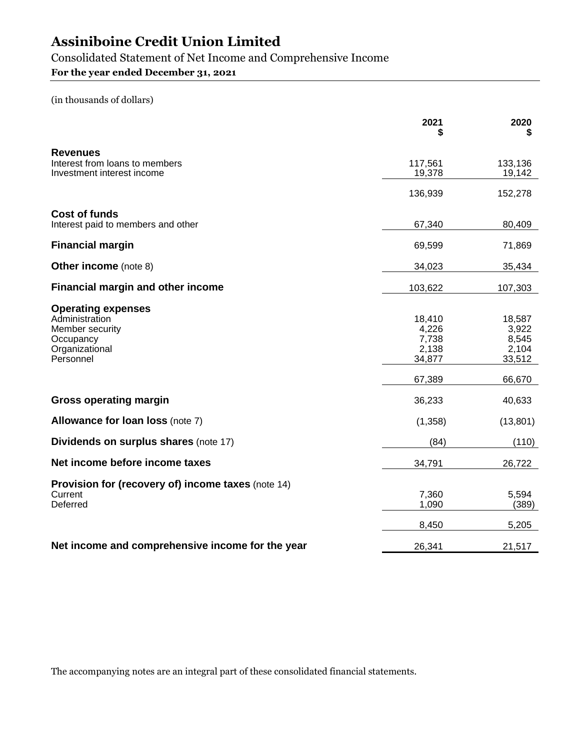# Assiniboine Credit Union Limited

## Consolidated Statement of Net Income and Comprehensive Income

**For the year ended December 31, 2021**

(in thousands of dollars)

| | 2021 $ | 2020 $ |
|---|---|---|
| **Revenues** | | |
| Interest from loans to members | 117,561 | 133,136 |
| Investment interest income | 19,378 | 19,142 |
| | 136,939 | 152,278 |
| **Cost of funds** | | |
| Interest paid to members and other | 67,340 | 80,409 |
| **Financial margin** | 69,599 | 71,869 |
| **Other income** (note 8) | 34,023 | 35,434 |
| **Financial margin and other income** | 103,622 | 107,303 |
| **Operating expenses** | | |
| Administration | 18,410 | 18,587 |
| Member security | 4,226 | 3,922 |
| Occupancy | 7,738 | 8,545 |
| Organizational | 2,138 | 2,104 |
| Personnel | 34,877 | 33,512 |
| | 67,389 | 66,670 |
| **Gross operating margin** | 36,233 | 40,633 |
| **Allowance for loan loss** (note 7) | (1,358) | (13,801) |
| **Dividends on surplus shares** (note 17) | (84) | (110) |
| **Net income before income taxes** | 34,791 | 26,722 |
| **Provision for (recovery of) income taxes** (note 14) | | |
| Current | 7,360 | 5,594 |
| Deferred | 1,090 | (389) |
| | 8,450 | 5,205 |
| **Net income and comprehensive income for the year** | 26,341 | 21,517 |

The accompanying notes are an integral part of these consolidated financial statements.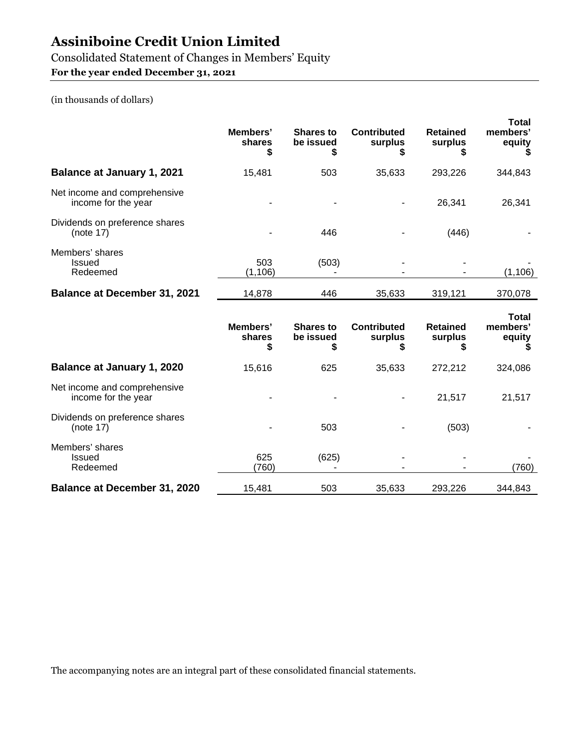# Assiniboine Credit Union Limited

## Consolidated Statement of Changes in Members' Equity

**For the year ended December 31, 2021**

(in thousands of dollars)

| | Members' shares $ | Shares to be issued $ | Contributed surplus $ | Retained surplus $ | Total members' equity $ |
|---|---|---|---|---|---|
| **Balance at January 1, 2021** | 15,481 | 503 | 35,633 | 293,226 | 344,843 |
| Net income and comprehensive income for the year | - | - | - | 26,341 | 26,341 |
| Dividends on preference shares (note 17) | - | 446 | - | (446) | - |
| Members' shares | | | | | |
| Issued | 503 | (503) | - | - | - |
| Redeemed | (1,106) | - | - | - | (1,106) |
| **Balance at December 31, 2021** | 14,878 | 446 | 35,633 | 319,121 | 370,078 |

| | Members' shares $ | Shares to be issued $ | Contributed surplus $ | Retained surplus $ | Total members' equity $ |
|---|---|---|---|---|---|
| **Balance at January 1, 2020** | 15,616 | 625 | 35,633 | 272,212 | 324,086 |
| Net income and comprehensive income for the year | - | - | - | 21,517 | 21,517 |
| Dividends on preference shares (note 17) | - | 503 | - | (503) | - |
| Members' shares | | | | | |
| Issued | 625 | (625) | - | - | - |
| Redeemed | (760) | - | - | - | (760) |
| **Balance at December 31, 2020** | 15,481 | 503 | 35,633 | 293,226 | 344,843 |

The accompanying notes are an integral part of these consolidated financial statements.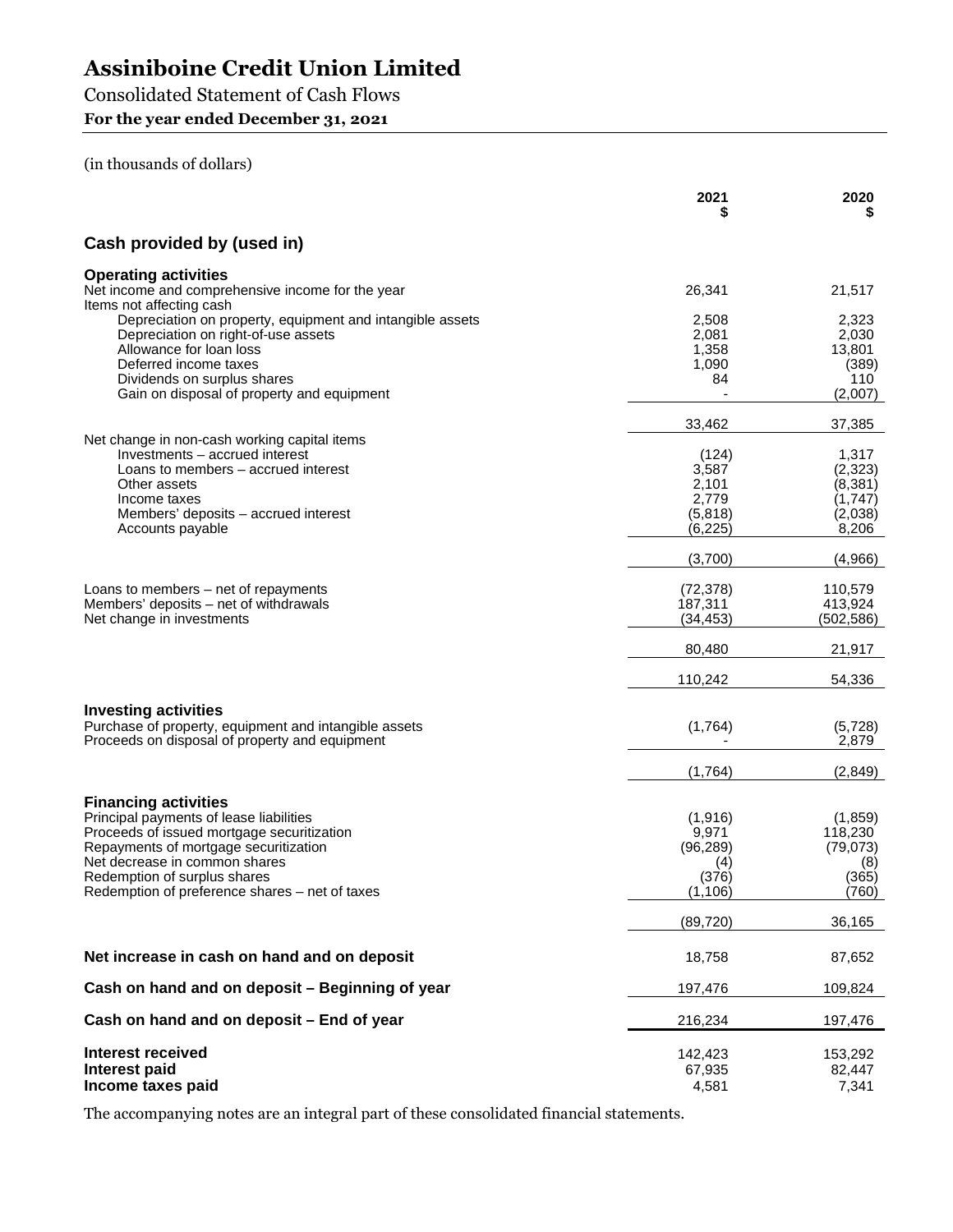# Assiniboine Credit Union Limited

Consolidated Statement of Cash Flows

**For the year ended December 31, 2021**

(in thousands of dollars)

| | 2021<br>$ | 2020<br>$ |
|---|---|---|
| **Cash provided by (used in)** | | |
| **Operating activities** | | |
| Net income and comprehensive income for the year | 26,341 | 21,517 |
| Items not affecting cash | | |
| Depreciation on property, equipment and intangible assets | 2,508 | 2,323 |
| Depreciation on right-of-use assets | 2,081 | 2,030 |
| Allowance for loan loss | 1,358 | 13,801 |
| Deferred income taxes | 1,090 | (389) |
| Dividends on surplus shares | 84 | 110 |
| Gain on disposal of property and equipment | - | (2,007) |
| | 33,462 | 37,385 |
| Net change in non-cash working capital items | | |
| Investments – accrued interest | (124) | 1,317 |
| Loans to members – accrued interest | 3,587 | (2,323) |
| Other assets | 2,101 | (8,381) |
| Income taxes | 2,779 | (1,747) |
| Members' deposits – accrued interest | (5,818) | (2,038) |
| Accounts payable | (6,225) | 8,206 |
| | (3,700) | (4,966) |
| Loans to members – net of repayments | (72,378) | 110,579 |
| Members' deposits – net of withdrawals | 187,311 | 413,924 |
| Net change in investments | (34,453) | (502,586) |
| | 80,480 | 21,917 |
| | 110,242 | 54,336 |
| **Investing activities** | | |
| Purchase of property, equipment and intangible assets | (1,764) | (5,728) |
| Proceeds on disposal of property and equipment | - | 2,879 |
| | (1,764) | (2,849) |
| **Financing activities** | | |
| Principal payments of lease liabilities | (1,916) | (1,859) |
| Proceeds of issued mortgage securitization | 9,971 | 118,230 |
| Repayments of mortgage securitization | (96,289) | (79,073) |
| Net decrease in common shares | (4) | (8) |
| Redemption of surplus shares | (376) | (365) |
| Redemption of preference shares – net of taxes | (1,106) | (760) |
| | (89,720) | 36,165 |
| **Net increase in cash on hand and on deposit** | 18,758 | 87,652 |
| **Cash on hand and on deposit – Beginning of year** | 197,476 | 109,824 |
| **Cash on hand and on deposit – End of year** | 216,234 | 197,476 |
| **Interest received** | 142,423 | 153,292 |
| **Interest paid** | 67,935 | 82,447 |
| **Income taxes paid** | 4,581 | 7,341 |

The accompanying notes are an integral part of these consolidated financial statements.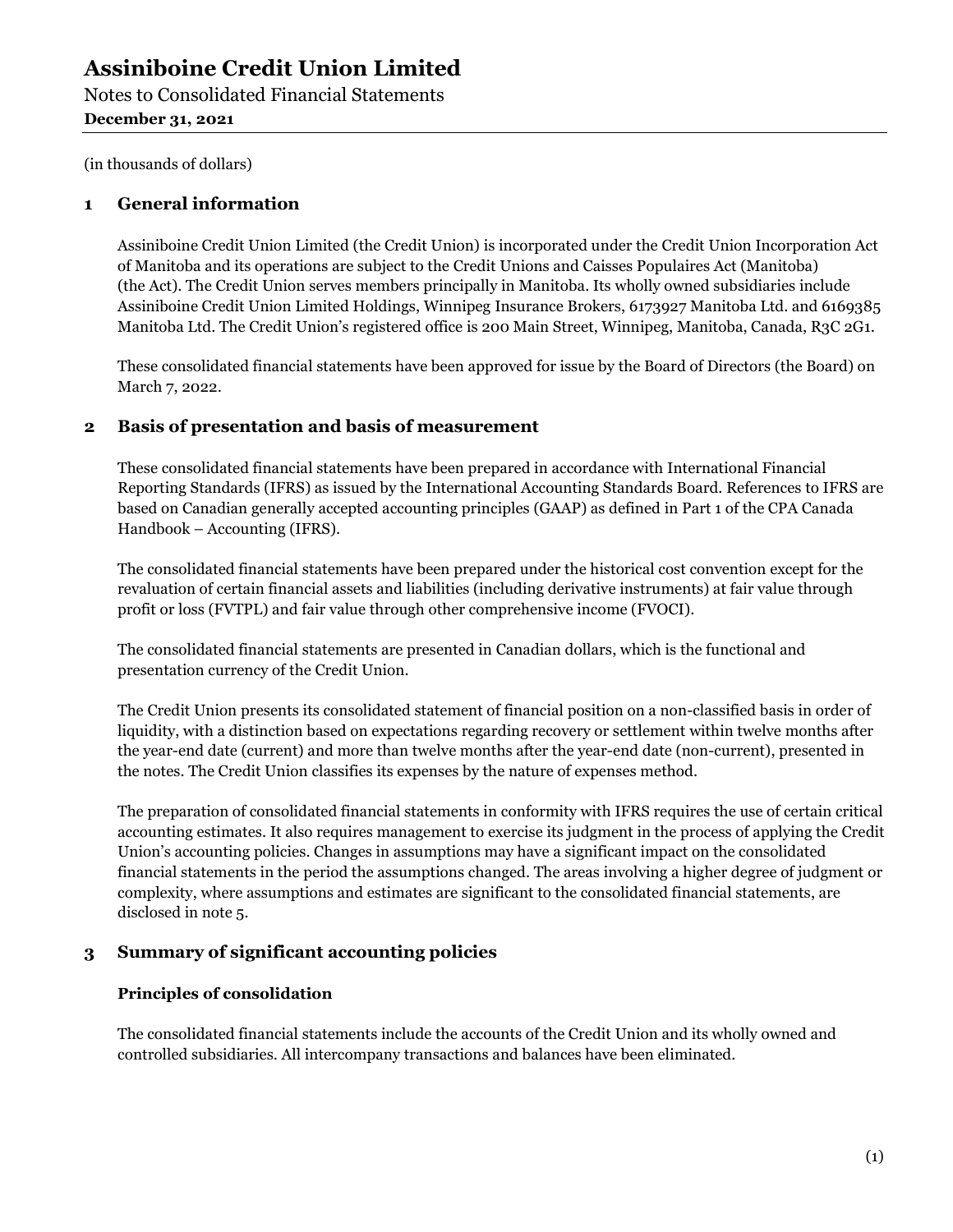(in thousands of dollars)

## 1 General information

Assiniboine Credit Union Limited (the Credit Union) is incorporated under the Credit Union Incorporation Act of Manitoba and its operations are subject to the Credit Unions and Caisses Populaires Act (Manitoba) (the Act). The Credit Union serves members principally in Manitoba. Its wholly owned subsidiaries include Assiniboine Credit Union Limited Holdings, Winnipeg Insurance Brokers, 6173927 Manitoba Ltd. and 6169385 Manitoba Ltd. The Credit Union's registered office is 200 Main Street, Winnipeg, Manitoba, Canada, R3C 2G1.

These consolidated financial statements have been approved for issue by the Board of Directors (the Board) on March 7, 2022.

## 2 Basis of presentation and basis of measurement

These consolidated financial statements have been prepared in accordance with International Financial Reporting Standards (IFRS) as issued by the International Accounting Standards Board. References to IFRS are based on Canadian generally accepted accounting principles (GAAP) as defined in Part 1 of the CPA Canada Handbook – Accounting (IFRS).

The consolidated financial statements have been prepared under the historical cost convention except for the revaluation of certain financial assets and liabilities (including derivative instruments) at fair value through profit or loss (FVTPL) and fair value through other comprehensive income (FVOCI).

The consolidated financial statements are presented in Canadian dollars, which is the functional and presentation currency of the Credit Union.

The Credit Union presents its consolidated statement of financial position on a non-classified basis in order of liquidity, with a distinction based on expectations regarding recovery or settlement within twelve months after the year-end date (current) and more than twelve months after the year-end date (non-current), presented in the notes. The Credit Union classifies its expenses by the nature of expenses method.

The preparation of consolidated financial statements in conformity with IFRS requires the use of certain critical accounting estimates. It also requires management to exercise its judgment in the process of applying the Credit Union's accounting policies. Changes in assumptions may have a significant impact on the consolidated financial statements in the period the assumptions changed. The areas involving a higher degree of judgment or complexity, where assumptions and estimates are significant to the consolidated financial statements, are disclosed in note 5.

## 3 Summary of significant accounting policies

### Principles of consolidation

The consolidated financial statements include the accounts of the Credit Union and its wholly owned and controlled subsidiaries. All intercompany transactions and balances have been eliminated.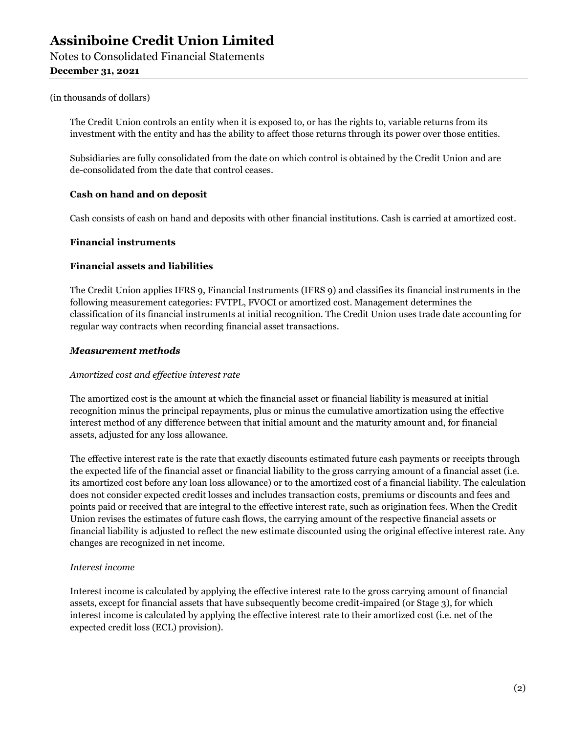(in thousands of dollars)

The Credit Union controls an entity when it is exposed to, or has the rights to, variable returns from its investment with the entity and has the ability to affect those returns through its power over those entities.

Subsidiaries are fully consolidated from the date on which control is obtained by the Credit Union and are de-consolidated from the date that control ceases.

**Cash on hand and on deposit**

Cash consists of cash on hand and deposits with other financial institutions. Cash is carried at amortized cost.

**Financial instruments**

**Financial assets and liabilities**

The Credit Union applies IFRS 9, Financial Instruments (IFRS 9) and classifies its financial instruments in the following measurement categories: FVTPL, FVOCI or amortized cost. Management determines the classification of its financial instruments at initial recognition. The Credit Union uses trade date accounting for regular way contracts when recording financial asset transactions.

***Measurement methods***

*Amortized cost and effective interest rate*

The amortized cost is the amount at which the financial asset or financial liability is measured at initial recognition minus the principal repayments, plus or minus the cumulative amortization using the effective interest method of any difference between that initial amount and the maturity amount and, for financial assets, adjusted for any loss allowance.

The effective interest rate is the rate that exactly discounts estimated future cash payments or receipts through the expected life of the financial asset or financial liability to the gross carrying amount of a financial asset (i.e. its amortized cost before any loan loss allowance) or to the amortized cost of a financial liability. The calculation does not consider expected credit losses and includes transaction costs, premiums or discounts and fees and points paid or received that are integral to the effective interest rate, such as origination fees. When the Credit Union revises the estimates of future cash flows, the carrying amount of the respective financial assets or financial liability is adjusted to reflect the new estimate discounted using the original effective interest rate. Any changes are recognized in net income.

*Interest income*

Interest income is calculated by applying the effective interest rate to the gross carrying amount of financial assets, except for financial assets that have subsequently become credit-impaired (or Stage 3), for which interest income is calculated by applying the effective interest rate to their amortized cost (i.e. net of the expected credit loss (ECL) provision).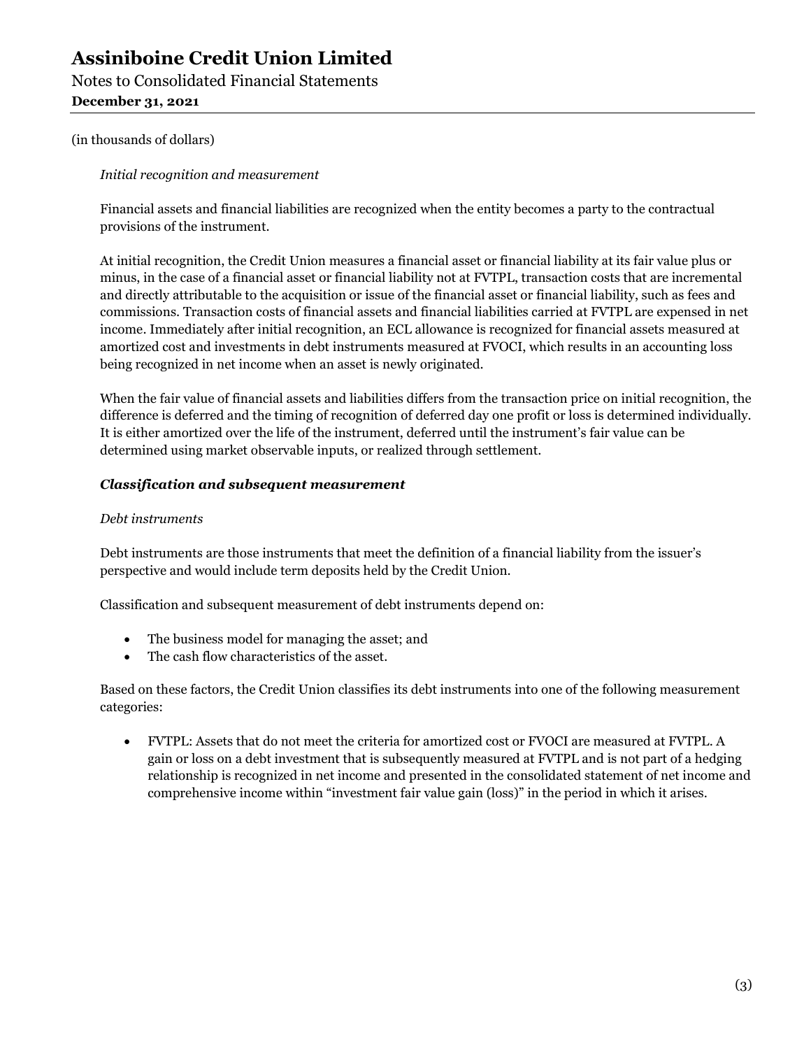(in thousands of dollars)

*Initial recognition and measurement*

Financial assets and financial liabilities are recognized when the entity becomes a party to the contractual provisions of the instrument.

At initial recognition, the Credit Union measures a financial asset or financial liability at its fair value plus or minus, in the case of a financial asset or financial liability not at FVTPL, transaction costs that are incremental and directly attributable to the acquisition or issue of the financial asset or financial liability, such as fees and commissions. Transaction costs of financial assets and financial liabilities carried at FVTPL are expensed in net income. Immediately after initial recognition, an ECL allowance is recognized for financial assets measured at amortized cost and investments in debt instruments measured at FVOCI, which results in an accounting loss being recognized in net income when an asset is newly originated.

When the fair value of financial assets and liabilities differs from the transaction price on initial recognition, the difference is deferred and the timing of recognition of deferred day one profit or loss is determined individually. It is either amortized over the life of the instrument, deferred until the instrument's fair value can be determined using market observable inputs, or realized through settlement.

***Classification and subsequent measurement***

*Debt instruments*

Debt instruments are those instruments that meet the definition of a financial liability from the issuer's perspective and would include term deposits held by the Credit Union.

Classification and subsequent measurement of debt instruments depend on:

- The business model for managing the asset; and
- The cash flow characteristics of the asset.

Based on these factors, the Credit Union classifies its debt instruments into one of the following measurement categories:

- FVTPL: Assets that do not meet the criteria for amortized cost or FVOCI are measured at FVTPL. A gain or loss on a debt investment that is subsequently measured at FVTPL and is not part of a hedging relationship is recognized in net income and presented in the consolidated statement of net income and comprehensive income within "investment fair value gain (loss)" in the period in which it arises.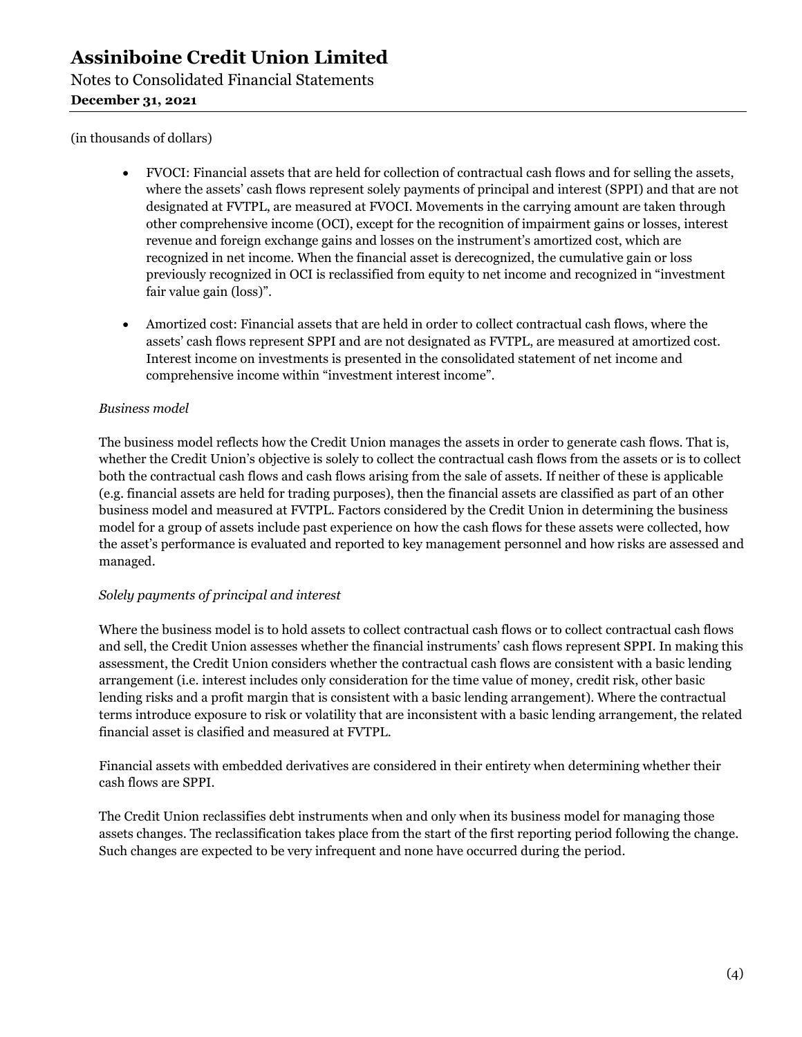(in thousands of dollars)

- FVOCI: Financial assets that are held for collection of contractual cash flows and for selling the assets, where the assets' cash flows represent solely payments of principal and interest (SPPI) and that are not designated at FVTPL, are measured at FVOCI. Movements in the carrying amount are taken through other comprehensive income (OCI), except for the recognition of impairment gains or losses, interest revenue and foreign exchange gains and losses on the instrument's amortized cost, which are recognized in net income. When the financial asset is derecognized, the cumulative gain or loss previously recognized in OCI is reclassified from equity to net income and recognized in "investment fair value gain (loss)".

- Amortized cost: Financial assets that are held in order to collect contractual cash flows, where the assets' cash flows represent SPPI and are not designated as FVTPL, are measured at amortized cost. Interest income on investments is presented in the consolidated statement of net income and comprehensive income within "investment interest income".

*Business model*

The business model reflects how the Credit Union manages the assets in order to generate cash flows. That is, whether the Credit Union's objective is solely to collect the contractual cash flows from the assets or is to collect both the contractual cash flows and cash flows arising from the sale of assets. If neither of these is applicable (e.g. financial assets are held for trading purposes), then the financial assets are classified as part of an other business model and measured at FVTPL. Factors considered by the Credit Union in determining the business model for a group of assets include past experience on how the cash flows for these assets were collected, how the asset's performance is evaluated and reported to key management personnel and how risks are assessed and managed.

*Solely payments of principal and interest*

Where the business model is to hold assets to collect contractual cash flows or to collect contractual cash flows and sell, the Credit Union assesses whether the financial instruments' cash flows represent SPPI. In making this assessment, the Credit Union considers whether the contractual cash flows are consistent with a basic lending arrangement (i.e. interest includes only consideration for the time value of money, credit risk, other basic lending risks and a profit margin that is consistent with a basic lending arrangement). Where the contractual terms introduce exposure to risk or volatility that are inconsistent with a basic lending arrangement, the related financial asset is clasified and measured at FVTPL.

Financial assets with embedded derivatives are considered in their entirety when determining whether their cash flows are SPPI.

The Credit Union reclassifies debt instruments when and only when its business model for managing those assets changes. The reclassification takes place from the start of the first reporting period following the change. Such changes are expected to be very infrequent and none have occurred during the period.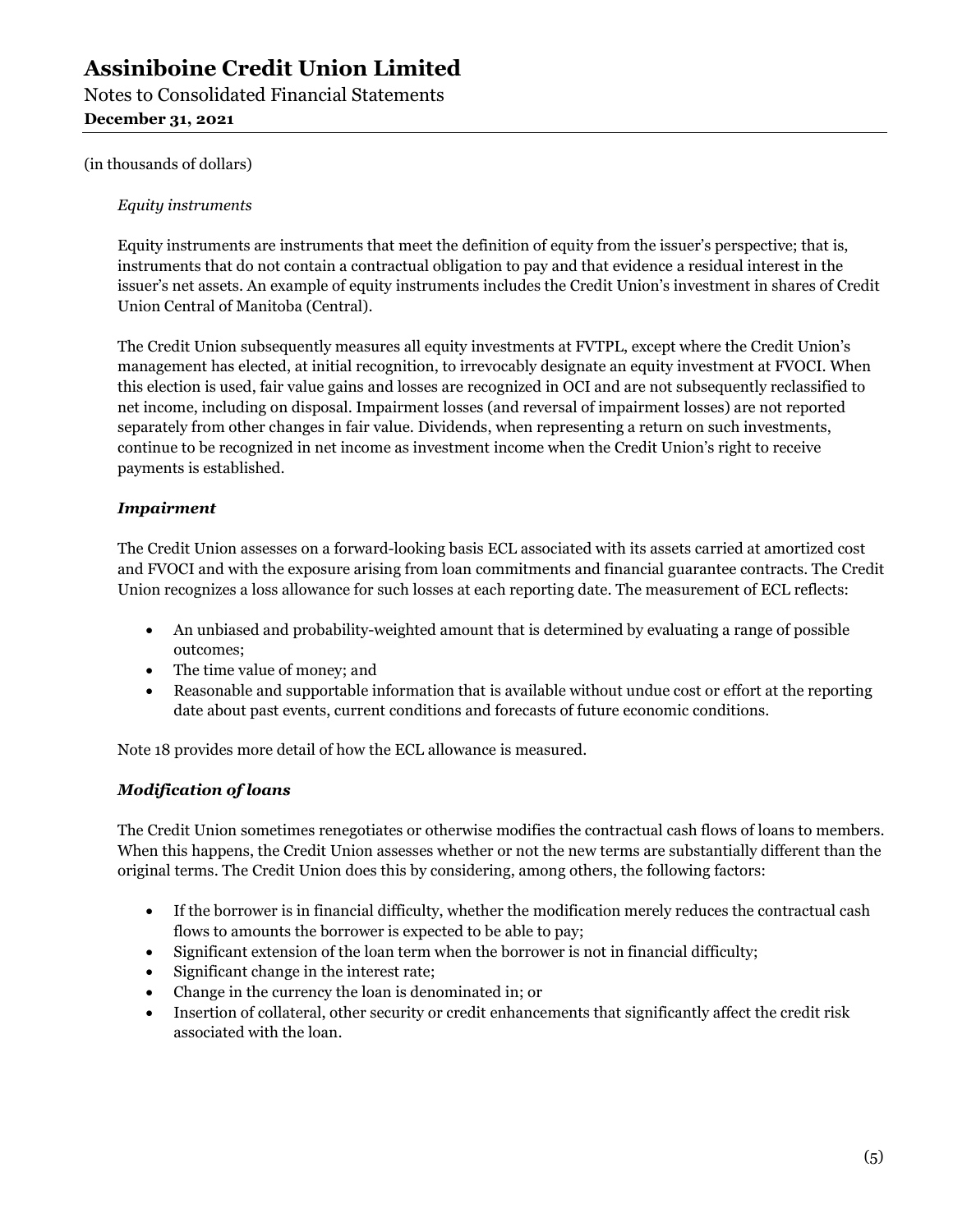(in thousands of dollars)

*Equity instruments*

Equity instruments are instruments that meet the definition of equity from the issuer's perspective; that is, instruments that do not contain a contractual obligation to pay and that evidence a residual interest in the issuer's net assets. An example of equity instruments includes the Credit Union's investment in shares of Credit Union Central of Manitoba (Central).

The Credit Union subsequently measures all equity investments at FVTPL, except where the Credit Union's management has elected, at initial recognition, to irrevocably designate an equity investment at FVOCI. When this election is used, fair value gains and losses are recognized in OCI and are not subsequently reclassified to net income, including on disposal. Impairment losses (and reversal of impairment losses) are not reported separately from other changes in fair value. Dividends, when representing a return on such investments, continue to be recognized in net income as investment income when the Credit Union's right to receive payments is established.

***Impairment***

The Credit Union assesses on a forward-looking basis ECL associated with its assets carried at amortized cost and FVOCI and with the exposure arising from loan commitments and financial guarantee contracts. The Credit Union recognizes a loss allowance for such losses at each reporting date. The measurement of ECL reflects:

- An unbiased and probability-weighted amount that is determined by evaluating a range of possible outcomes;
- The time value of money; and
- Reasonable and supportable information that is available without undue cost or effort at the reporting date about past events, current conditions and forecasts of future economic conditions.

Note 18 provides more detail of how the ECL allowance is measured.

***Modification of loans***

The Credit Union sometimes renegotiates or otherwise modifies the contractual cash flows of loans to members. When this happens, the Credit Union assesses whether or not the new terms are substantially different than the original terms. The Credit Union does this by considering, among others, the following factors:

- If the borrower is in financial difficulty, whether the modification merely reduces the contractual cash flows to amounts the borrower is expected to be able to pay;
- Significant extension of the loan term when the borrower is not in financial difficulty;
- Significant change in the interest rate;
- Change in the currency the loan is denominated in; or
- Insertion of collateral, other security or credit enhancements that significantly affect the credit risk associated with the loan.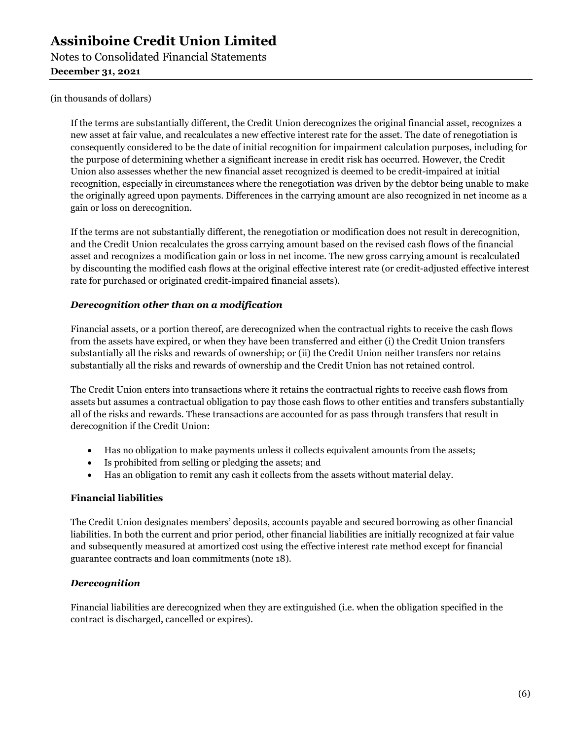(in thousands of dollars)

If the terms are substantially different, the Credit Union derecognizes the original financial asset, recognizes a new asset at fair value, and recalculates a new effective interest rate for the asset. The date of renegotiation is consequently considered to be the date of initial recognition for impairment calculation purposes, including for the purpose of determining whether a significant increase in credit risk has occurred. However, the Credit Union also assesses whether the new financial asset recognized is deemed to be credit-impaired at initial recognition, especially in circumstances where the renegotiation was driven by the debtor being unable to make the originally agreed upon payments. Differences in the carrying amount are also recognized in net income as a gain or loss on derecognition.

If the terms are not substantially different, the renegotiation or modification does not result in derecognition, and the Credit Union recalculates the gross carrying amount based on the revised cash flows of the financial asset and recognizes a modification gain or loss in net income. The new gross carrying amount is recalculated by discounting the modified cash flows at the original effective interest rate (or credit-adjusted effective interest rate for purchased or originated credit-impaired financial assets).

***Derecognition other than on a modification***

Financial assets, or a portion thereof, are derecognized when the contractual rights to receive the cash flows from the assets have expired, or when they have been transferred and either (i) the Credit Union transfers substantially all the risks and rewards of ownership; or (ii) the Credit Union neither transfers nor retains substantially all the risks and rewards of ownership and the Credit Union has not retained control.

The Credit Union enters into transactions where it retains the contractual rights to receive cash flows from assets but assumes a contractual obligation to pay those cash flows to other entities and transfers substantially all of the risks and rewards. These transactions are accounted for as pass through transfers that result in derecognition if the Credit Union:

- Has no obligation to make payments unless it collects equivalent amounts from the assets;
- Is prohibited from selling or pledging the assets; and
- Has an obligation to remit any cash it collects from the assets without material delay.

**Financial liabilities**

The Credit Union designates members' deposits, accounts payable and secured borrowing as other financial liabilities. In both the current and prior period, other financial liabilities are initially recognized at fair value and subsequently measured at amortized cost using the effective interest rate method except for financial guarantee contracts and loan commitments (note 18).

***Derecognition***

Financial liabilities are derecognized when they are extinguished (i.e. when the obligation specified in the contract is discharged, cancelled or expires).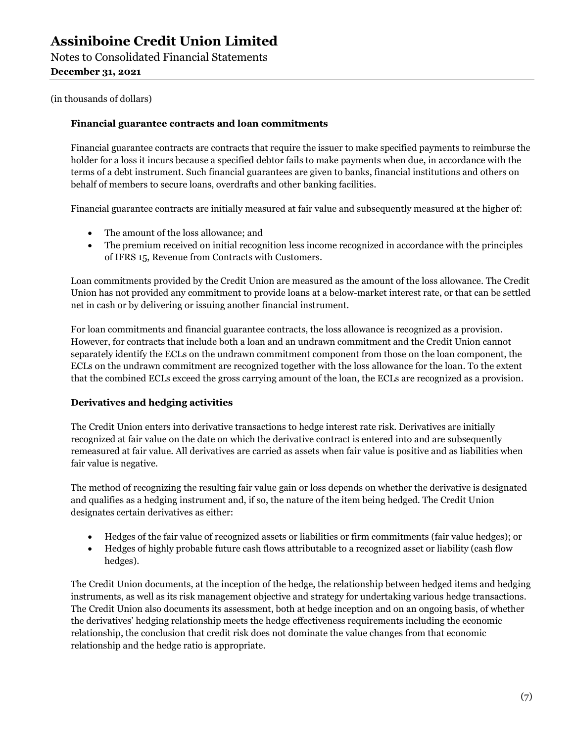(in thousands of dollars)

**Financial guarantee contracts and loan commitments**

Financial guarantee contracts are contracts that require the issuer to make specified payments to reimburse the holder for a loss it incurs because a specified debtor fails to make payments when due, in accordance with the terms of a debt instrument. Such financial guarantees are given to banks, financial institutions and others on behalf of members to secure loans, overdrafts and other banking facilities.

Financial guarantee contracts are initially measured at fair value and subsequently measured at the higher of:

- The amount of the loss allowance; and
- The premium received on initial recognition less income recognized in accordance with the principles of IFRS 15, Revenue from Contracts with Customers.

Loan commitments provided by the Credit Union are measured as the amount of the loss allowance. The Credit Union has not provided any commitment to provide loans at a below-market interest rate, or that can be settled net in cash or by delivering or issuing another financial instrument.

For loan commitments and financial guarantee contracts, the loss allowance is recognized as a provision. However, for contracts that include both a loan and an undrawn commitment and the Credit Union cannot separately identify the ECLs on the undrawn commitment component from those on the loan component, the ECLs on the undrawn commitment are recognized together with the loss allowance for the loan. To the extent that the combined ECLs exceed the gross carrying amount of the loan, the ECLs are recognized as a provision.

**Derivatives and hedging activities**

The Credit Union enters into derivative transactions to hedge interest rate risk. Derivatives are initially recognized at fair value on the date on which the derivative contract is entered into and are subsequently remeasured at fair value. All derivatives are carried as assets when fair value is positive and as liabilities when fair value is negative.

The method of recognizing the resulting fair value gain or loss depends on whether the derivative is designated and qualifies as a hedging instrument and, if so, the nature of the item being hedged. The Credit Union designates certain derivatives as either:

- Hedges of the fair value of recognized assets or liabilities or firm commitments (fair value hedges); or
- Hedges of highly probable future cash flows attributable to a recognized asset or liability (cash flow hedges).

The Credit Union documents, at the inception of the hedge, the relationship between hedged items and hedging instruments, as well as its risk management objective and strategy for undertaking various hedge transactions. The Credit Union also documents its assessment, both at hedge inception and on an ongoing basis, of whether the derivatives' hedging relationship meets the hedge effectiveness requirements including the economic relationship, the conclusion that credit risk does not dominate the value changes from that economic relationship and the hedge ratio is appropriate.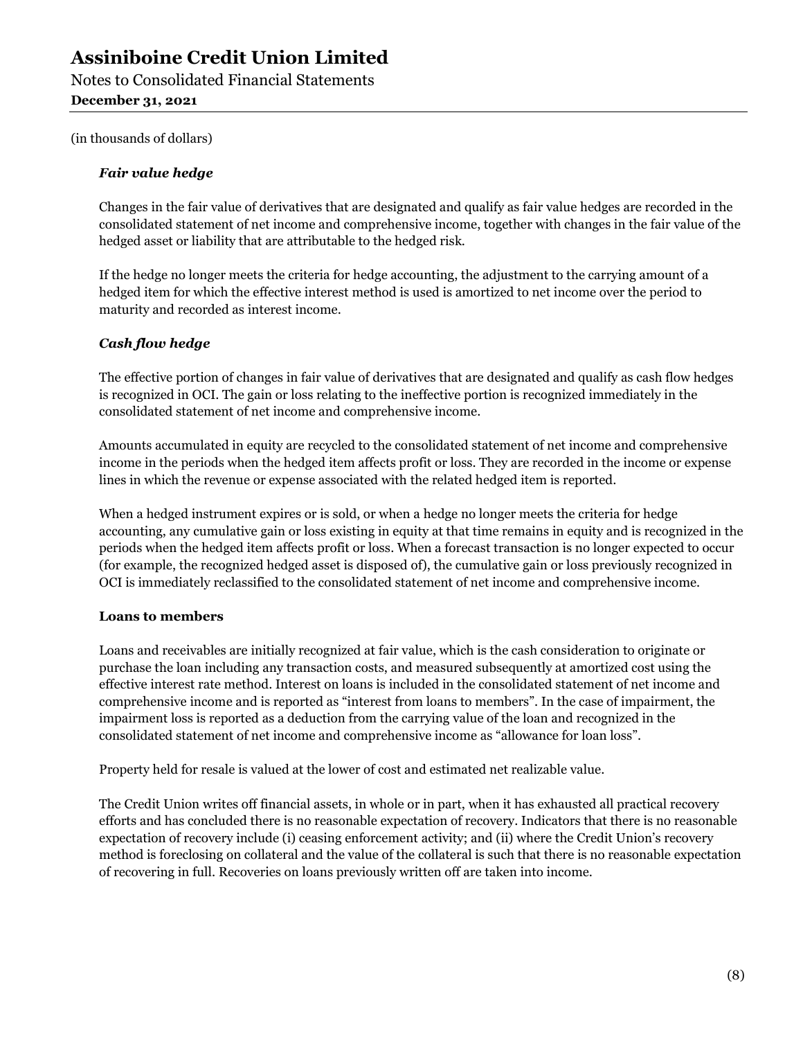(in thousands of dollars)

***Fair value hedge***

Changes in the fair value of derivatives that are designated and qualify as fair value hedges are recorded in the consolidated statement of net income and comprehensive income, together with changes in the fair value of the hedged asset or liability that are attributable to the hedged risk.

If the hedge no longer meets the criteria for hedge accounting, the adjustment to the carrying amount of a hedged item for which the effective interest method is used is amortized to net income over the period to maturity and recorded as interest income.

***Cash flow hedge***

The effective portion of changes in fair value of derivatives that are designated and qualify as cash flow hedges is recognized in OCI. The gain or loss relating to the ineffective portion is recognized immediately in the consolidated statement of net income and comprehensive income.

Amounts accumulated in equity are recycled to the consolidated statement of net income and comprehensive income in the periods when the hedged item affects profit or loss. They are recorded in the income or expense lines in which the revenue or expense associated with the related hedged item is reported.

When a hedged instrument expires or is sold, or when a hedge no longer meets the criteria for hedge accounting, any cumulative gain or loss existing in equity at that time remains in equity and is recognized in the periods when the hedged item affects profit or loss. When a forecast transaction is no longer expected to occur (for example, the recognized hedged asset is disposed of), the cumulative gain or loss previously recognized in OCI is immediately reclassified to the consolidated statement of net income and comprehensive income.

**Loans to members**

Loans and receivables are initially recognized at fair value, which is the cash consideration to originate or purchase the loan including any transaction costs, and measured subsequently at amortized cost using the effective interest rate method. Interest on loans is included in the consolidated statement of net income and comprehensive income and is reported as "interest from loans to members". In the case of impairment, the impairment loss is reported as a deduction from the carrying value of the loan and recognized in the consolidated statement of net income and comprehensive income as "allowance for loan loss".

Property held for resale is valued at the lower of cost and estimated net realizable value.

The Credit Union writes off financial assets, in whole or in part, when it has exhausted all practical recovery efforts and has concluded there is no reasonable expectation of recovery. Indicators that there is no reasonable expectation of recovery include (i) ceasing enforcement activity; and (ii) where the Credit Union's recovery method is foreclosing on collateral and the value of the collateral is such that there is no reasonable expectation of recovering in full. Recoveries on loans previously written off are taken into income.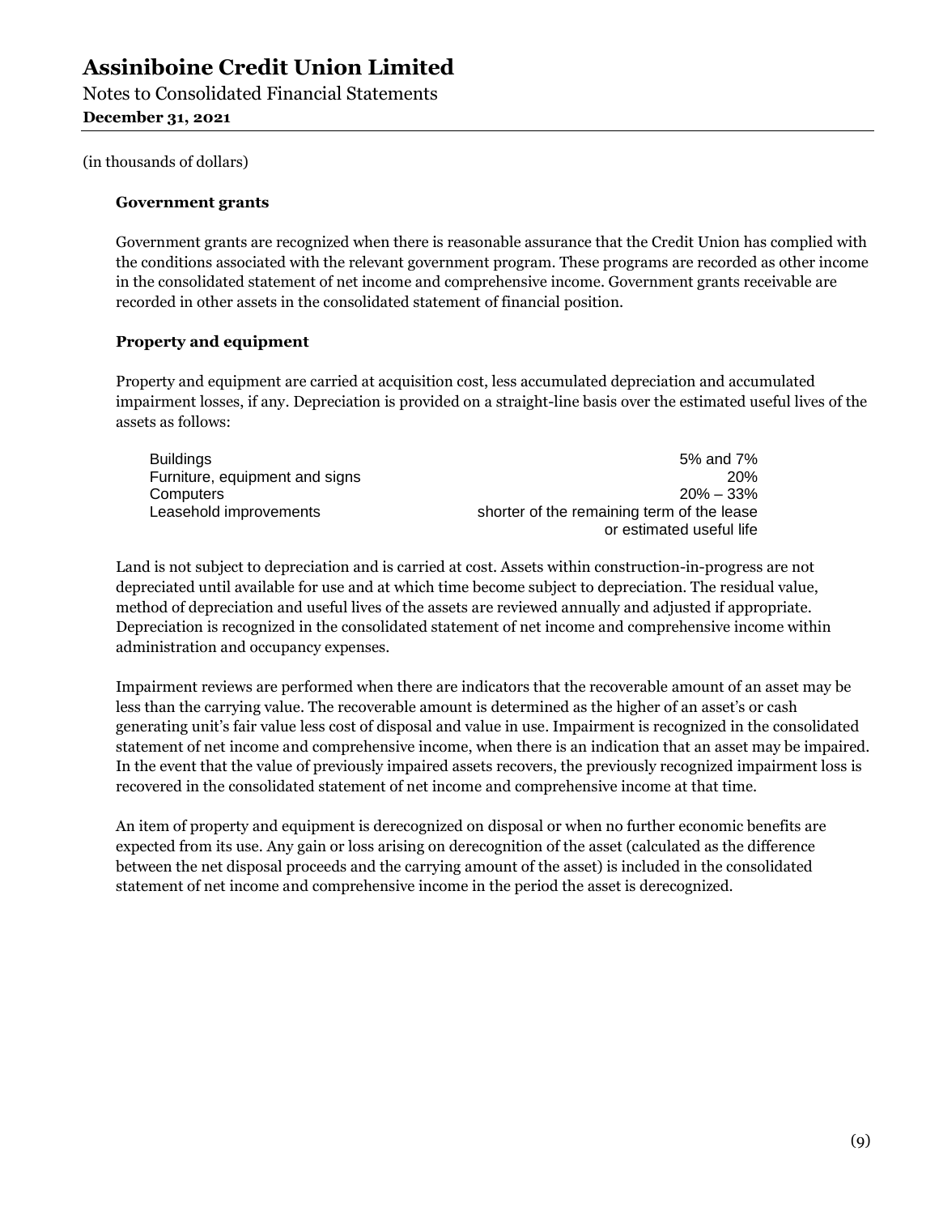(in thousands of dollars)

**Government grants**

Government grants are recognized when there is reasonable assurance that the Credit Union has complied with the conditions associated with the relevant government program. These programs are recorded as other income in the consolidated statement of net income and comprehensive income. Government grants receivable are recorded in other assets in the consolidated statement of financial position.

**Property and equipment**

Property and equipment are carried at acquisition cost, less accumulated depreciation and accumulated impairment losses, if any. Depreciation is provided on a straight-line basis over the estimated useful lives of the assets as follows:

| | |
|---|---|
| Buildings | 5% and 7% |
| Furniture, equipment and signs | 20% |
| Computers | 20% – 33% |
| Leasehold improvements | shorter of the remaining term of the lease or estimated useful life |

Land is not subject to depreciation and is carried at cost. Assets within construction-in-progress are not depreciated until available for use and at which time become subject to depreciation. The residual value, method of depreciation and useful lives of the assets are reviewed annually and adjusted if appropriate. Depreciation is recognized in the consolidated statement of net income and comprehensive income within administration and occupancy expenses.

Impairment reviews are performed when there are indicators that the recoverable amount of an asset may be less than the carrying value. The recoverable amount is determined as the higher of an asset's or cash generating unit's fair value less cost of disposal and value in use. Impairment is recognized in the consolidated statement of net income and comprehensive income, when there is an indication that an asset may be impaired. In the event that the value of previously impaired assets recovers, the previously recognized impairment loss is recovered in the consolidated statement of net income and comprehensive income at that time.

An item of property and equipment is derecognized on disposal or when no further economic benefits are expected from its use. Any gain or loss arising on derecognition of the asset (calculated as the difference between the net disposal proceeds and the carrying amount of the asset) is included in the consolidated statement of net income and comprehensive income in the period the asset is derecognized.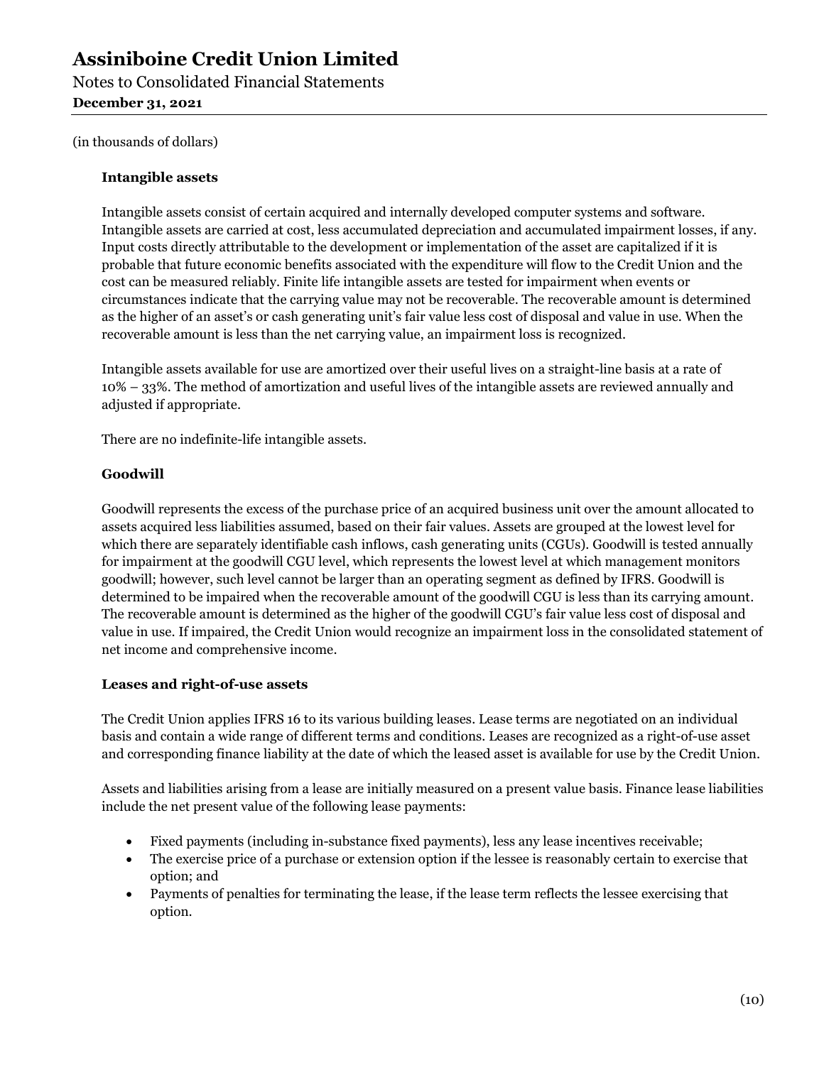(in thousands of dollars)

**Intangible assets**

Intangible assets consist of certain acquired and internally developed computer systems and software. Intangible assets are carried at cost, less accumulated depreciation and accumulated impairment losses, if any. Input costs directly attributable to the development or implementation of the asset are capitalized if it is probable that future economic benefits associated with the expenditure will flow to the Credit Union and the cost can be measured reliably. Finite life intangible assets are tested for impairment when events or circumstances indicate that the carrying value may not be recoverable. The recoverable amount is determined as the higher of an asset's or cash generating unit's fair value less cost of disposal and value in use. When the recoverable amount is less than the net carrying value, an impairment loss is recognized.

Intangible assets available for use are amortized over their useful lives on a straight-line basis at a rate of 10% – 33%. The method of amortization and useful lives of the intangible assets are reviewed annually and adjusted if appropriate.

There are no indefinite-life intangible assets.

**Goodwill**

Goodwill represents the excess of the purchase price of an acquired business unit over the amount allocated to assets acquired less liabilities assumed, based on their fair values. Assets are grouped at the lowest level for which there are separately identifiable cash inflows, cash generating units (CGUs). Goodwill is tested annually for impairment at the goodwill CGU level, which represents the lowest level at which management monitors goodwill; however, such level cannot be larger than an operating segment as defined by IFRS. Goodwill is determined to be impaired when the recoverable amount of the goodwill CGU is less than its carrying amount. The recoverable amount is determined as the higher of the goodwill CGU's fair value less cost of disposal and value in use. If impaired, the Credit Union would recognize an impairment loss in the consolidated statement of net income and comprehensive income.

**Leases and right-of-use assets**

The Credit Union applies IFRS 16 to its various building leases. Lease terms are negotiated on an individual basis and contain a wide range of different terms and conditions. Leases are recognized as a right-of-use asset and corresponding finance liability at the date of which the leased asset is available for use by the Credit Union.

Assets and liabilities arising from a lease are initially measured on a present value basis. Finance lease liabilities include the net present value of the following lease payments:

- Fixed payments (including in-substance fixed payments), less any lease incentives receivable;
- The exercise price of a purchase or extension option if the lessee is reasonably certain to exercise that option; and
- Payments of penalties for terminating the lease, if the lease term reflects the lessee exercising that option.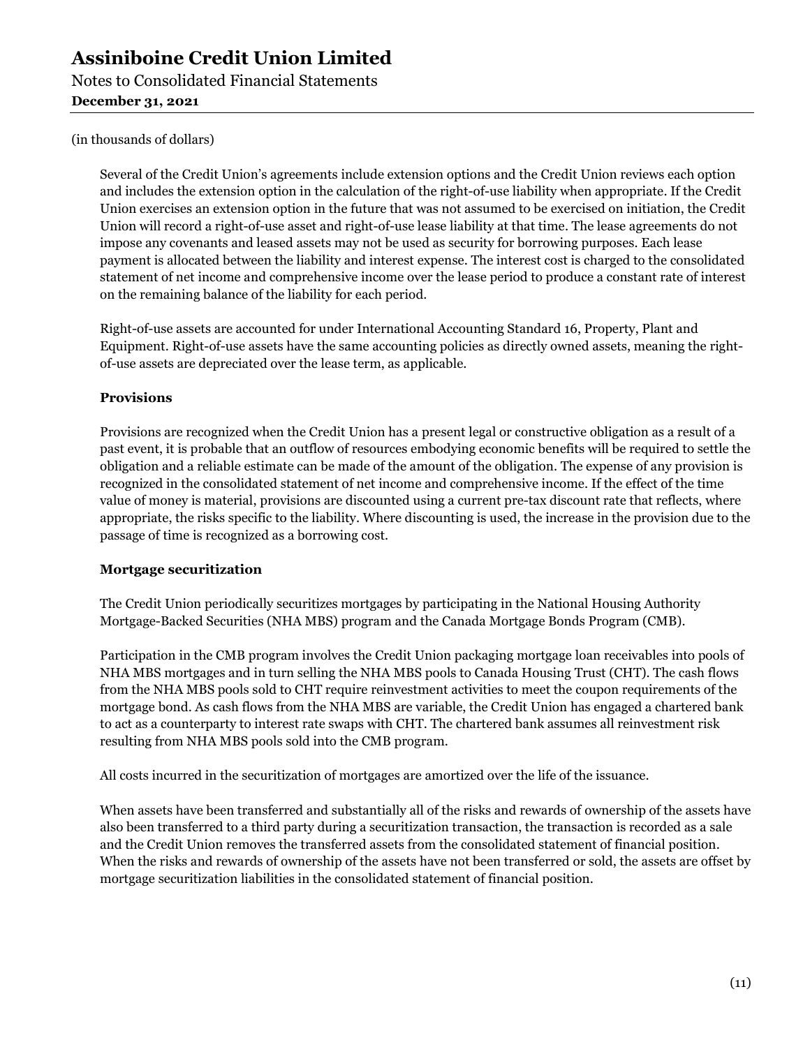(in thousands of dollars)

Several of the Credit Union's agreements include extension options and the Credit Union reviews each option and includes the extension option in the calculation of the right-of-use liability when appropriate. If the Credit Union exercises an extension option in the future that was not assumed to be exercised on initiation, the Credit Union will record a right-of-use asset and right-of-use lease liability at that time. The lease agreements do not impose any covenants and leased assets may not be used as security for borrowing purposes. Each lease payment is allocated between the liability and interest expense. The interest cost is charged to the consolidated statement of net income and comprehensive income over the lease period to produce a constant rate of interest on the remaining balance of the liability for each period.

Right-of-use assets are accounted for under International Accounting Standard 16, Property, Plant and Equipment. Right-of-use assets have the same accounting policies as directly owned assets, meaning the right-of-use assets are depreciated over the lease term, as applicable.

**Provisions**

Provisions are recognized when the Credit Union has a present legal or constructive obligation as a result of a past event, it is probable that an outflow of resources embodying economic benefits will be required to settle the obligation and a reliable estimate can be made of the amount of the obligation. The expense of any provision is recognized in the consolidated statement of net income and comprehensive income. If the effect of the time value of money is material, provisions are discounted using a current pre-tax discount rate that reflects, where appropriate, the risks specific to the liability. Where discounting is used, the increase in the provision due to the passage of time is recognized as a borrowing cost.

**Mortgage securitization**

The Credit Union periodically securitizes mortgages by participating in the National Housing Authority Mortgage-Backed Securities (NHA MBS) program and the Canada Mortgage Bonds Program (CMB).

Participation in the CMB program involves the Credit Union packaging mortgage loan receivables into pools of NHA MBS mortgages and in turn selling the NHA MBS pools to Canada Housing Trust (CHT). The cash flows from the NHA MBS pools sold to CHT require reinvestment activities to meet the coupon requirements of the mortgage bond. As cash flows from the NHA MBS are variable, the Credit Union has engaged a chartered bank to act as a counterparty to interest rate swaps with CHT. The chartered bank assumes all reinvestment risk resulting from NHA MBS pools sold into the CMB program.

All costs incurred in the securitization of mortgages are amortized over the life of the issuance.

When assets have been transferred and substantially all of the risks and rewards of ownership of the assets have also been transferred to a third party during a securitization transaction, the transaction is recorded as a sale and the Credit Union removes the transferred assets from the consolidated statement of financial position. When the risks and rewards of ownership of the assets have not been transferred or sold, the assets are offset by mortgage securitization liabilities in the consolidated statement of financial position.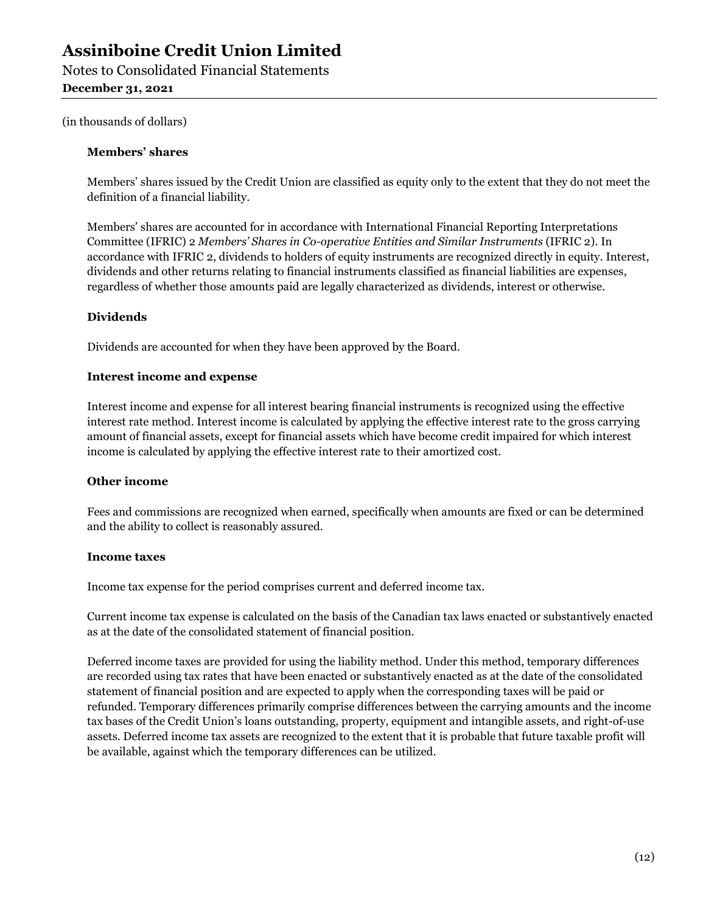(in thousands of dollars)

**Members' shares**

Members' shares issued by the Credit Union are classified as equity only to the extent that they do not meet the definition of a financial liability.

Members' shares are accounted for in accordance with International Financial Reporting Interpretations Committee (IFRIC) 2 *Members' Shares in Co-operative Entities and Similar Instruments* (IFRIC 2). In accordance with IFRIC 2, dividends to holders of equity instruments are recognized directly in equity. Interest, dividends and other returns relating to financial instruments classified as financial liabilities are expenses, regardless of whether those amounts paid are legally characterized as dividends, interest or otherwise.

**Dividends**

Dividends are accounted for when they have been approved by the Board.

**Interest income and expense**

Interest income and expense for all interest bearing financial instruments is recognized using the effective interest rate method. Interest income is calculated by applying the effective interest rate to the gross carrying amount of financial assets, except for financial assets which have become credit impaired for which interest income is calculated by applying the effective interest rate to their amortized cost.

**Other income**

Fees and commissions are recognized when earned, specifically when amounts are fixed or can be determined and the ability to collect is reasonably assured.

**Income taxes**

Income tax expense for the period comprises current and deferred income tax.

Current income tax expense is calculated on the basis of the Canadian tax laws enacted or substantively enacted as at the date of the consolidated statement of financial position.

Deferred income taxes are provided for using the liability method. Under this method, temporary differences are recorded using tax rates that have been enacted or substantively enacted as at the date of the consolidated statement of financial position and are expected to apply when the corresponding taxes will be paid or refunded. Temporary differences primarily comprise differences between the carrying amounts and the income tax bases of the Credit Union's loans outstanding, property, equipment and intangible assets, and right-of-use assets. Deferred income tax assets are recognized to the extent that it is probable that future taxable profit will be available, against which the temporary differences can be utilized.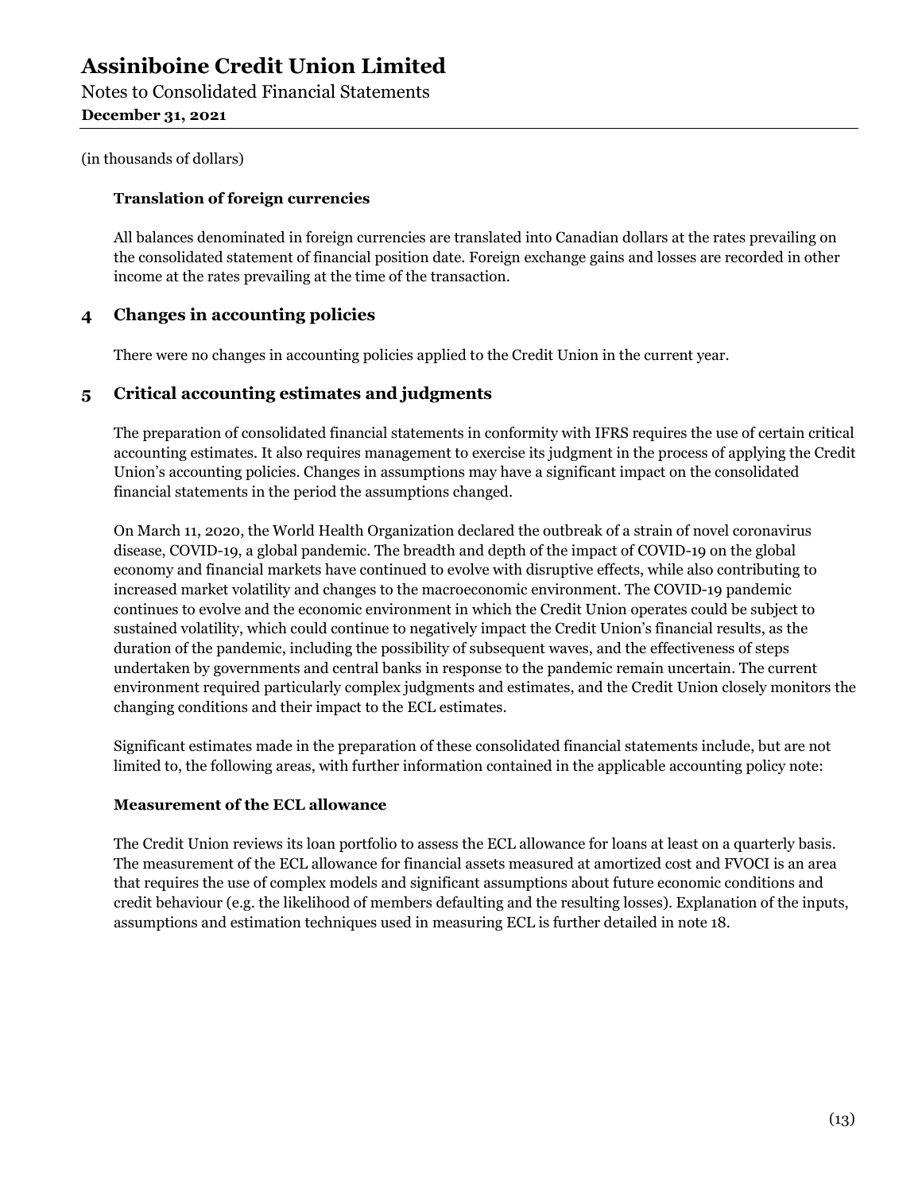(in thousands of dollars)

**Translation of foreign currencies**

All balances denominated in foreign currencies are translated into Canadian dollars at the rates prevailing on the consolidated statement of financial position date. Foreign exchange gains and losses are recorded in other income at the rates prevailing at the time of the transaction.

## 4 Changes in accounting policies

There were no changes in accounting policies applied to the Credit Union in the current year.

## 5 Critical accounting estimates and judgments

The preparation of consolidated financial statements in conformity with IFRS requires the use of certain critical accounting estimates. It also requires management to exercise its judgment in the process of applying the Credit Union's accounting policies. Changes in assumptions may have a significant impact on the consolidated financial statements in the period the assumptions changed.

On March 11, 2020, the World Health Organization declared the outbreak of a strain of novel coronavirus disease, COVID-19, a global pandemic. The breadth and depth of the impact of COVID-19 on the global economy and financial markets have continued to evolve with disruptive effects, while also contributing to increased market volatility and changes to the macroeconomic environment. The COVID-19 pandemic continues to evolve and the economic environment in which the Credit Union operates could be subject to sustained volatility, which could continue to negatively impact the Credit Union's financial results, as the duration of the pandemic, including the possibility of subsequent waves, and the effectiveness of steps undertaken by governments and central banks in response to the pandemic remain uncertain. The current environment required particularly complex judgments and estimates, and the Credit Union closely monitors the changing conditions and their impact to the ECL estimates.

Significant estimates made in the preparation of these consolidated financial statements include, but are not limited to, the following areas, with further information contained in the applicable accounting policy note:

**Measurement of the ECL allowance**

The Credit Union reviews its loan portfolio to assess the ECL allowance for loans at least on a quarterly basis. The measurement of the ECL allowance for financial assets measured at amortized cost and FVOCI is an area that requires the use of complex models and significant assumptions about future economic conditions and credit behaviour (e.g. the likelihood of members defaulting and the resulting losses). Explanation of the inputs, assumptions and estimation techniques used in measuring ECL is further detailed in note 18.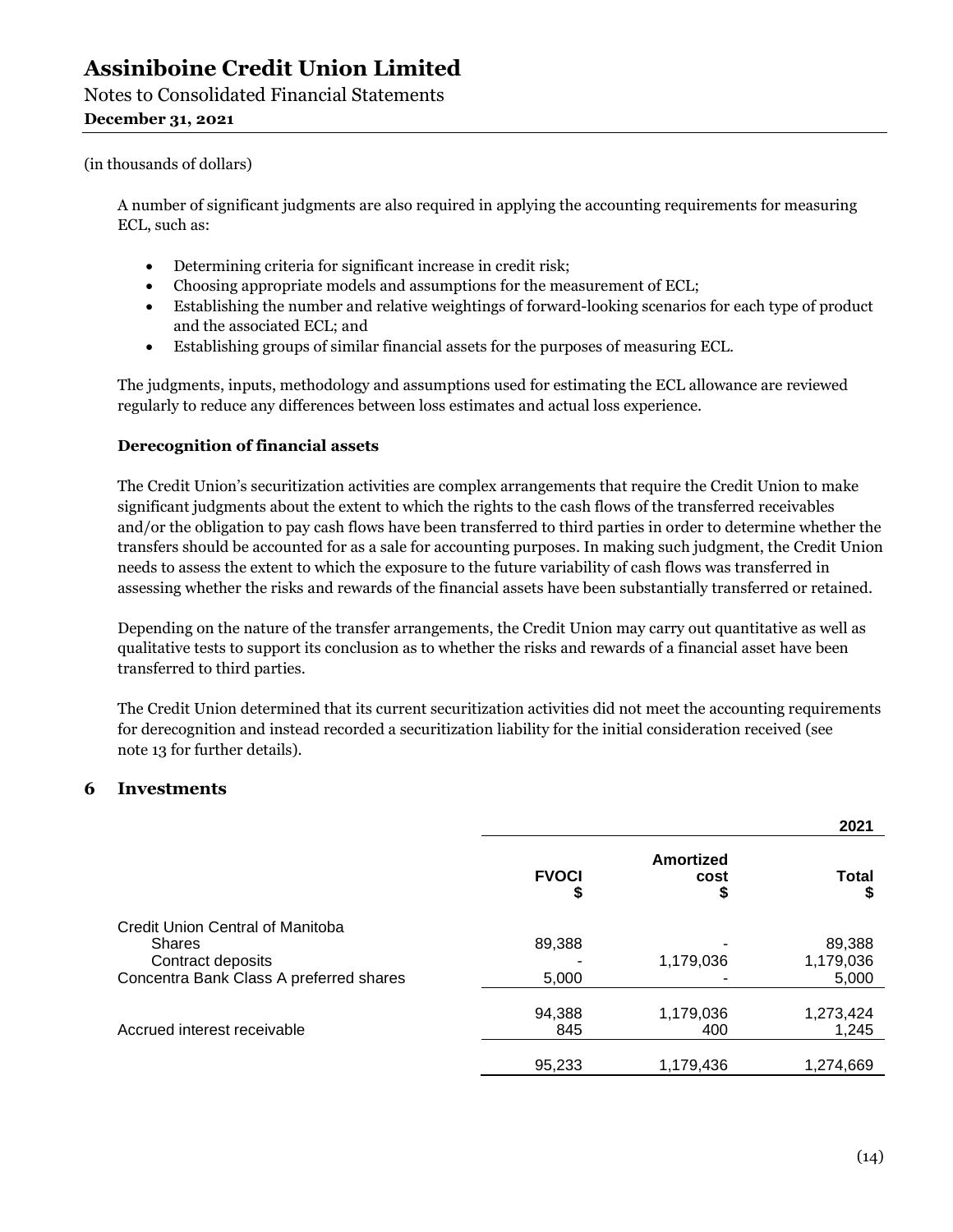(in thousands of dollars)

A number of significant judgments are also required in applying the accounting requirements for measuring ECL, such as:

- Determining criteria for significant increase in credit risk;
- Choosing appropriate models and assumptions for the measurement of ECL;
- Establishing the number and relative weightings of forward-looking scenarios for each type of product and the associated ECL; and
- Establishing groups of similar financial assets for the purposes of measuring ECL.

The judgments, inputs, methodology and assumptions used for estimating the ECL allowance are reviewed regularly to reduce any differences between loss estimates and actual loss experience.

**Derecognition of financial assets**

The Credit Union's securitization activities are complex arrangements that require the Credit Union to make significant judgments about the extent to which the rights to the cash flows of the transferred receivables and/or the obligation to pay cash flows have been transferred to third parties in order to determine whether the transfers should be accounted for as a sale for accounting purposes. In making such judgment, the Credit Union needs to assess the extent to which the exposure to the future variability of cash flows was transferred in assessing whether the risks and rewards of the financial assets have been substantially transferred or retained.

Depending on the nature of the transfer arrangements, the Credit Union may carry out quantitative as well as qualitative tests to support its conclusion as to whether the risks and rewards of a financial asset have been transferred to third parties.

The Credit Union determined that its current securitization activities did not meet the accounting requirements for derecognition and instead recorded a securitization liability for the initial consideration received (see note 13 for further details).

## 6 Investments

| | | | 2021 |
|---|---|---|---|
| | FVOCI $ | Amortized cost $ | Total $ |
| Credit Union Central of Manitoba | | | |
| Shares | 89,388 | - | 89,388 |
| Contract deposits | - | 1,179,036 | 1,179,036 |
| Concentra Bank Class A preferred shares | 5,000 | - | 5,000 |
| | 94,388 | 1,179,036 | 1,273,424 |
| Accrued interest receivable | 845 | 400 | 1,245 |
| | 95,233 | 1,179,436 | 1,274,669 |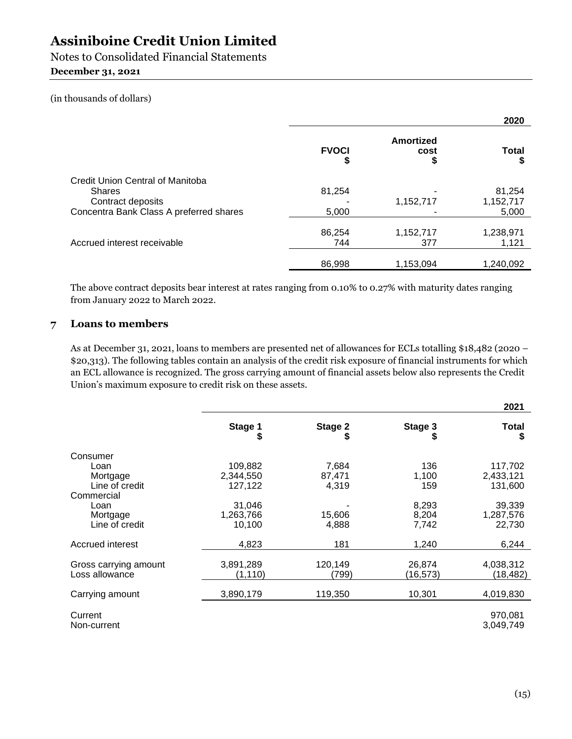(in thousands of dollars)

| | | | 2020 |
|---|---|---|---|
| | FVOCI $ | Amortized cost $ | Total $ |
| Credit Union Central of Manitoba | | | |
| Shares | 81,254 | - | 81,254 |
| Contract deposits | - | 1,152,717 | 1,152,717 |
| Concentra Bank Class A preferred shares | 5,000 | - | 5,000 |
| | 86,254 | 1,152,717 | 1,238,971 |
| Accrued interest receivable | 744 | 377 | 1,121 |
| | 86,998 | 1,153,094 | 1,240,092 |

The above contract deposits bear interest at rates ranging from 0.10% to 0.27% with maturity dates ranging from January 2022 to March 2022.

## 7 Loans to members

As at December 31, 2021, loans to members are presented net of allowances for ECLs totalling $18,482 (2020 – $20,313). The following tables contain an analysis of the credit risk exposure of financial instruments for which an ECL allowance is recognized. The gross carrying amount of financial assets below also represents the Credit Union's maximum exposure to credit risk on these assets.

| | | | | 2021 |
|---|---|---|---|---|
| | Stage 1 $ | Stage 2 $ | Stage 3 $ | Total $ |
| Consumer | | | | |
| Loan | 109,882 | 7,684 | 136 | 117,702 |
| Mortgage | 2,344,550 | 87,471 | 1,100 | 2,433,121 |
| Line of credit | 127,122 | 4,319 | 159 | 131,600 |
| Commercial | | | | |
| Loan | 31,046 | - | 8,293 | 39,339 |
| Mortgage | 1,263,766 | 15,606 | 8,204 | 1,287,576 |
| Line of credit | 10,100 | 4,888 | 7,742 | 22,730 |
| Accrued interest | 4,823 | 181 | 1,240 | 6,244 |
| Gross carrying amount | 3,891,289 | 120,149 | 26,874 | 4,038,312 |
| Loss allowance | (1,110) | (799) | (16,573) | (18,482) |
| Carrying amount | 3,890,179 | 119,350 | 10,301 | 4,019,830 |
| Current | | | | 970,081 |
| Non-current | | | | 3,049,749 |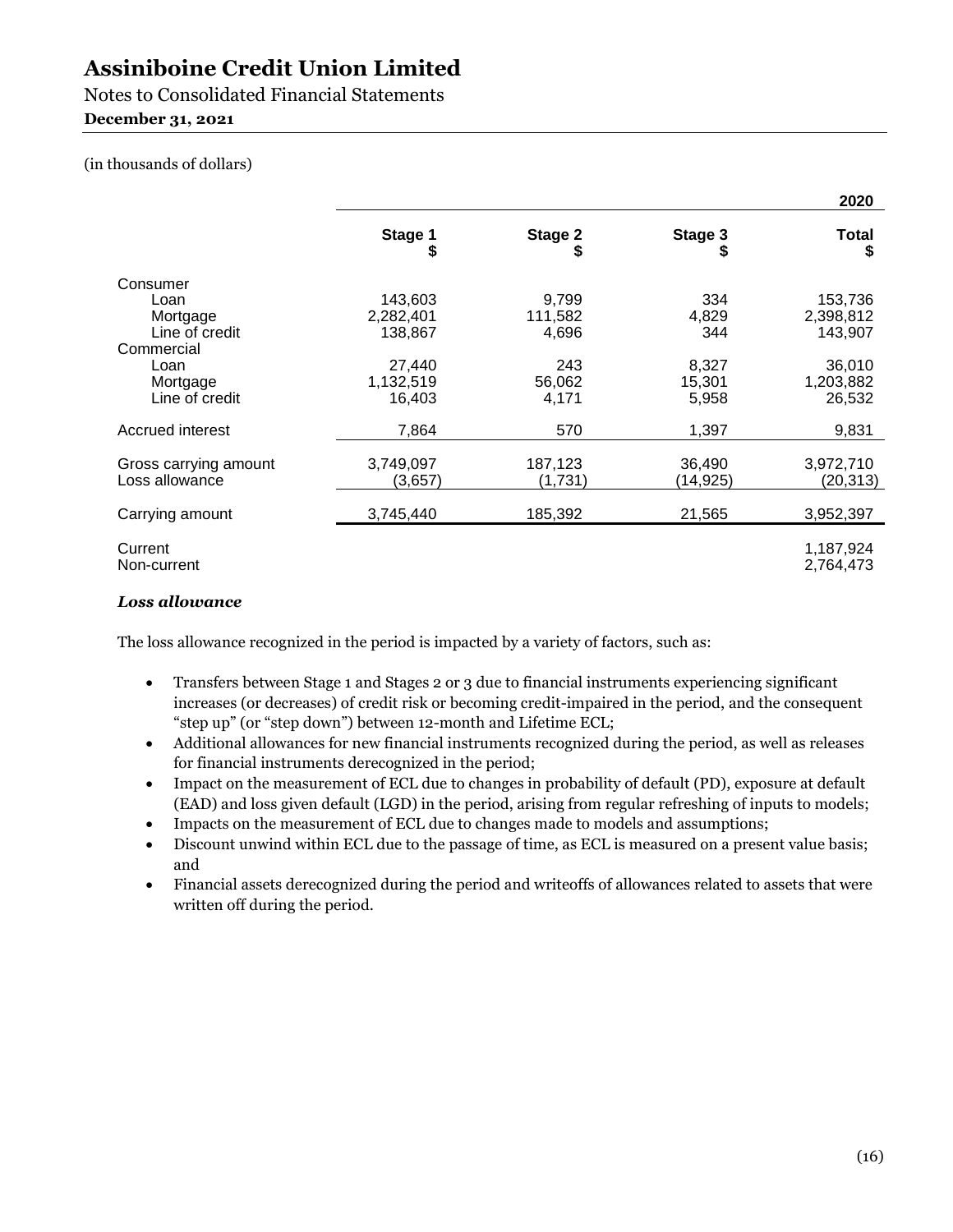(in thousands of dollars)

| | | | | 2020 |
|---|---|---|---|---|
| | Stage 1<br>$ | Stage 2<br>$ | Stage 3<br>$ | Total<br>$ |
| Consumer | | | | |
| Loan | 143,603 | 9,799 | 334 | 153,736 |
| Mortgage | 2,282,401 | 111,582 | 4,829 | 2,398,812 |
| Line of credit | 138,867 | 4,696 | 344 | 143,907 |
| Commercial | | | | |
| Loan | 27,440 | 243 | 8,327 | 36,010 |
| Mortgage | 1,132,519 | 56,062 | 15,301 | 1,203,882 |
| Line of credit | 16,403 | 4,171 | 5,958 | 26,532 |
| Accrued interest | 7,864 | 570 | 1,397 | 9,831 |
| Gross carrying amount | 3,749,097 | 187,123 | 36,490 | 3,972,710 |
| Loss allowance | (3,657) | (1,731) | (14,925) | (20,313) |
| Carrying amount | 3,745,440 | 185,392 | 21,565 | 3,952,397 |
| Current | | | | 1,187,924 |
| Non-current | | | | 2,764,473 |

***Loss allowance***

The loss allowance recognized in the period is impacted by a variety of factors, such as:

- Transfers between Stage 1 and Stages 2 or 3 due to financial instruments experiencing significant increases (or decreases) of credit risk or becoming credit-impaired in the period, and the consequent "step up" (or "step down") between 12-month and Lifetime ECL;
- Additional allowances for new financial instruments recognized during the period, as well as releases for financial instruments derecognized in the period;
- Impact on the measurement of ECL due to changes in probability of default (PD), exposure at default (EAD) and loss given default (LGD) in the period, arising from regular refreshing of inputs to models;
- Impacts on the measurement of ECL due to changes made to models and assumptions;
- Discount unwind within ECL due to the passage of time, as ECL is measured on a present value basis; and
- Financial assets derecognized during the period and writeoffs of allowances related to assets that were written off during the period.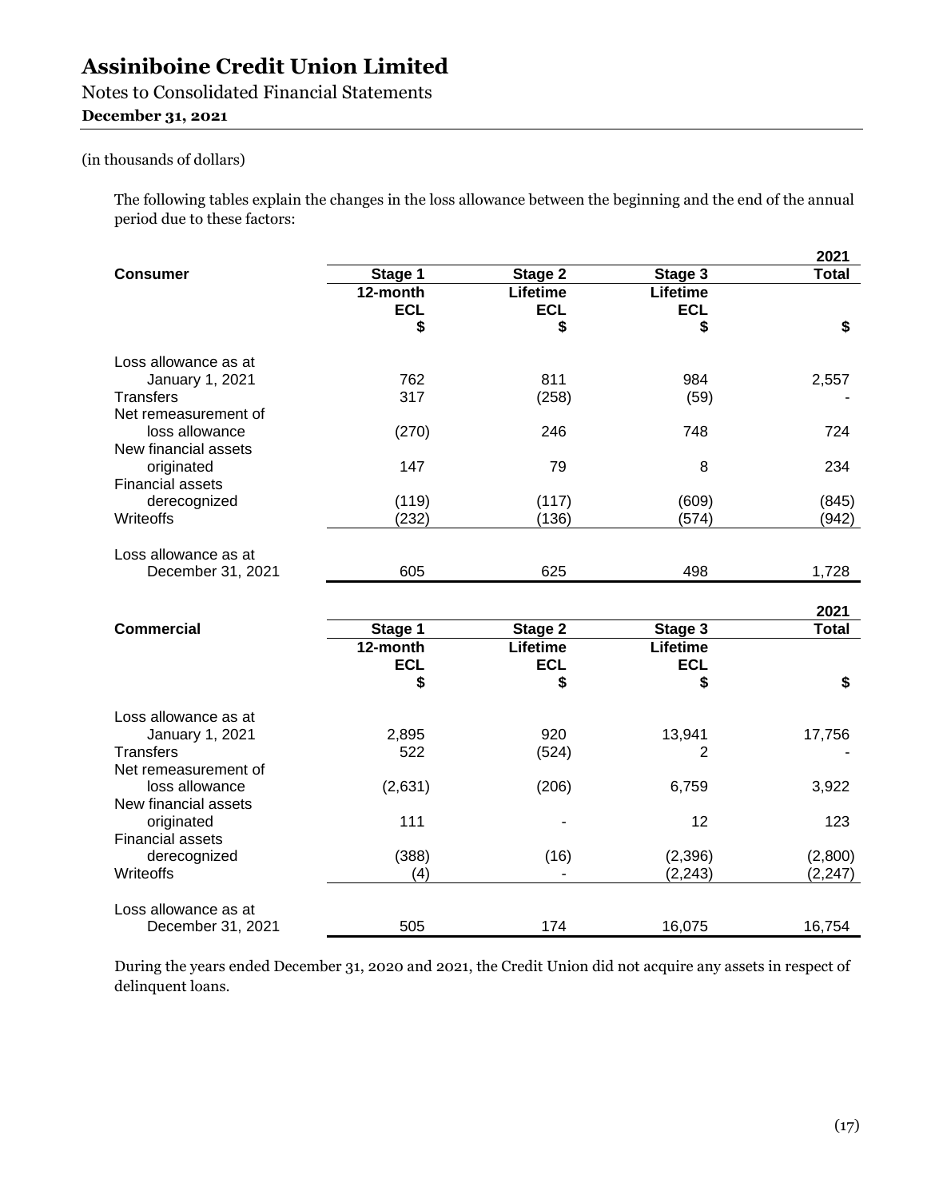# Assiniboine Credit Union Limited

Notes to Consolidated Financial Statements

**December 31, 2021**

(in thousands of dollars)

The following tables explain the changes in the loss allowance between the beginning and the end of the annual period due to these factors:

| **Consumer** | **Stage 1** | **Stage 2** | **Stage 3** | **2021** |
|---|---|---|---|---|
| | **12-month ECL** | **Lifetime ECL** | **Lifetime ECL** | **Total** |
| | **$** | **$** | **$** | **$** |
| Loss allowance as at January 1, 2021 | 762 | 811 | 984 | 2,557 |
| Transfers | 317 | (258) | (59) | - |
| Net remeasurement of loss allowance | (270) | 246 | 748 | 724 |
| New financial assets originated | 147 | 79 | 8 | 234 |
| Financial assets derecognized | (119) | (117) | (609) | (845) |
| Writeoffs | (232) | (136) | (574) | (942) |
| Loss allowance as at December 31, 2021 | 605 | 625 | 498 | 1,728 |

| **Commercial** | **Stage 1** | **Stage 2** | **Stage 3** | **2021** |
|---|---|---|---|---|
| | **12-month ECL** | **Lifetime ECL** | **Lifetime ECL** | **Total** |
| | **$** | **$** | **$** | **$** |
| Loss allowance as at January 1, 2021 | 2,895 | 920 | 13,941 | 17,756 |
| Transfers | 522 | (524) | 2 | - |
| Net remeasurement of loss allowance | (2,631) | (206) | 6,759 | 3,922 |
| New financial assets originated | 111 | - | 12 | 123 |
| Financial assets derecognized | (388) | (16) | (2,396) | (2,800) |
| Writeoffs | (4) | - | (2,243) | (2,247) |
| Loss allowance as at December 31, 2021 | 505 | 174 | 16,075 | 16,754 |

During the years ended December 31, 2020 and 2021, the Credit Union did not acquire any assets in respect of delinquent loans.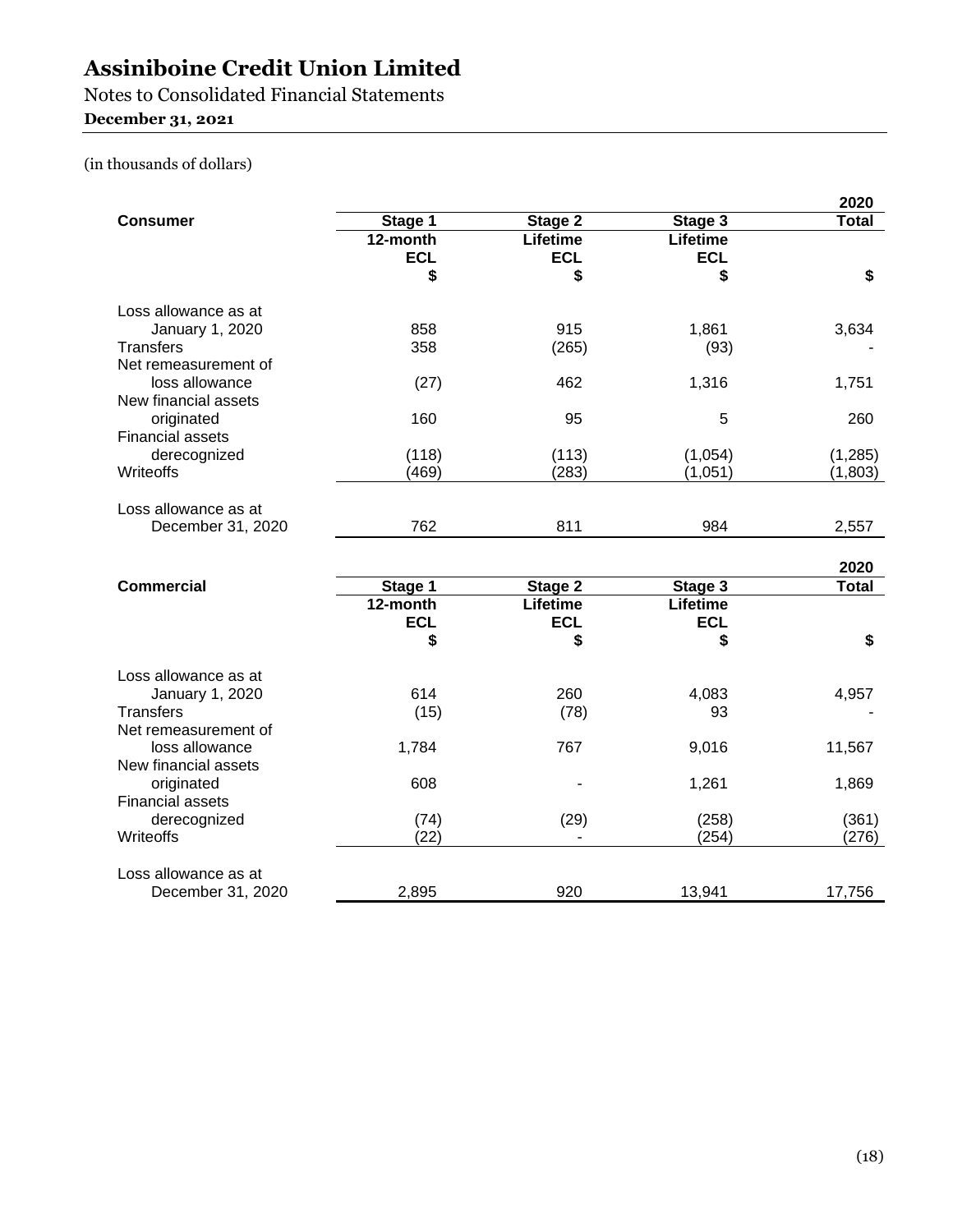# Assiniboine Credit Union Limited

Notes to Consolidated Financial Statements

**December 31, 2021**

(in thousands of dollars)

| **Consumer** | **Stage 1** | **Stage 2** | **Stage 3** | **2020 Total** |
|---|---|---|---|---|
| | **12-month ECL** | **Lifetime ECL** | **Lifetime ECL** | |
| | **$** | **$** | **$** | **$** |
| Loss allowance as at January 1, 2020 | 858 | 915 | 1,861 | 3,634 |
| Transfers | 358 | (265) | (93) | - |
| Net remeasurement of loss allowance | (27) | 462 | 1,316 | 1,751 |
| New financial assets originated | 160 | 95 | 5 | 260 |
| Financial assets derecognized | (118) | (113) | (1,054) | (1,285) |
| Writeoffs | (469) | (283) | (1,051) | (1,803) |
| Loss allowance as at December 31, 2020 | 762 | 811 | 984 | 2,557 |

| **Commercial** | **Stage 1** | **Stage 2** | **Stage 3** | **2020 Total** |
|---|---|---|---|---|
| | **12-month ECL** | **Lifetime ECL** | **Lifetime ECL** | |
| | **$** | **$** | **$** | **$** |
| Loss allowance as at January 1, 2020 | 614 | 260 | 4,083 | 4,957 |
| Transfers | (15) | (78) | 93 | - |
| Net remeasurement of loss allowance | 1,784 | 767 | 9,016 | 11,567 |
| New financial assets originated | 608 | - | 1,261 | 1,869 |
| Financial assets derecognized | (74) | (29) | (258) | (361) |
| Writeoffs | (22) | - | (254) | (276) |
| Loss allowance as at December 31, 2020 | 2,895 | 920 | 13,941 | 17,756 |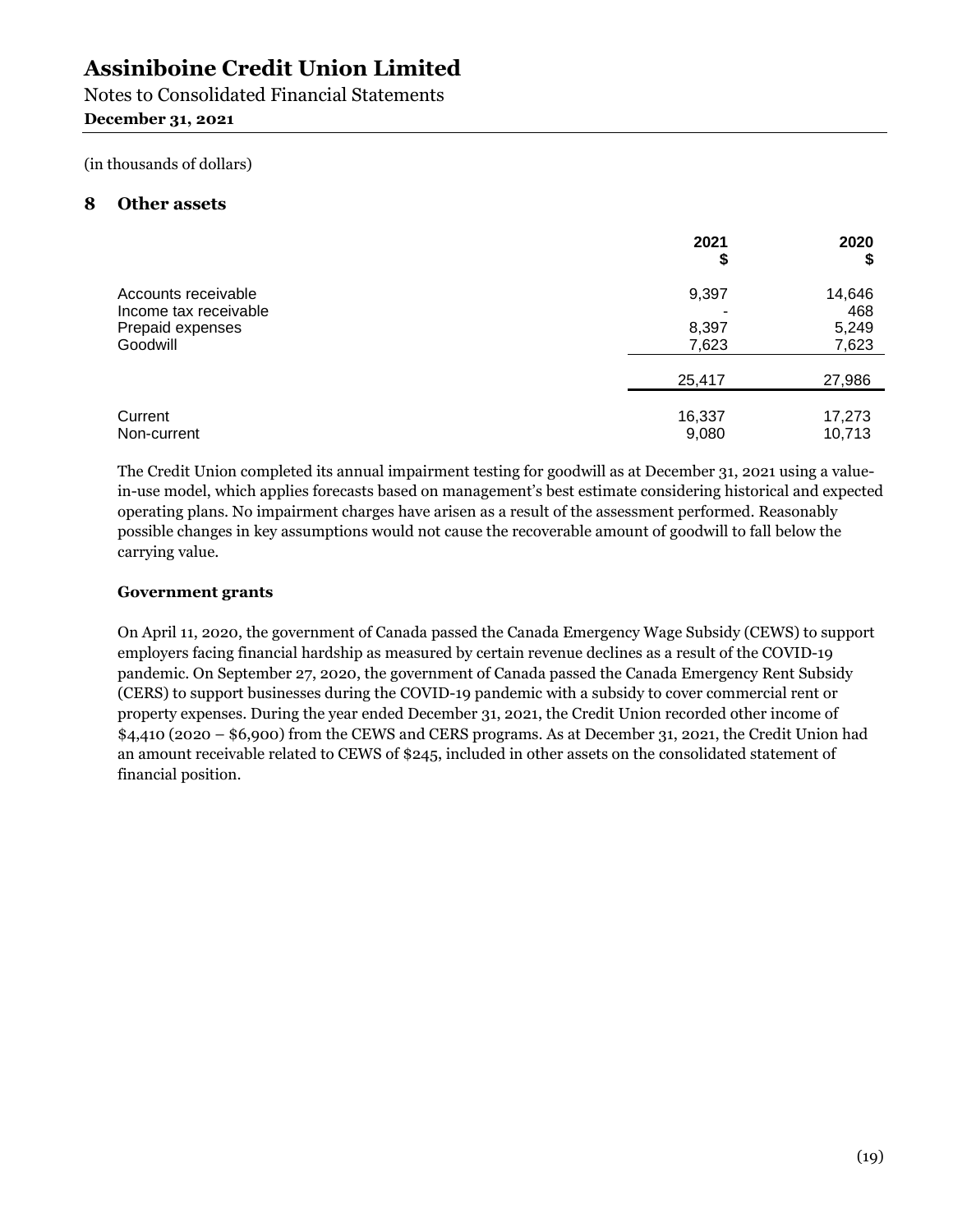# Assiniboine Credit Union Limited

Notes to Consolidated Financial Statements

**December 31, 2021**

(in thousands of dollars)

## 8 Other assets

| | 2021 $ | 2020 $ |
|---|---|---|
| Accounts receivable | 9,397 | 14,646 |
| Income tax receivable | - | 468 |
| Prepaid expenses | 8,397 | 5,249 |
| Goodwill | 7,623 | 7,623 |
| | 25,417 | 27,986 |
| Current | 16,337 | 17,273 |
| Non-current | 9,080 | 10,713 |

The Credit Union completed its annual impairment testing for goodwill as at December 31, 2021 using a value-in-use model, which applies forecasts based on management's best estimate considering historical and expected operating plans. No impairment charges have arisen as a result of the assessment performed. Reasonably possible changes in key assumptions would not cause the recoverable amount of goodwill to fall below the carrying value.

### Government grants

On April 11, 2020, the government of Canada passed the Canada Emergency Wage Subsidy (CEWS) to support employers facing financial hardship as measured by certain revenue declines as a result of the COVID-19 pandemic. On September 27, 2020, the government of Canada passed the Canada Emergency Rent Subsidy (CERS) to support businesses during the COVID-19 pandemic with a subsidy to cover commercial rent or property expenses. During the year ended December 31, 2021, the Credit Union recorded other income of $4,410 (2020 – $6,900) from the CEWS and CERS programs. As at December 31, 2021, the Credit Union had an amount receivable related to CEWS of $245, included in other assets on the consolidated statement of financial position.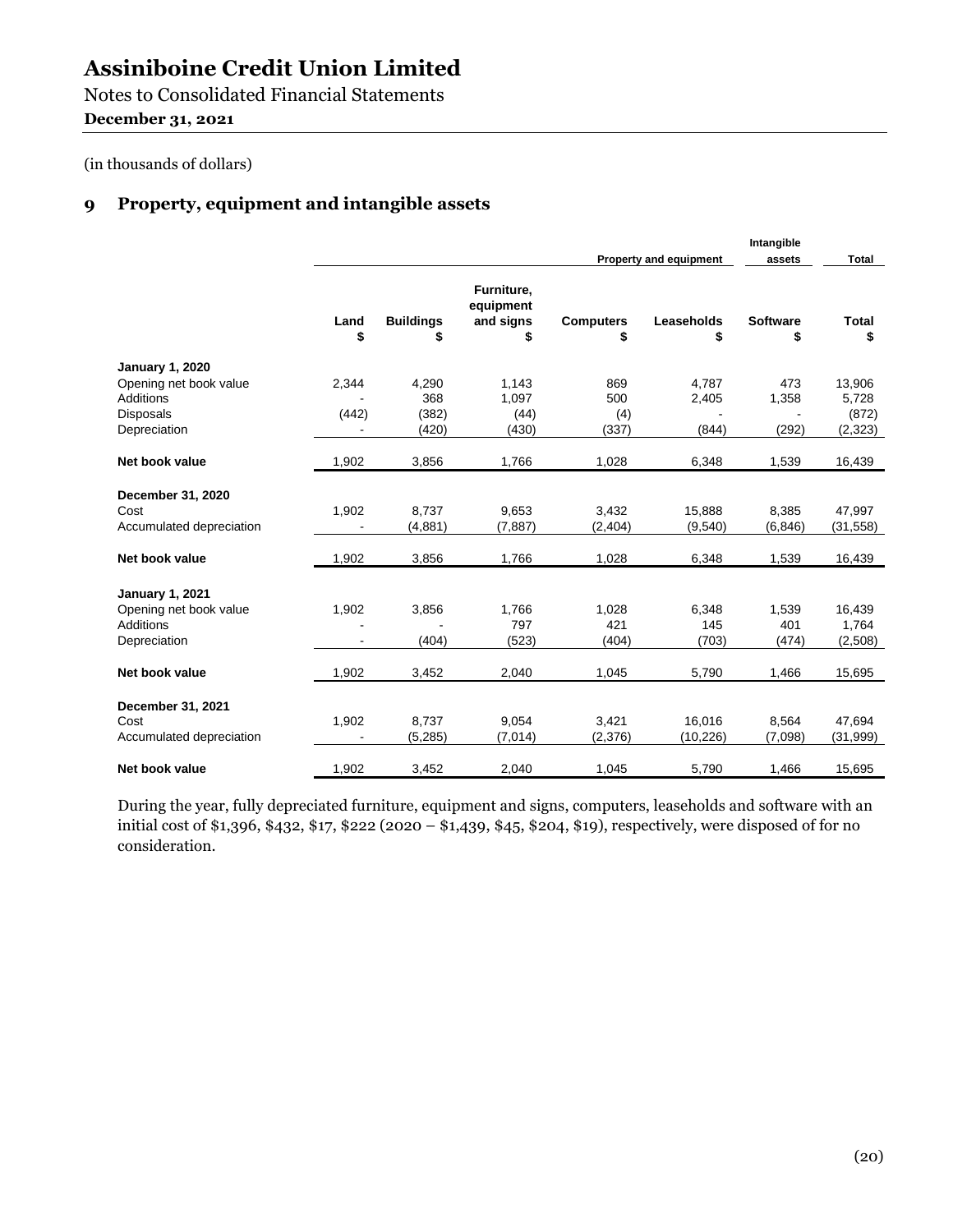# Assiniboine Credit Union Limited

Notes to Consolidated Financial Statements

**December 31, 2021**

(in thousands of dollars)

## 9 Property, equipment and intangible assets

| | | | | | Property and equipment | Intangible assets | Total |
|---|---|---|---|---|---|---|---|
| | **Land** $ | **Buildings** $ | **Furniture, equipment and signs** $ | **Computers** $ | **Leaseholds** $ | **Software** $ | **Total** $ |
| **January 1, 2020** | | | | | | | |
| Opening net book value | 2,344 | 4,290 | 1,143 | 869 | 4,787 | 473 | 13,906 |
| Additions | - | 368 | 1,097 | 500 | 2,405 | 1,358 | 5,728 |
| Disposals | (442) | (382) | (44) | (4) | - | - | (872) |
| Depreciation | - | (420) | (430) | (337) | (844) | (292) | (2,323) |
| **Net book value** | 1,902 | 3,856 | 1,766 | 1,028 | 6,348 | 1,539 | 16,439 |
| **December 31, 2020** | | | | | | | |
| Cost | 1,902 | 8,737 | 9,653 | 3,432 | 15,888 | 8,385 | 47,997 |
| Accumulated depreciation | - | (4,881) | (7,887) | (2,404) | (9,540) | (6,846) | (31,558) |
| **Net book value** | 1,902 | 3,856 | 1,766 | 1,028 | 6,348 | 1,539 | 16,439 |
| **January 1, 2021** | | | | | | | |
| Opening net book value | 1,902 | 3,856 | 1,766 | 1,028 | 6,348 | 1,539 | 16,439 |
| Additions | - | - | 797 | 421 | 145 | 401 | 1,764 |
| Depreciation | - | (404) | (523) | (404) | (703) | (474) | (2,508) |
| **Net book value** | 1,902 | 3,452 | 2,040 | 1,045 | 5,790 | 1,466 | 15,695 |
| **December 31, 2021** | | | | | | | |
| Cost | 1,902 | 8,737 | 9,054 | 3,421 | 16,016 | 8,564 | 47,694 |
| Accumulated depreciation | - | (5,285) | (7,014) | (2,376) | (10,226) | (7,098) | (31,999) |
| **Net book value** | 1,902 | 3,452 | 2,040 | 1,045 | 5,790 | 1,466 | 15,695 |

During the year, fully depreciated furniture, equipment and signs, computers, leaseholds and software with an initial cost of $1,396, $432, $17, $222 (2020 – $1,439, $45, $204, $19), respectively, were disposed of for no consideration.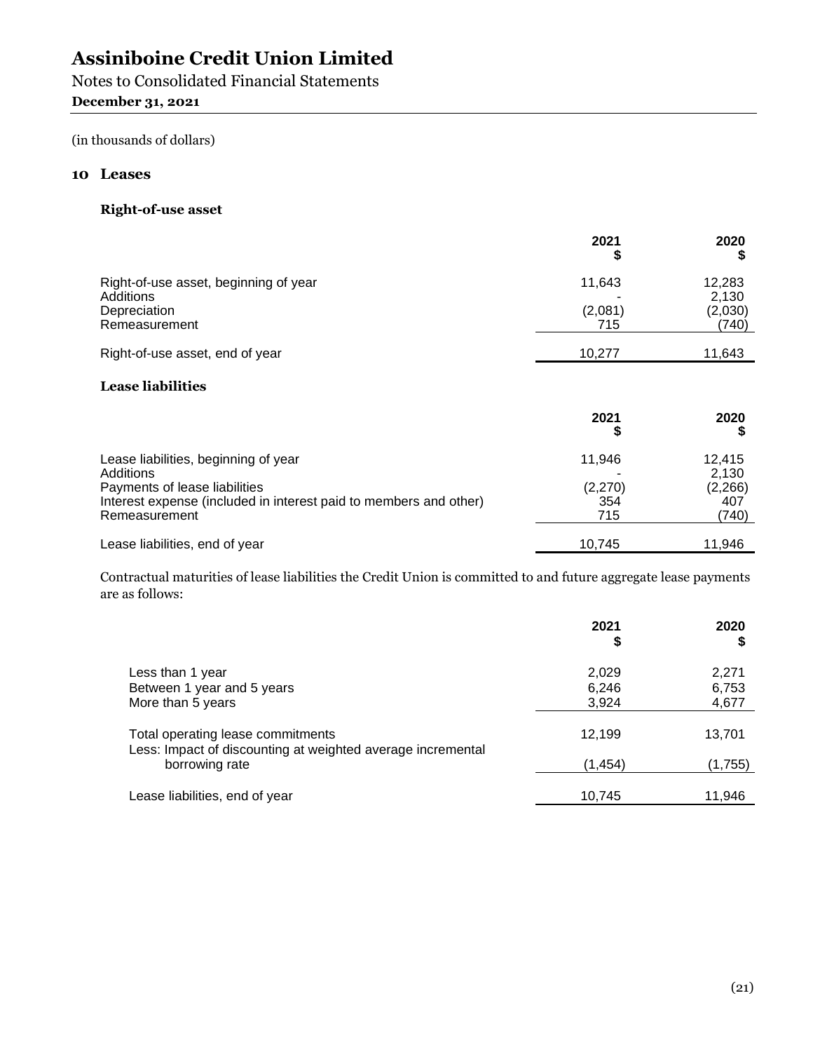# Assiniboine Credit Union Limited

Notes to Consolidated Financial Statements

**December 31, 2021**

(in thousands of dollars)

## 10 Leases

### Right-of-use asset

| | 2021 $ | 2020 $ |
|---|---|---|
| Right-of-use asset, beginning of year | 11,643 | 12,283 |
| Additions | - | 2,130 |
| Depreciation | (2,081) | (2,030) |
| Remeasurement | 715 | (740) |
| Right-of-use asset, end of year | 10,277 | 11,643 |

### Lease liabilities

| | 2021 $ | 2020 $ |
|---|---|---|
| Lease liabilities, beginning of year | 11,946 | 12,415 |
| Additions | - | 2,130 |
| Payments of lease liabilities | (2,270) | (2,266) |
| Interest expense (included in interest paid to members and other) | 354 | 407 |
| Remeasurement | 715 | (740) |
| Lease liabilities, end of year | 10,745 | 11,946 |

Contractual maturities of lease liabilities the Credit Union is committed to and future aggregate lease payments are as follows:

| | 2021 $ | 2020 $ |
|---|---|---|
| Less than 1 year | 2,029 | 2,271 |
| Between 1 year and 5 years | 6,246 | 6,753 |
| More than 5 years | 3,924 | 4,677 |
| Total operating lease commitments | 12,199 | 13,701 |
| Less: Impact of discounting at weighted average incremental borrowing rate | (1,454) | (1,755) |
| Lease liabilities, end of year | 10,745 | 11,946 |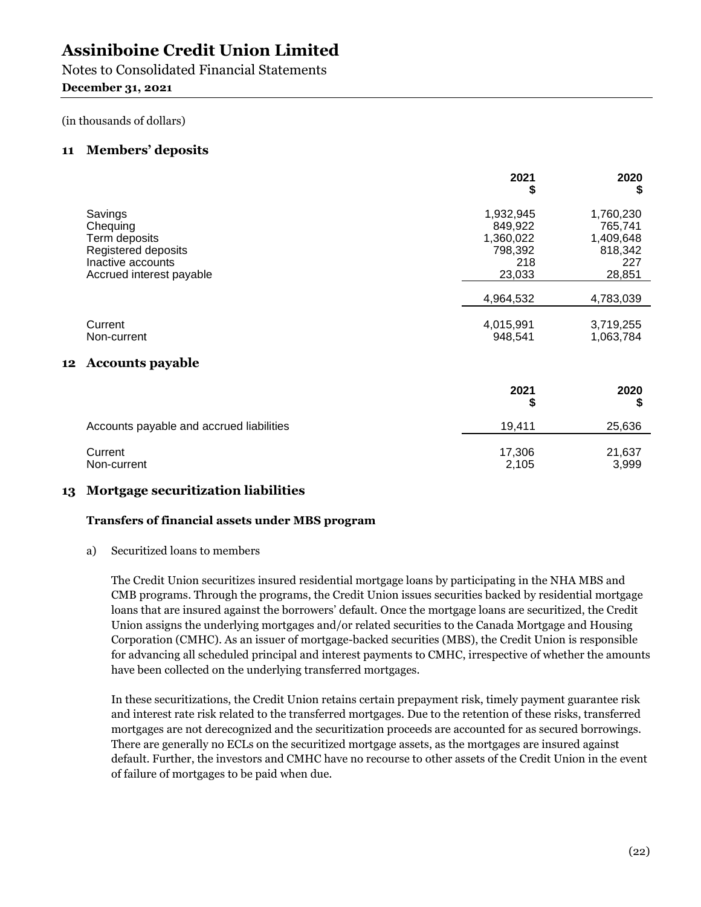# Assiniboine Credit Union Limited

Notes to Consolidated Financial Statements

**December 31, 2021**

(in thousands of dollars)

## 11 Members' deposits

| | 2021 $ | 2020 $ |
|---|---|---|
| Savings | 1,932,945 | 1,760,230 |
| Chequing | 849,922 | 765,741 |
| Term deposits | 1,360,022 | 1,409,648 |
| Registered deposits | 798,392 | 818,342 |
| Inactive accounts | 218 | 227 |
| Accrued interest payable | 23,033 | 28,851 |
| | 4,964,532 | 4,783,039 |
| Current | 4,015,991 | 3,719,255 |
| Non-current | 948,541 | 1,063,784 |

## 12 Accounts payable

| | 2021 $ | 2020 $ |
|---|---|---|
| Accounts payable and accrued liabilities | 19,411 | 25,636 |
| Current | 17,306 | 21,637 |
| Non-current | 2,105 | 3,999 |

## 13 Mortgage securitization liabilities

### Transfers of financial assets under MBS program

a) Securitized loans to members

The Credit Union securitizes insured residential mortgage loans by participating in the NHA MBS and CMB programs. Through the programs, the Credit Union issues securities backed by residential mortgage loans that are insured against the borrowers' default. Once the mortgage loans are securitized, the Credit Union assigns the underlying mortgages and/or related securities to the Canada Mortgage and Housing Corporation (CMHC). As an issuer of mortgage-backed securities (MBS), the Credit Union is responsible for advancing all scheduled principal and interest payments to CMHC, irrespective of whether the amounts have been collected on the underlying transferred mortgages.

In these securitizations, the Credit Union retains certain prepayment risk, timely payment guarantee risk and interest rate risk related to the transferred mortgages. Due to the retention of these risks, transferred mortgages are not derecognized and the securitization proceeds are accounted for as secured borrowings. There are generally no ECLs on the securitized mortgage assets, as the mortgages are insured against default. Further, the investors and CMHC have no recourse to other assets of the Credit Union in the event of failure of mortgages to be paid when due.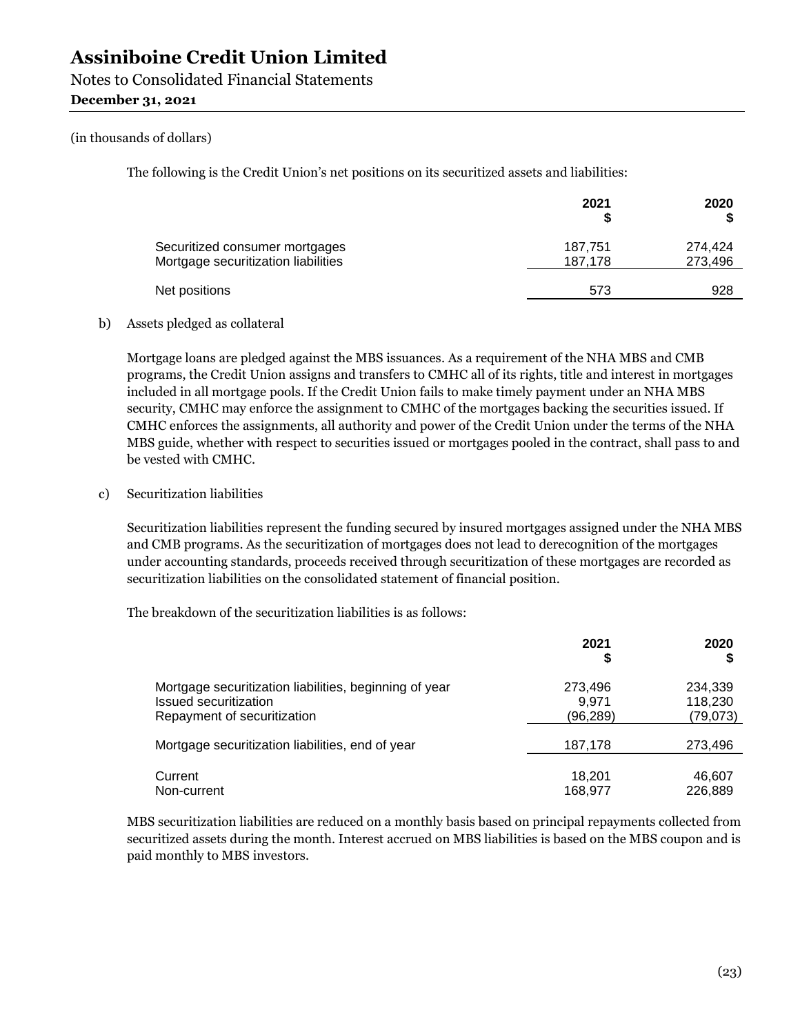(in thousands of dollars)

The following is the Credit Union's net positions on its securitized assets and liabilities:

| | 2021 $ | 2020 $ |
|---|---|---|
| Securitized consumer mortgages | 187,751 | 274,424 |
| Mortgage securitization liabilities | 187,178 | 273,496 |
| Net positions | 573 | 928 |

b) Assets pledged as collateral

Mortgage loans are pledged against the MBS issuances. As a requirement of the NHA MBS and CMB programs, the Credit Union assigns and transfers to CMHC all of its rights, title and interest in mortgages included in all mortgage pools. If the Credit Union fails to make timely payment under an NHA MBS security, CMHC may enforce the assignment to CMHC of the mortgages backing the securities issued. If CMHC enforces the assignments, all authority and power of the Credit Union under the terms of the NHA MBS guide, whether with respect to securities issued or mortgages pooled in the contract, shall pass to and be vested with CMHC.

c) Securitization liabilities

Securitization liabilities represent the funding secured by insured mortgages assigned under the NHA MBS and CMB programs. As the securitization of mortgages does not lead to derecognition of the mortgages under accounting standards, proceeds received through securitization of these mortgages are recorded as securitization liabilities on the consolidated statement of financial position.

The breakdown of the securitization liabilities is as follows:

| | 2021 $ | 2020 $ |
|---|---|---|
| Mortgage securitization liabilities, beginning of year | 273,496 | 234,339 |
| Issued securitization | 9,971 | 118,230 |
| Repayment of securitization | (96,289) | (79,073) |
| Mortgage securitization liabilities, end of year | 187,178 | 273,496 |
| Current | 18,201 | 46,607 |
| Non-current | 168,977 | 226,889 |

MBS securitization liabilities are reduced on a monthly basis based on principal repayments collected from securitized assets during the month. Interest accrued on MBS liabilities is based on the MBS coupon and is paid monthly to MBS investors.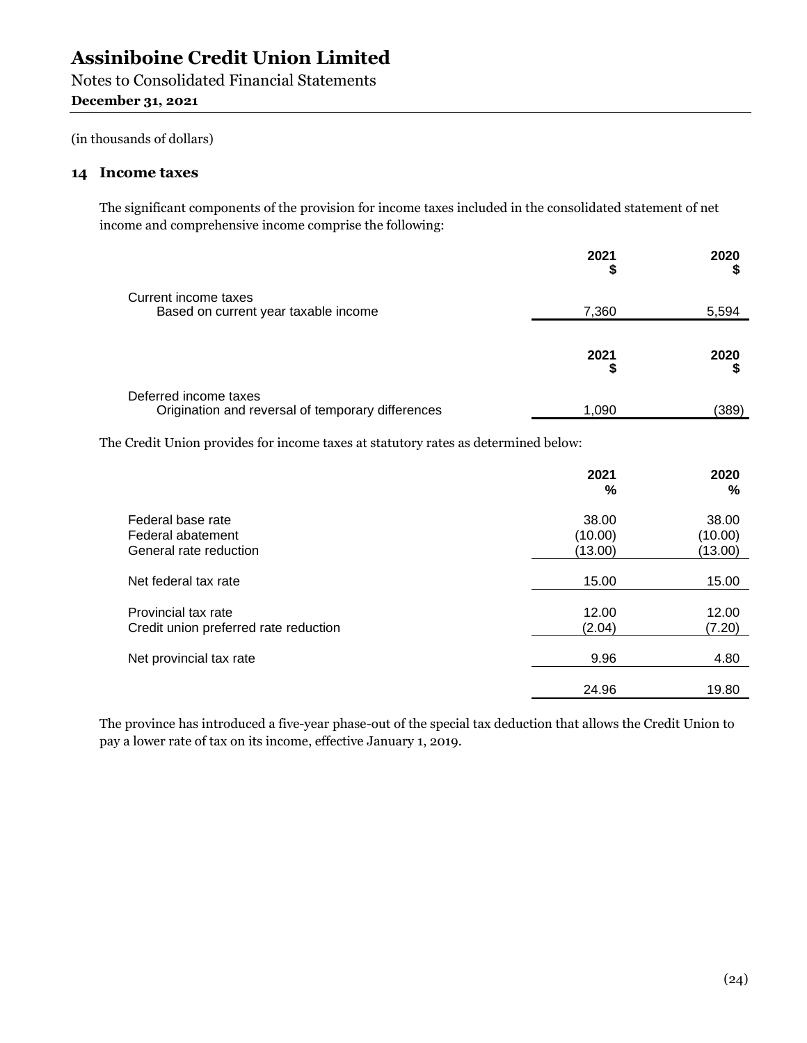# Assiniboine Credit Union Limited

Notes to Consolidated Financial Statements

**December 31, 2021**

(in thousands of dollars)

## 14 Income taxes

The significant components of the provision for income taxes included in the consolidated statement of net income and comprehensive income comprise the following:

| | 2021 $ | 2020 $ |
|---|---|---|
| Current income taxes | | |
| Based on current year taxable income | 7,360 | 5,594 |

| | 2021 $ | 2020 $ |
|---|---|---|
| Deferred income taxes | | |
| Origination and reversal of temporary differences | 1,090 | (389) |

The Credit Union provides for income taxes at statutory rates as determined below:

| | 2021 % | 2020 % |
|---|---|---|
| Federal base rate | 38.00 | 38.00 |
| Federal abatement | (10.00) | (10.00) |
| General rate reduction | (13.00) | (13.00) |
| Net federal tax rate | 15.00 | 15.00 |
| Provincial tax rate | 12.00 | 12.00 |
| Credit union preferred rate reduction | (2.04) | (7.20) |
| Net provincial tax rate | 9.96 | 4.80 |
| | 24.96 | 19.80 |

The province has introduced a five-year phase-out of the special tax deduction that allows the Credit Union to pay a lower rate of tax on its income, effective January 1, 2019.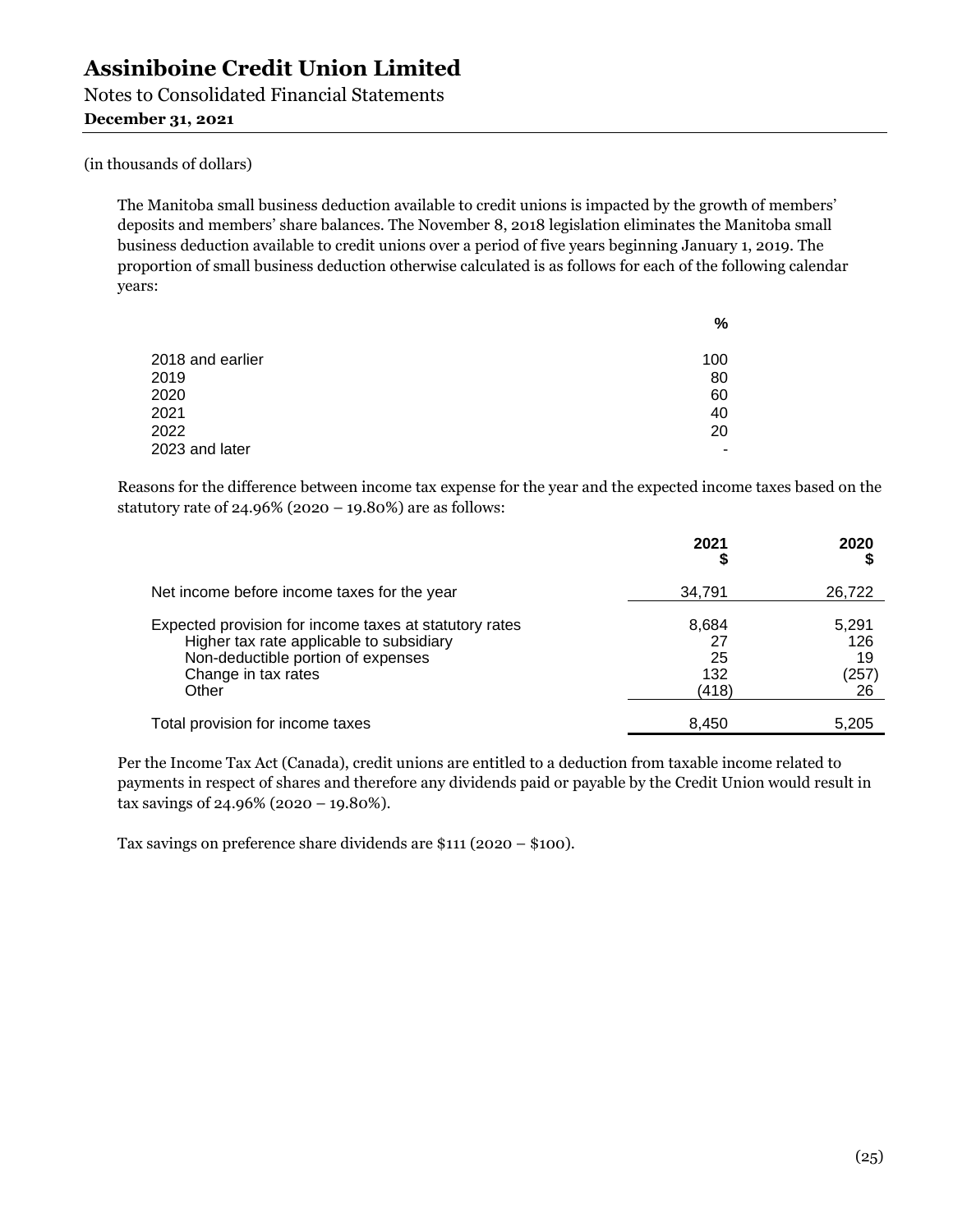(in thousands of dollars)

The Manitoba small business deduction available to credit unions is impacted by the growth of members' deposits and members' share balances. The November 8, 2018 legislation eliminates the Manitoba small business deduction available to credit unions over a period of five years beginning January 1, 2019. The proportion of small business deduction otherwise calculated is as follows for each of the following calendar years:

| | % |
|---|---|
| 2018 and earlier | 100 |
| 2019 | 80 |
| 2020 | 60 |
| 2021 | 40 |
| 2022 | 20 |
| 2023 and later | - |

Reasons for the difference between income tax expense for the year and the expected income taxes based on the statutory rate of 24.96% (2020 – 19.80%) are as follows:

| | 2021 $ | 2020 $ |
|---|---|---|
| Net income before income taxes for the year | 34,791 | 26,722 |
| Expected provision for income taxes at statutory rates | 8,684 | 5,291 |
| Higher tax rate applicable to subsidiary | 27 | 126 |
| Non-deductible portion of expenses | 25 | 19 |
| Change in tax rates | 132 | (257) |
| Other | (418) | 26 |
| Total provision for income taxes | 8,450 | 5,205 |

Per the Income Tax Act (Canada), credit unions are entitled to a deduction from taxable income related to payments in respect of shares and therefore any dividends paid or payable by the Credit Union would result in tax savings of 24.96% (2020 – 19.80%).

Tax savings on preference share dividends are $111 (2020 – $100).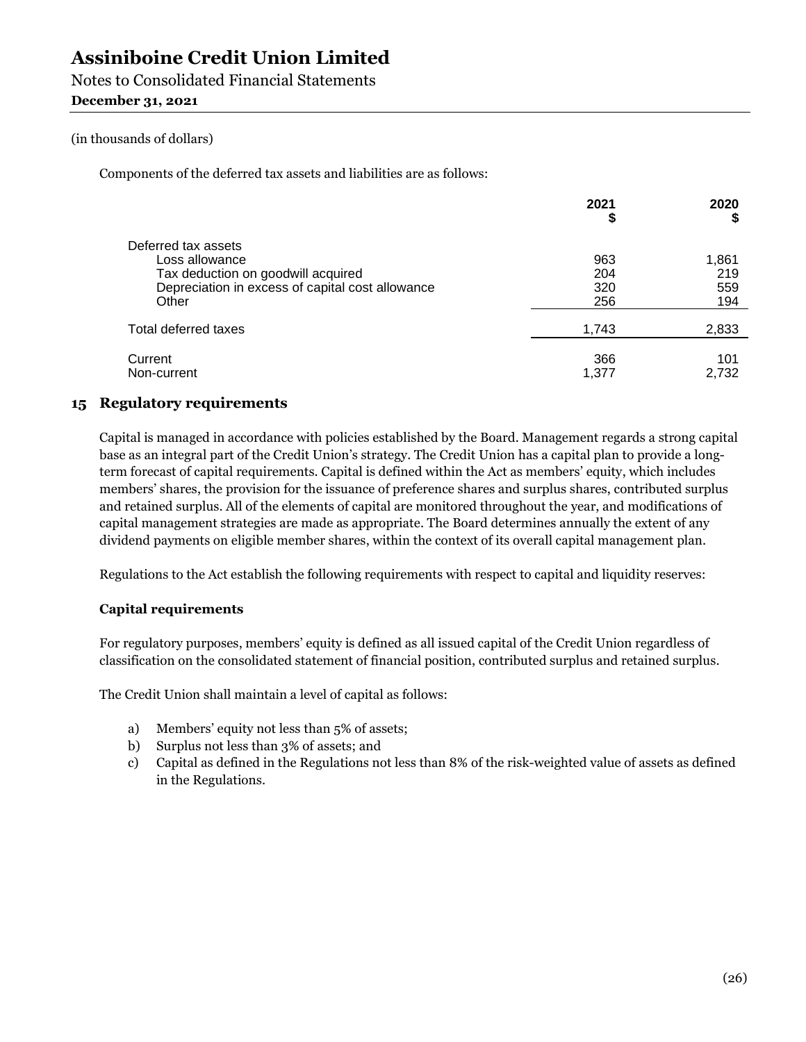(in thousands of dollars)

Components of the deferred tax assets and liabilities are as follows:

| | 2021 $ | 2020 $ |
|---|---|---|
| Deferred tax assets | | |
| Loss allowance | 963 | 1,861 |
| Tax deduction on goodwill acquired | 204 | 219 |
| Depreciation in excess of capital cost allowance | 320 | 559 |
| Other | 256 | 194 |
| Total deferred taxes | 1,743 | 2,833 |
| Current | 366 | 101 |
| Non-current | 1,377 | 2,732 |

## 15 Regulatory requirements

Capital is managed in accordance with policies established by the Board. Management regards a strong capital base as an integral part of the Credit Union's strategy. The Credit Union has a capital plan to provide a long-term forecast of capital requirements. Capital is defined within the Act as members' equity, which includes members' shares, the provision for the issuance of preference shares and surplus shares, contributed surplus and retained surplus. All of the elements of capital are monitored throughout the year, and modifications of capital management strategies are made as appropriate. The Board determines annually the extent of any dividend payments on eligible member shares, within the context of its overall capital management plan.

Regulations to the Act establish the following requirements with respect to capital and liquidity reserves:

### Capital requirements

For regulatory purposes, members' equity is defined as all issued capital of the Credit Union regardless of classification on the consolidated statement of financial position, contributed surplus and retained surplus.

The Credit Union shall maintain a level of capital as follows:

a) Members' equity not less than 5% of assets;
b) Surplus not less than 3% of assets; and
c) Capital as defined in the Regulations not less than 8% of the risk-weighted value of assets as defined in the Regulations.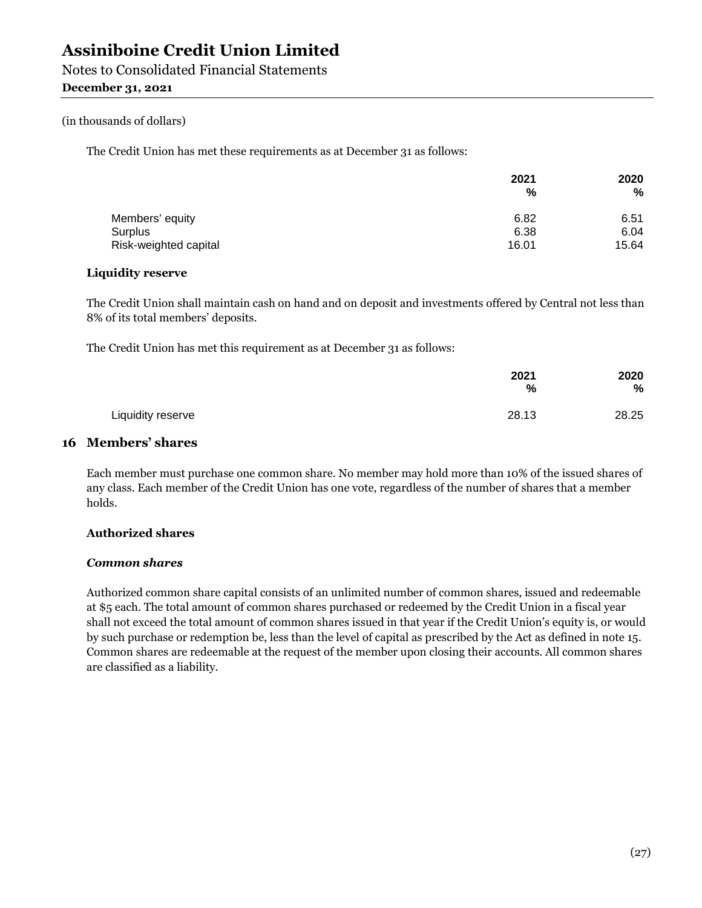(in thousands of dollars)

The Credit Union has met these requirements as at December 31 as follows:

| | 2021<br>% | 2020<br>% |
|---|---|---|
| Members' equity | 6.82 | 6.51 |
| Surplus | 6.38 | 6.04 |
| Risk-weighted capital | 16.01 | 15.64 |

**Liquidity reserve**

The Credit Union shall maintain cash on hand and on deposit and investments offered by Central not less than 8% of its total members' deposits.

The Credit Union has met this requirement as at December 31 as follows:

| | 2021<br>% | 2020<br>% |
|---|---|---|
| Liquidity reserve | 28.13 | 28.25 |

## 16 Members' shares

Each member must purchase one common share. No member may hold more than 10% of the issued shares of any class. Each member of the Credit Union has one vote, regardless of the number of shares that a member holds.

**Authorized shares**

***Common shares***

Authorized common share capital consists of an unlimited number of common shares, issued and redeemable at $5 each. The total amount of common shares purchased or redeemed by the Credit Union in a fiscal year shall not exceed the total amount of common shares issued in that year if the Credit Union's equity is, or would by such purchase or redemption be, less than the level of capital as prescribed by the Act as defined in note 15. Common shares are redeemable at the request of the member upon closing their accounts. All common shares are classified as a liability.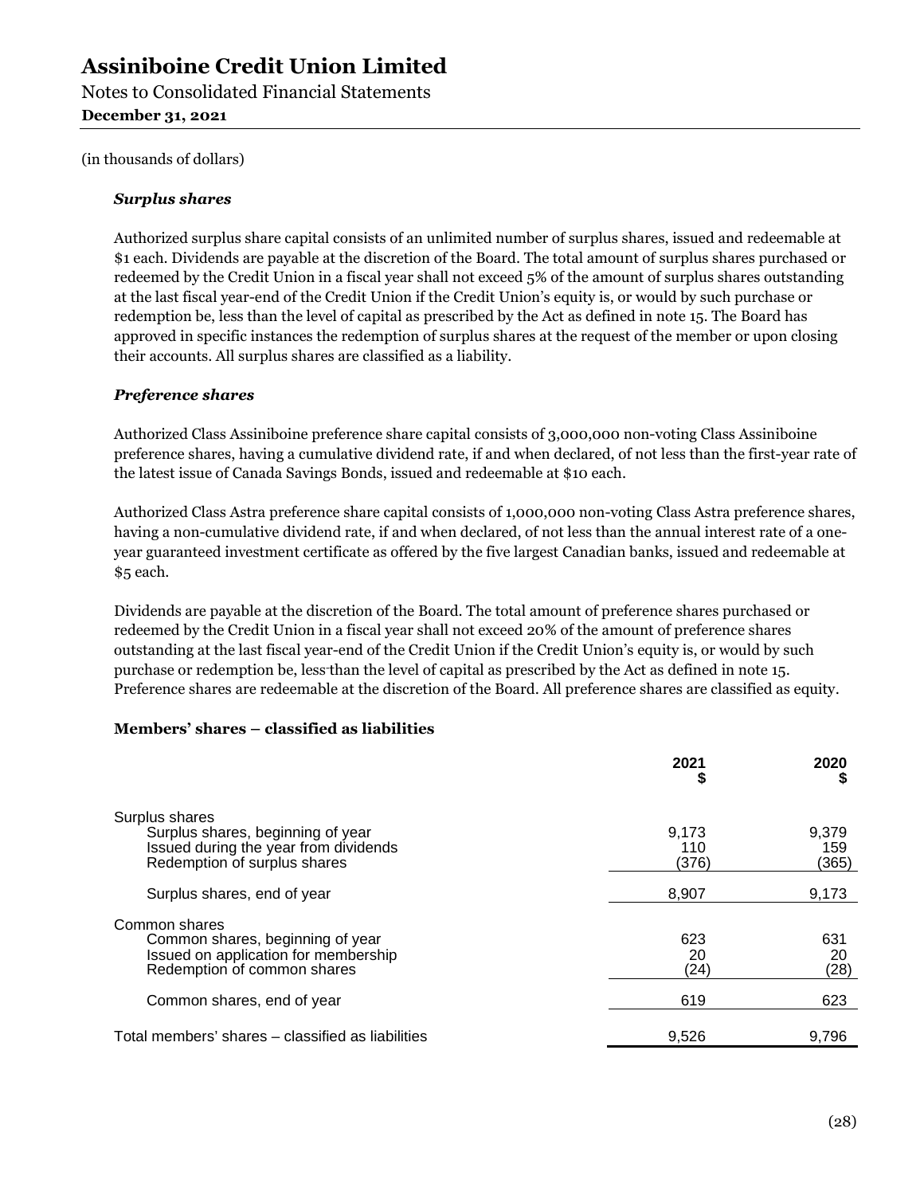(in thousands of dollars)

***Surplus shares***

Authorized surplus share capital consists of an unlimited number of surplus shares, issued and redeemable at $1 each. Dividends are payable at the discretion of the Board. The total amount of surplus shares purchased or redeemed by the Credit Union in a fiscal year shall not exceed 5% of the amount of surplus shares outstanding at the last fiscal year-end of the Credit Union if the Credit Union's equity is, or would by such purchase or redemption be, less than the level of capital as prescribed by the Act as defined in note 15. The Board has approved in specific instances the redemption of surplus shares at the request of the member or upon closing their accounts. All surplus shares are classified as a liability.

***Preference shares***

Authorized Class Assiniboine preference share capital consists of 3,000,000 non-voting Class Assiniboine preference shares, having a cumulative dividend rate, if and when declared, of not less than the first-year rate of the latest issue of Canada Savings Bonds, issued and redeemable at $10 each.

Authorized Class Astra preference share capital consists of 1,000,000 non-voting Class Astra preference shares, having a non-cumulative dividend rate, if and when declared, of not less than the annual interest rate of a one-year guaranteed investment certificate as offered by the five largest Canadian banks, issued and redeemable at $5 each.

Dividends are payable at the discretion of the Board. The total amount of preference shares purchased or redeemed by the Credit Union in a fiscal year shall not exceed 20% of the amount of preference shares outstanding at the last fiscal year-end of the Credit Union if the Credit Union's equity is, or would by such purchase or redemption be, less than the level of capital as prescribed by the Act as defined in note 15. Preference shares are redeemable at the discretion of the Board. All preference shares are classified as equity.

**Members' shares – classified as liabilities**

| | 2021<br>$ | 2020<br>$ |
|---|---|---|
| Surplus shares | | |
| Surplus shares, beginning of year | 9,173 | 9,379 |
| Issued during the year from dividends | 110 | 159 |
| Redemption of surplus shares | (376) | (365) |
| Surplus shares, end of year | 8,907 | 9,173 |
| Common shares | | |
| Common shares, beginning of year | 623 | 631 |
| Issued on application for membership | 20 | 20 |
| Redemption of common shares | (24) | (28) |
| Common shares, end of year | 619 | 623 |
| Total members' shares – classified as liabilities | 9,526 | 9,796 |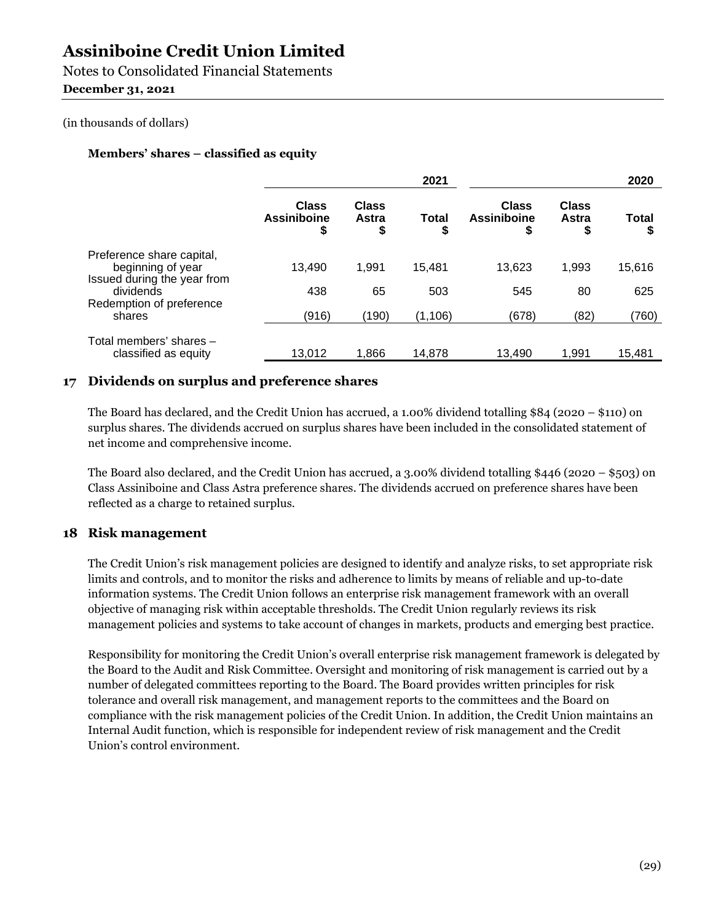(in thousands of dollars)

**Members' shares – classified as equity**

| | 2021 | | | 2020 | | |
|---|---|---|---|---|---|---|
| | **Class Assiniboine $** | **Class Astra $** | **Total $** | **Class Assiniboine $** | **Class Astra $** | **Total $** |
| Preference share capital, beginning of year | 13,490 | 1,991 | 15,481 | 13,623 | 1,993 | 15,616 |
| Issued during the year from dividends | 438 | 65 | 503 | 545 | 80 | 625 |
| Redemption of preference shares | (916) | (190) | (1,106) | (678) | (82) | (760) |
| Total members' shares – classified as equity | 13,012 | 1,866 | 14,878 | 13,490 | 1,991 | 15,481 |

## 17 Dividends on surplus and preference shares

The Board has declared, and the Credit Union has accrued, a 1.00% dividend totalling $84 (2020 – $110) on surplus shares. The dividends accrued on surplus shares have been included in the consolidated statement of net income and comprehensive income.

The Board also declared, and the Credit Union has accrued, a 3.00% dividend totalling $446 (2020 – $503) on Class Assiniboine and Class Astra preference shares. The dividends accrued on preference shares have been reflected as a charge to retained surplus.

## 18 Risk management

The Credit Union's risk management policies are designed to identify and analyze risks, to set appropriate risk limits and controls, and to monitor the risks and adherence to limits by means of reliable and up-to-date information systems. The Credit Union follows an enterprise risk management framework with an overall objective of managing risk within acceptable thresholds. The Credit Union regularly reviews its risk management policies and systems to take account of changes in markets, products and emerging best practice.

Responsibility for monitoring the Credit Union's overall enterprise risk management framework is delegated by the Board to the Audit and Risk Committee. Oversight and monitoring of risk management is carried out by a number of delegated committees reporting to the Board. The Board provides written principles for risk tolerance and overall risk management, and management reports to the committees and the Board on compliance with the risk management policies of the Credit Union. In addition, the Credit Union maintains an Internal Audit function, which is responsible for independent review of risk management and the Credit Union's control environment.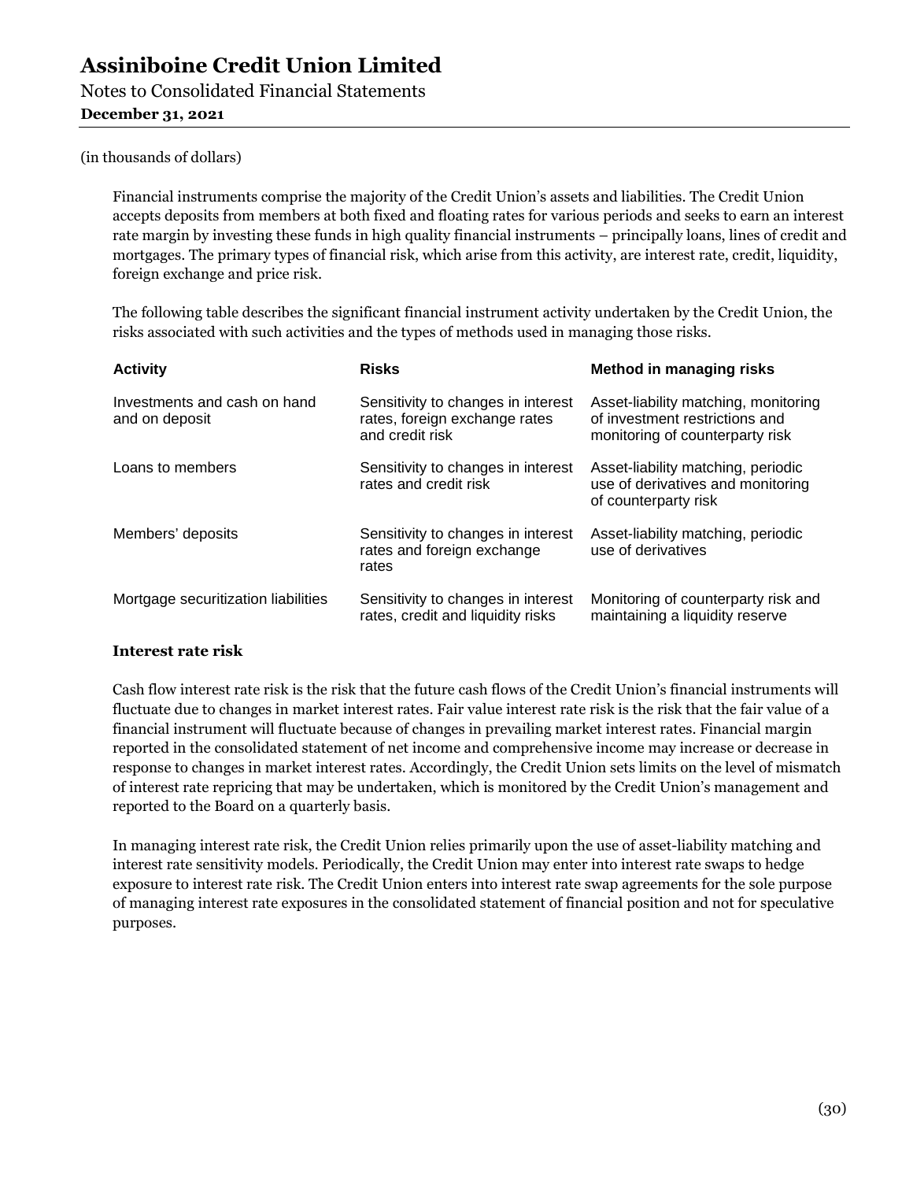(in thousands of dollars)

Financial instruments comprise the majority of the Credit Union's assets and liabilities. The Credit Union accepts deposits from members at both fixed and floating rates for various periods and seeks to earn an interest rate margin by investing these funds in high quality financial instruments – principally loans, lines of credit and mortgages. The primary types of financial risk, which arise from this activity, are interest rate, credit, liquidity, foreign exchange and price risk.

The following table describes the significant financial instrument activity undertaken by the Credit Union, the risks associated with such activities and the types of methods used in managing those risks.

| Activity | Risks | Method in managing risks |
|---|---|---|
| Investments and cash on hand and on deposit | Sensitivity to changes in interest rates, foreign exchange rates and credit risk | Asset-liability matching, monitoring of investment restrictions and monitoring of counterparty risk |
| Loans to members | Sensitivity to changes in interest rates and credit risk | Asset-liability matching, periodic use of derivatives and monitoring of counterparty risk |
| Members' deposits | Sensitivity to changes in interest rates and foreign exchange rates | Asset-liability matching, periodic use of derivatives |
| Mortgage securitization liabilities | Sensitivity to changes in interest rates, credit and liquidity risks | Monitoring of counterparty risk and maintaining a liquidity reserve |

**Interest rate risk**

Cash flow interest rate risk is the risk that the future cash flows of the Credit Union's financial instruments will fluctuate due to changes in market interest rates. Fair value interest rate risk is the risk that the fair value of a financial instrument will fluctuate because of changes in prevailing market interest rates. Financial margin reported in the consolidated statement of net income and comprehensive income may increase or decrease in response to changes in market interest rates. Accordingly, the Credit Union sets limits on the level of mismatch of interest rate repricing that may be undertaken, which is monitored by the Credit Union's management and reported to the Board on a quarterly basis.

In managing interest rate risk, the Credit Union relies primarily upon the use of asset-liability matching and interest rate sensitivity models. Periodically, the Credit Union may enter into interest rate swaps to hedge exposure to interest rate risk. The Credit Union enters into interest rate swap agreements for the sole purpose of managing interest rate exposures in the consolidated statement of financial position and not for speculative purposes.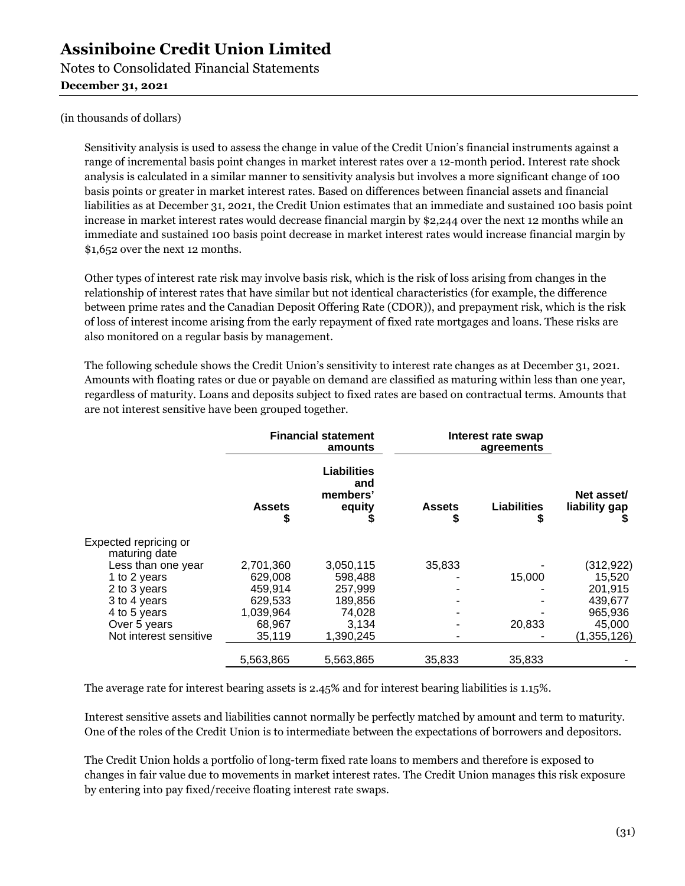(in thousands of dollars)

Sensitivity analysis is used to assess the change in value of the Credit Union's financial instruments against a range of incremental basis point changes in market interest rates over a 12-month period. Interest rate shock analysis is calculated in a similar manner to sensitivity analysis but involves a more significant change of 100 basis points or greater in market interest rates. Based on differences between financial assets and financial liabilities as at December 31, 2021, the Credit Union estimates that an immediate and sustained 100 basis point increase in market interest rates would decrease financial margin by $2,244 over the next 12 months while an immediate and sustained 100 basis point decrease in market interest rates would increase financial margin by $1,652 over the next 12 months.

Other types of interest rate risk may involve basis risk, which is the risk of loss arising from changes in the relationship of interest rates that have similar but not identical characteristics (for example, the difference between prime rates and the Canadian Deposit Offering Rate (CDOR)), and prepayment risk, which is the risk of loss of interest income arising from the early repayment of fixed rate mortgages and loans. These risks are also monitored on a regular basis by management.

The following schedule shows the Credit Union's sensitivity to interest rate changes as at December 31, 2021. Amounts with floating rates or due or payable on demand are classified as maturing within less than one year, regardless of maturity. Loans and deposits subject to fixed rates are based on contractual terms. Amounts that are not interest sensitive have been grouped together.

| | Financial statement amounts | | Interest rate swap agreements | | |
|---|---|---|---|---|---|
| | Assets $ | Liabilities and members' equity $ | Assets $ | Liabilities $ | Net asset/ liability gap $ |
| Expected repricing or maturing date | | | | | |
| Less than one year | 2,701,360 | 3,050,115 | 35,833 | - | (312,922) |
| 1 to 2 years | 629,008 | 598,488 | - | 15,000 | 15,520 |
| 2 to 3 years | 459,914 | 257,999 | - | - | 201,915 |
| 3 to 4 years | 629,533 | 189,856 | - | - | 439,677 |
| 4 to 5 years | 1,039,964 | 74,028 | - | - | 965,936 |
| Over 5 years | 68,967 | 3,134 | - | 20,833 | 45,000 |
| Not interest sensitive | 35,119 | 1,390,245 | - | - | (1,355,126) |
| | 5,563,865 | 5,563,865 | 35,833 | 35,833 | - |

The average rate for interest bearing assets is 2.45% and for interest bearing liabilities is 1.15%.

Interest sensitive assets and liabilities cannot normally be perfectly matched by amount and term to maturity. One of the roles of the Credit Union is to intermediate between the expectations of borrowers and depositors.

The Credit Union holds a portfolio of long-term fixed rate loans to members and therefore is exposed to changes in fair value due to movements in market interest rates. The Credit Union manages this risk exposure by entering into pay fixed/receive floating interest rate swaps.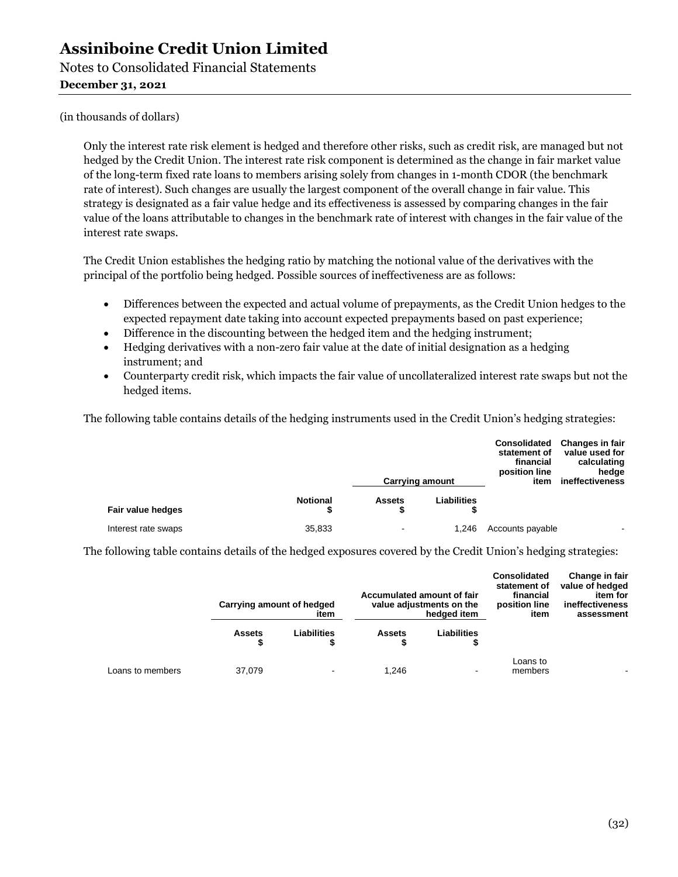(in thousands of dollars)

Only the interest rate risk element is hedged and therefore other risks, such as credit risk, are managed but not hedged by the Credit Union. The interest rate risk component is determined as the change in fair market value of the long-term fixed rate loans to members arising solely from changes in 1-month CDOR (the benchmark rate of interest). Such changes are usually the largest component of the overall change in fair value. This strategy is designated as a fair value hedge and its effectiveness is assessed by comparing changes in the fair value of the loans attributable to changes in the benchmark rate of interest with changes in the fair value of the interest rate swaps.

The Credit Union establishes the hedging ratio by matching the notional value of the derivatives with the principal of the portfolio being hedged. Possible sources of ineffectiveness are as follows:

- Differences between the expected and actual volume of prepayments, as the Credit Union hedges to the expected repayment date taking into account expected prepayments based on past experience;
- Difference in the discounting between the hedged item and the hedging instrument;
- Hedging derivatives with a non-zero fair value at the date of initial designation as a hedging instrument; and
- Counterparty credit risk, which impacts the fair value of uncollateralized interest rate swaps but not the hedged items.

The following table contains details of the hedging instruments used in the Credit Union's hedging strategies:

| | | Carrying amount | | Consolidated statement of financial position line item | Changes in fair value used for calculating hedge ineffectiveness |
|---|---|---|---|---|---|
| **Fair value hedges** | **Notional $** | **Assets $** | **Liabilities $** | | |
| Interest rate swaps | 35,833 | - | 1,246 | Accounts payable | - |

The following table contains details of the hedged exposures covered by the Credit Union's hedging strategies:

| | Carrying amount of hedged item | | Accumulated amount of fair value adjustments on the hedged item | | Consolidated statement of financial position line item | Change in fair value of hedged item for ineffectiveness assessment |
|---|---|---|---|---|---|---|
| | **Assets $** | **Liabilities $** | **Assets $** | **Liabilities $** | | |
| Loans to members | 37,079 | - | 1,246 | - | Loans to members | - |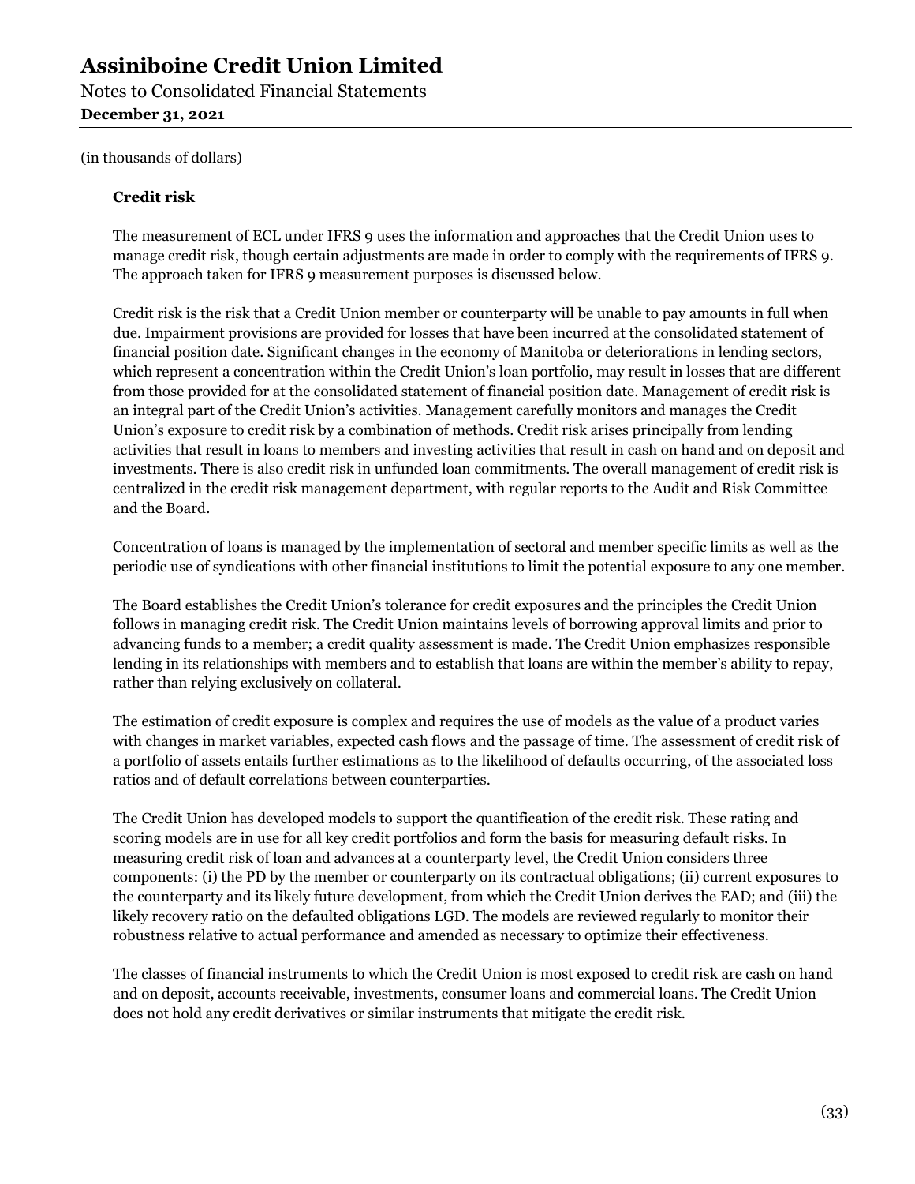(in thousands of dollars)

**Credit risk**

The measurement of ECL under IFRS 9 uses the information and approaches that the Credit Union uses to manage credit risk, though certain adjustments are made in order to comply with the requirements of IFRS 9. The approach taken for IFRS 9 measurement purposes is discussed below.

Credit risk is the risk that a Credit Union member or counterparty will be unable to pay amounts in full when due. Impairment provisions are provided for losses that have been incurred at the consolidated statement of financial position date. Significant changes in the economy of Manitoba or deteriorations in lending sectors, which represent a concentration within the Credit Union's loan portfolio, may result in losses that are different from those provided for at the consolidated statement of financial position date. Management of credit risk is an integral part of the Credit Union's activities. Management carefully monitors and manages the Credit Union's exposure to credit risk by a combination of methods. Credit risk arises principally from lending activities that result in loans to members and investing activities that result in cash on hand and on deposit and investments. There is also credit risk in unfunded loan commitments. The overall management of credit risk is centralized in the credit risk management department, with regular reports to the Audit and Risk Committee and the Board.

Concentration of loans is managed by the implementation of sectoral and member specific limits as well as the periodic use of syndications with other financial institutions to limit the potential exposure to any one member.

The Board establishes the Credit Union's tolerance for credit exposures and the principles the Credit Union follows in managing credit risk. The Credit Union maintains levels of borrowing approval limits and prior to advancing funds to a member; a credit quality assessment is made. The Credit Union emphasizes responsible lending in its relationships with members and to establish that loans are within the member's ability to repay, rather than relying exclusively on collateral.

The estimation of credit exposure is complex and requires the use of models as the value of a product varies with changes in market variables, expected cash flows and the passage of time. The assessment of credit risk of a portfolio of assets entails further estimations as to the likelihood of defaults occurring, of the associated loss ratios and of default correlations between counterparties.

The Credit Union has developed models to support the quantification of the credit risk. These rating and scoring models are in use for all key credit portfolios and form the basis for measuring default risks. In measuring credit risk of loan and advances at a counterparty level, the Credit Union considers three components: (i) the PD by the member or counterparty on its contractual obligations; (ii) current exposures to the counterparty and its likely future development, from which the Credit Union derives the EAD; and (iii) the likely recovery ratio on the defaulted obligations LGD. The models are reviewed regularly to monitor their robustness relative to actual performance and amended as necessary to optimize their effectiveness.

The classes of financial instruments to which the Credit Union is most exposed to credit risk are cash on hand and on deposit, accounts receivable, investments, consumer loans and commercial loans. The Credit Union does not hold any credit derivatives or similar instruments that mitigate the credit risk.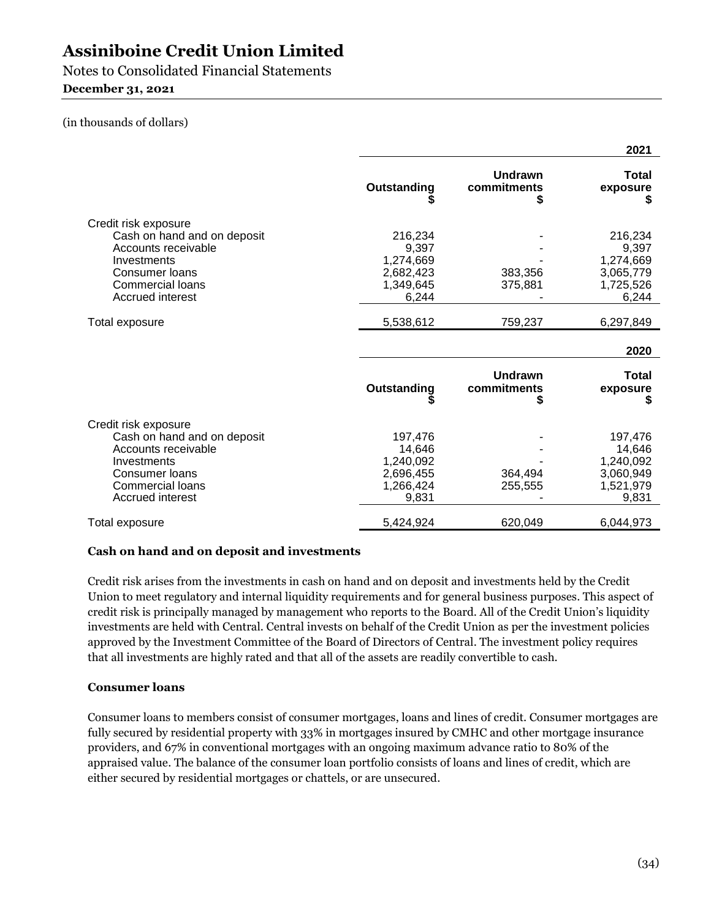# Assiniboine Credit Union Limited

Notes to Consolidated Financial Statements

**December 31, 2021**

(in thousands of dollars)

| | | | 2021 |
|---|---|---|---|
| | Outstanding $ | Undrawn commitments $ | Total exposure $ |
| Credit risk exposure | | | |
| Cash on hand and on deposit | 216,234 | - | 216,234 |
| Accounts receivable | 9,397 | - | 9,397 |
| Investments | 1,274,669 | - | 1,274,669 |
| Consumer loans | 2,682,423 | 383,356 | 3,065,779 |
| Commercial loans | 1,349,645 | 375,881 | 1,725,526 |
| Accrued interest | 6,244 | - | 6,244 |
| Total exposure | 5,538,612 | 759,237 | 6,297,849 |

| | | | 2020 |
|---|---|---|---|
| | Outstanding $ | Undrawn commitments $ | Total exposure $ |
| Credit risk exposure | | | |
| Cash on hand and on deposit | 197,476 | - | 197,476 |
| Accounts receivable | 14,646 | - | 14,646 |
| Investments | 1,240,092 | - | 1,240,092 |
| Consumer loans | 2,696,455 | 364,494 | 3,060,949 |
| Commercial loans | 1,266,424 | 255,555 | 1,521,979 |
| Accrued interest | 9,831 | - | 9,831 |
| Total exposure | 5,424,924 | 620,049 | 6,044,973 |

**Cash on hand and on deposit and investments**

Credit risk arises from the investments in cash on hand and on deposit and investments held by the Credit Union to meet regulatory and internal liquidity requirements and for general business purposes. This aspect of credit risk is principally managed by management who reports to the Board. All of the Credit Union's liquidity investments are held with Central. Central invests on behalf of the Credit Union as per the investment policies approved by the Investment Committee of the Board of Directors of Central. The investment policy requires that all investments are highly rated and that all of the assets are readily convertible to cash.

**Consumer loans**

Consumer loans to members consist of consumer mortgages, loans and lines of credit. Consumer mortgages are fully secured by residential property with 33% in mortgages insured by CMHC and other mortgage insurance providers, and 67% in conventional mortgages with an ongoing maximum advance ratio to 80% of the appraised value. The balance of the consumer loan portfolio consists of loans and lines of credit, which are either secured by residential mortgages or chattels, or are unsecured.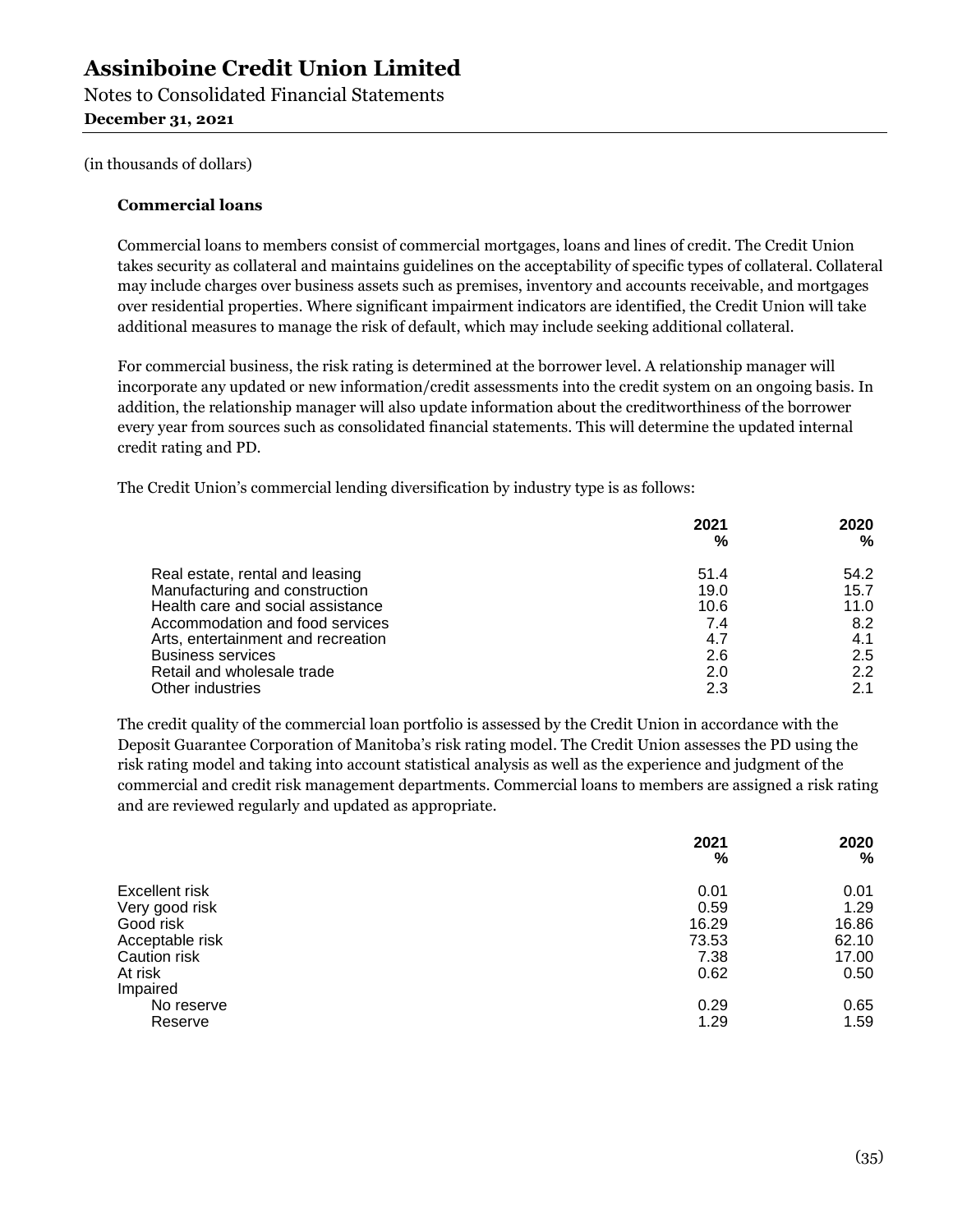(in thousands of dollars)

### Commercial loans

Commercial loans to members consist of commercial mortgages, loans and lines of credit. The Credit Union takes security as collateral and maintains guidelines on the acceptability of specific types of collateral. Collateral may include charges over business assets such as premises, inventory and accounts receivable, and mortgages over residential properties. Where significant impairment indicators are identified, the Credit Union will take additional measures to manage the risk of default, which may include seeking additional collateral.

For commercial business, the risk rating is determined at the borrower level. A relationship manager will incorporate any updated or new information/credit assessments into the credit system on an ongoing basis. In addition, the relationship manager will also update information about the creditworthiness of the borrower every year from sources such as consolidated financial statements. This will determine the updated internal credit rating and PD.

The Credit Union's commercial lending diversification by industry type is as follows:

| | 2021 % | 2020 % |
|---|---|---|
| Real estate, rental and leasing | 51.4 | 54.2 |
| Manufacturing and construction | 19.0 | 15.7 |
| Health care and social assistance | 10.6 | 11.0 |
| Accommodation and food services | 7.4 | 8.2 |
| Arts, entertainment and recreation | 4.7 | 4.1 |
| Business services | 2.6 | 2.5 |
| Retail and wholesale trade | 2.0 | 2.2 |
| Other industries | 2.3 | 2.1 |

The credit quality of the commercial loan portfolio is assessed by the Credit Union in accordance with the Deposit Guarantee Corporation of Manitoba's risk rating model. The Credit Union assesses the PD using the risk rating model and taking into account statistical analysis as well as the experience and judgment of the commercial and credit risk management departments. Commercial loans to members are assigned a risk rating and are reviewed regularly and updated as appropriate.

| | 2021 % | 2020 % |
|---|---|---|
| Excellent risk | 0.01 | 0.01 |
| Very good risk | 0.59 | 1.29 |
| Good risk | 16.29 | 16.86 |
| Acceptable risk | 73.53 | 62.10 |
| Caution risk | 7.38 | 17.00 |
| At risk | 0.62 | 0.50 |
| Impaired | | |
| No reserve | 0.29 | 0.65 |
| Reserve | 1.29 | 1.59 |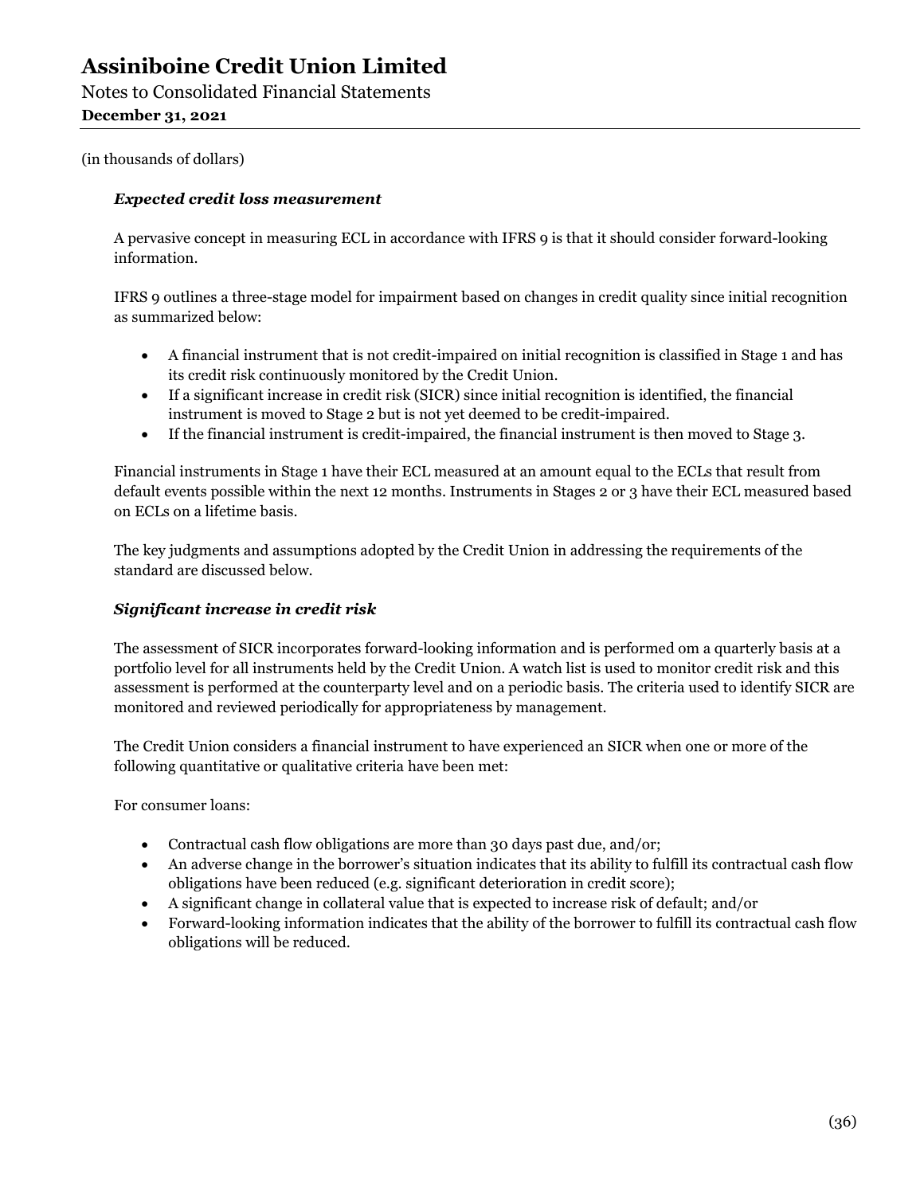(in thousands of dollars)

***Expected credit loss measurement***

A pervasive concept in measuring ECL in accordance with IFRS 9 is that it should consider forward-looking information.

IFRS 9 outlines a three-stage model for impairment based on changes in credit quality since initial recognition as summarized below:

- A financial instrument that is not credit-impaired on initial recognition is classified in Stage 1 and has its credit risk continuously monitored by the Credit Union.
- If a significant increase in credit risk (SICR) since initial recognition is identified, the financial instrument is moved to Stage 2 but is not yet deemed to be credit-impaired.
- If the financial instrument is credit-impaired, the financial instrument is then moved to Stage 3.

Financial instruments in Stage 1 have their ECL measured at an amount equal to the ECLs that result from default events possible within the next 12 months. Instruments in Stages 2 or 3 have their ECL measured based on ECLs on a lifetime basis.

The key judgments and assumptions adopted by the Credit Union in addressing the requirements of the standard are discussed below.

***Significant increase in credit risk***

The assessment of SICR incorporates forward-looking information and is performed om a quarterly basis at a portfolio level for all instruments held by the Credit Union. A watch list is used to monitor credit risk and this assessment is performed at the counterparty level and on a periodic basis. The criteria used to identify SICR are monitored and reviewed periodically for appropriateness by management.

The Credit Union considers a financial instrument to have experienced an SICR when one or more of the following quantitative or qualitative criteria have been met:

For consumer loans:

- Contractual cash flow obligations are more than 30 days past due, and/or;
- An adverse change in the borrower's situation indicates that its ability to fulfill its contractual cash flow obligations have been reduced (e.g. significant deterioration in credit score);
- A significant change in collateral value that is expected to increase risk of default; and/or
- Forward-looking information indicates that the ability of the borrower to fulfill its contractual cash flow obligations will be reduced.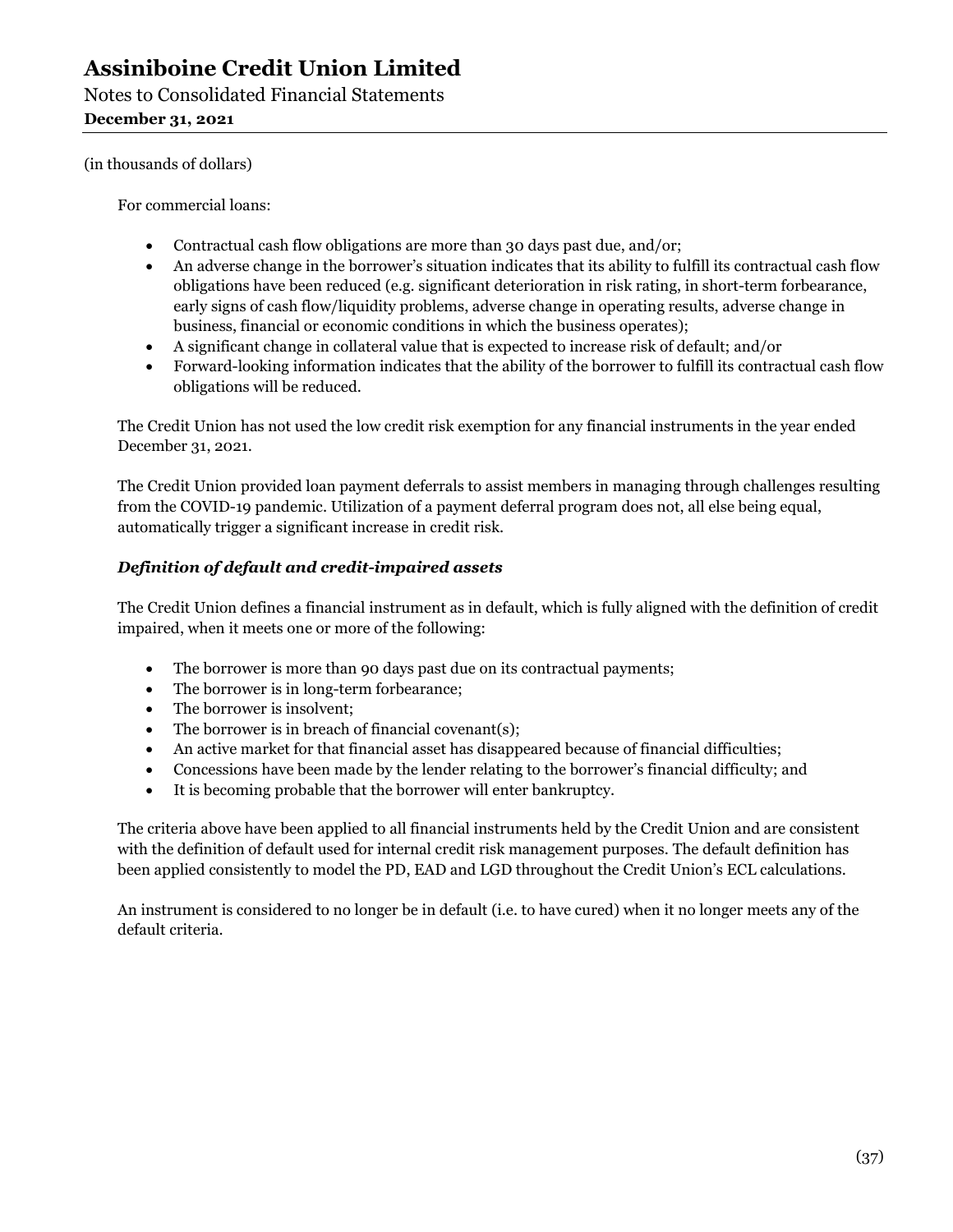(in thousands of dollars)

For commercial loans:

- Contractual cash flow obligations are more than 30 days past due, and/or;
- An adverse change in the borrower's situation indicates that its ability to fulfill its contractual cash flow obligations have been reduced (e.g. significant deterioration in risk rating, in short-term forbearance, early signs of cash flow/liquidity problems, adverse change in operating results, adverse change in business, financial or economic conditions in which the business operates);
- A significant change in collateral value that is expected to increase risk of default; and/or
- Forward-looking information indicates that the ability of the borrower to fulfill its contractual cash flow obligations will be reduced.

The Credit Union has not used the low credit risk exemption for any financial instruments in the year ended December 31, 2021.

The Credit Union provided loan payment deferrals to assist members in managing through challenges resulting from the COVID-19 pandemic. Utilization of a payment deferral program does not, all else being equal, automatically trigger a significant increase in credit risk.

***Definition of default and credit-impaired assets***

The Credit Union defines a financial instrument as in default, which is fully aligned with the definition of credit impaired, when it meets one or more of the following:

- The borrower is more than 90 days past due on its contractual payments;
- The borrower is in long-term forbearance;
- The borrower is insolvent;
- The borrower is in breach of financial covenant(s);
- An active market for that financial asset has disappeared because of financial difficulties;
- Concessions have been made by the lender relating to the borrower's financial difficulty; and
- It is becoming probable that the borrower will enter bankruptcy.

The criteria above have been applied to all financial instruments held by the Credit Union and are consistent with the definition of default used for internal credit risk management purposes. The default definition has been applied consistently to model the PD, EAD and LGD throughout the Credit Union's ECL calculations.

An instrument is considered to no longer be in default (i.e. to have cured) when it no longer meets any of the default criteria.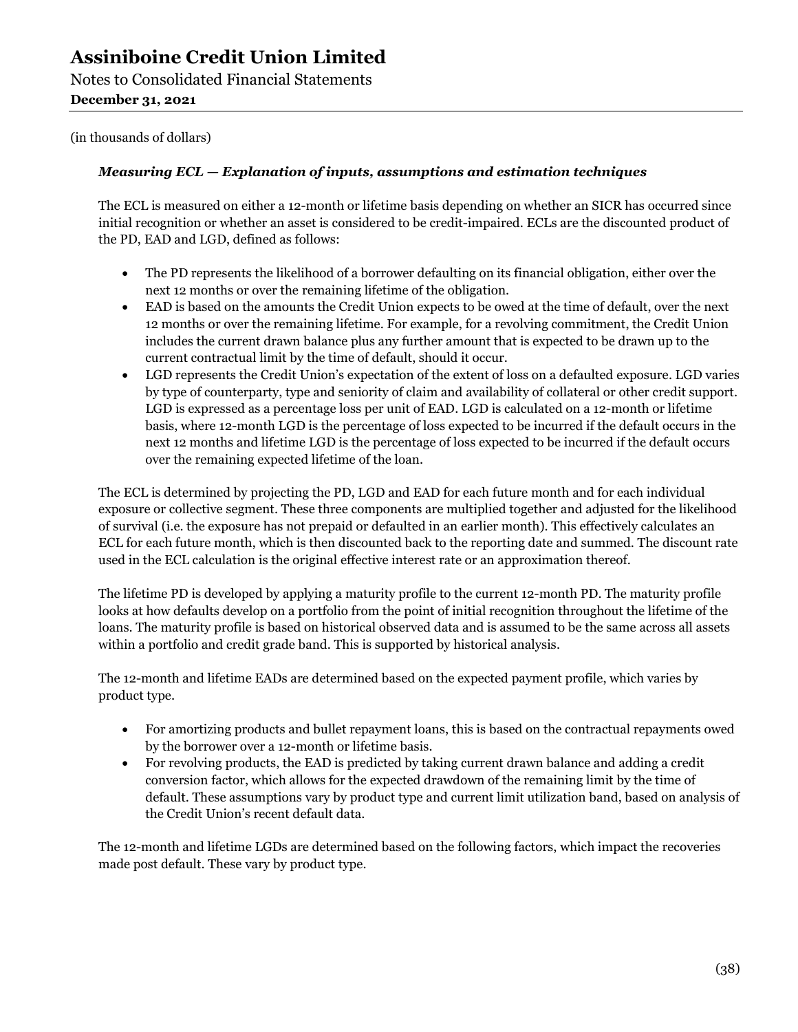(in thousands of dollars)

***Measuring ECL — Explanation of inputs, assumptions and estimation techniques***

The ECL is measured on either a 12-month or lifetime basis depending on whether an SICR has occurred since initial recognition or whether an asset is considered to be credit-impaired. ECLs are the discounted product of the PD, EAD and LGD, defined as follows:

- The PD represents the likelihood of a borrower defaulting on its financial obligation, either over the next 12 months or over the remaining lifetime of the obligation.
- EAD is based on the amounts the Credit Union expects to be owed at the time of default, over the next 12 months or over the remaining lifetime. For example, for a revolving commitment, the Credit Union includes the current drawn balance plus any further amount that is expected to be drawn up to the current contractual limit by the time of default, should it occur.
- LGD represents the Credit Union's expectation of the extent of loss on a defaulted exposure. LGD varies by type of counterparty, type and seniority of claim and availability of collateral or other credit support. LGD is expressed as a percentage loss per unit of EAD. LGD is calculated on a 12-month or lifetime basis, where 12-month LGD is the percentage of loss expected to be incurred if the default occurs in the next 12 months and lifetime LGD is the percentage of loss expected to be incurred if the default occurs over the remaining expected lifetime of the loan.

The ECL is determined by projecting the PD, LGD and EAD for each future month and for each individual exposure or collective segment. These three components are multiplied together and adjusted for the likelihood of survival (i.e. the exposure has not prepaid or defaulted in an earlier month). This effectively calculates an ECL for each future month, which is then discounted back to the reporting date and summed. The discount rate used in the ECL calculation is the original effective interest rate or an approximation thereof.

The lifetime PD is developed by applying a maturity profile to the current 12-month PD. The maturity profile looks at how defaults develop on a portfolio from the point of initial recognition throughout the lifetime of the loans. The maturity profile is based on historical observed data and is assumed to be the same across all assets within a portfolio and credit grade band. This is supported by historical analysis.

The 12-month and lifetime EADs are determined based on the expected payment profile, which varies by product type.

- For amortizing products and bullet repayment loans, this is based on the contractual repayments owed by the borrower over a 12-month or lifetime basis.
- For revolving products, the EAD is predicted by taking current drawn balance and adding a credit conversion factor, which allows for the expected drawdown of the remaining limit by the time of default. These assumptions vary by product type and current limit utilization band, based on analysis of the Credit Union's recent default data.

The 12-month and lifetime LGDs are determined based on the following factors, which impact the recoveries made post default. These vary by product type.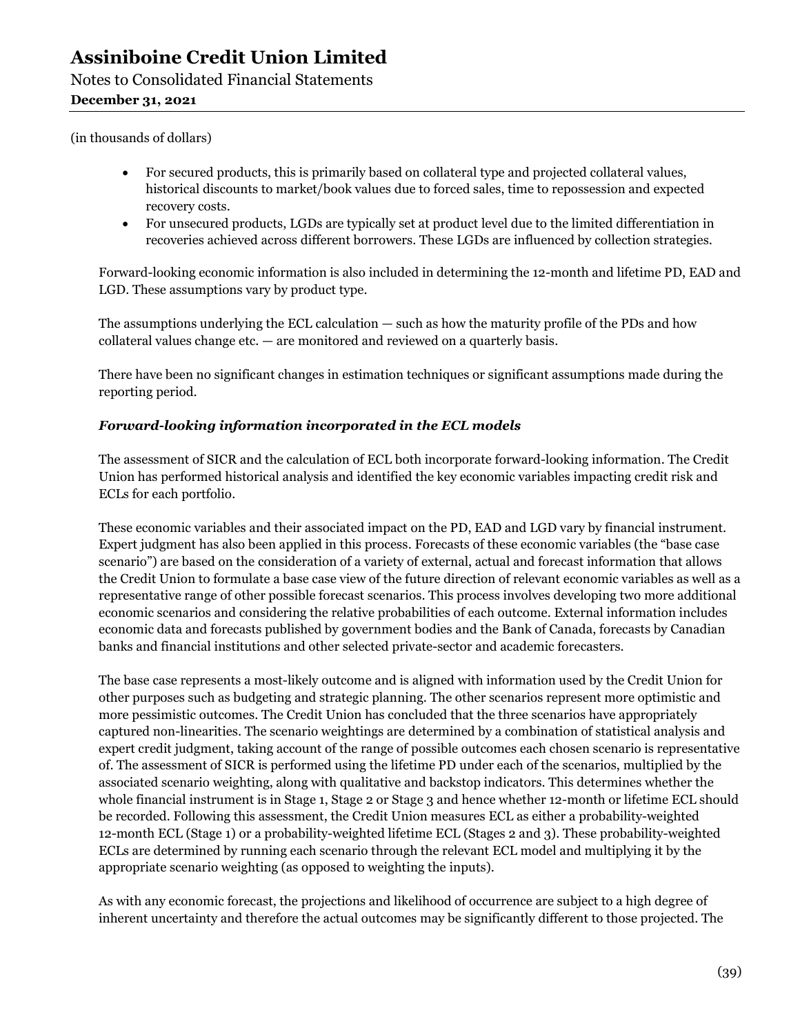(in thousands of dollars)

- For secured products, this is primarily based on collateral type and projected collateral values, historical discounts to market/book values due to forced sales, time to repossession and expected recovery costs.
- For unsecured products, LGDs are typically set at product level due to the limited differentiation in recoveries achieved across different borrowers. These LGDs are influenced by collection strategies.

Forward-looking economic information is also included in determining the 12-month and lifetime PD, EAD and LGD. These assumptions vary by product type.

The assumptions underlying the ECL calculation — such as how the maturity profile of the PDs and how collateral values change etc. — are monitored and reviewed on a quarterly basis.

There have been no significant changes in estimation techniques or significant assumptions made during the reporting period.

***Forward-looking information incorporated in the ECL models***

The assessment of SICR and the calculation of ECL both incorporate forward-looking information. The Credit Union has performed historical analysis and identified the key economic variables impacting credit risk and ECLs for each portfolio.

These economic variables and their associated impact on the PD, EAD and LGD vary by financial instrument. Expert judgment has also been applied in this process. Forecasts of these economic variables (the "base case scenario") are based on the consideration of a variety of external, actual and forecast information that allows the Credit Union to formulate a base case view of the future direction of relevant economic variables as well as a representative range of other possible forecast scenarios. This process involves developing two more additional economic scenarios and considering the relative probabilities of each outcome. External information includes economic data and forecasts published by government bodies and the Bank of Canada, forecasts by Canadian banks and financial institutions and other selected private-sector and academic forecasters.

The base case represents a most-likely outcome and is aligned with information used by the Credit Union for other purposes such as budgeting and strategic planning. The other scenarios represent more optimistic and more pessimistic outcomes. The Credit Union has concluded that the three scenarios have appropriately captured non-linearities. The scenario weightings are determined by a combination of statistical analysis and expert credit judgment, taking account of the range of possible outcomes each chosen scenario is representative of. The assessment of SICR is performed using the lifetime PD under each of the scenarios, multiplied by the associated scenario weighting, along with qualitative and backstop indicators. This determines whether the whole financial instrument is in Stage 1, Stage 2 or Stage 3 and hence whether 12-month or lifetime ECL should be recorded. Following this assessment, the Credit Union measures ECL as either a probability-weighted 12-month ECL (Stage 1) or a probability-weighted lifetime ECL (Stages 2 and 3). These probability-weighted ECLs are determined by running each scenario through the relevant ECL model and multiplying it by the appropriate scenario weighting (as opposed to weighting the inputs).

As with any economic forecast, the projections and likelihood of occurrence are subject to a high degree of inherent uncertainty and therefore the actual outcomes may be significantly different to those projected. The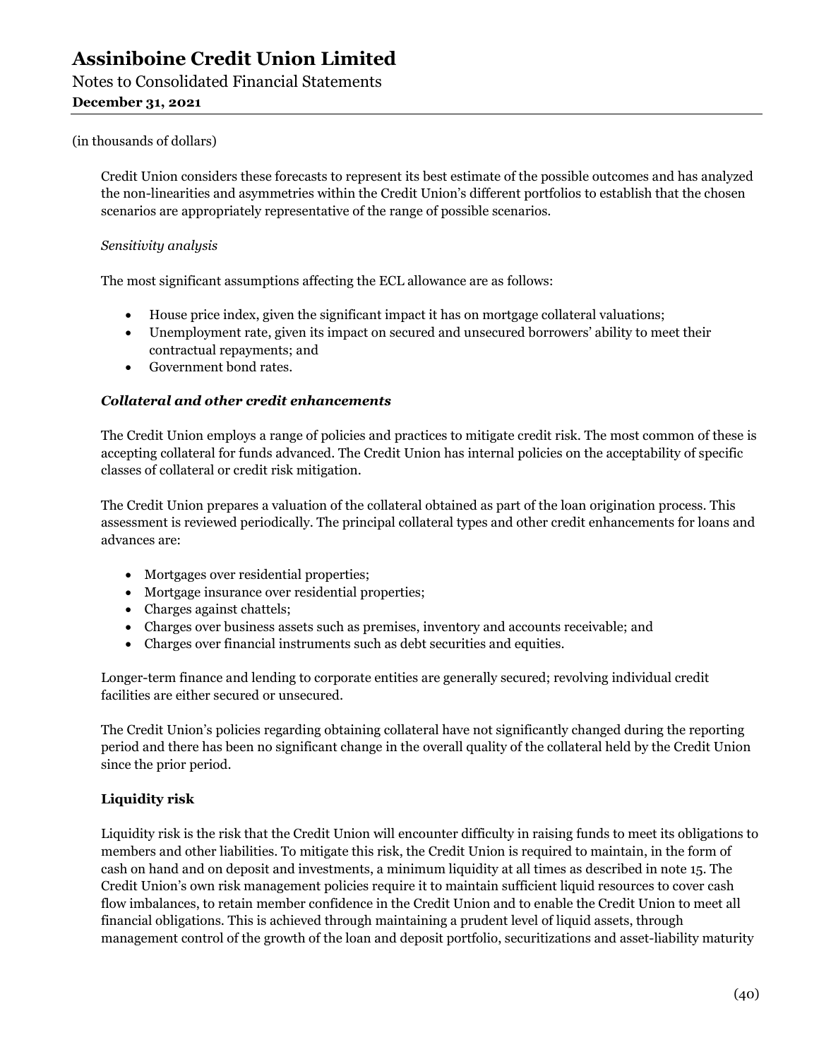(in thousands of dollars)

Credit Union considers these forecasts to represent its best estimate of the possible outcomes and has analyzed the non-linearities and asymmetries within the Credit Union's different portfolios to establish that the chosen scenarios are appropriately representative of the range of possible scenarios.

*Sensitivity analysis*

The most significant assumptions affecting the ECL allowance are as follows:

- House price index, given the significant impact it has on mortgage collateral valuations;
- Unemployment rate, given its impact on secured and unsecured borrowers' ability to meet their contractual repayments; and
- Government bond rates.

***Collateral and other credit enhancements***

The Credit Union employs a range of policies and practices to mitigate credit risk. The most common of these is accepting collateral for funds advanced. The Credit Union has internal policies on the acceptability of specific classes of collateral or credit risk mitigation.

The Credit Union prepares a valuation of the collateral obtained as part of the loan origination process. This assessment is reviewed periodically. The principal collateral types and other credit enhancements for loans and advances are:

- Mortgages over residential properties;
- Mortgage insurance over residential properties;
- Charges against chattels;
- Charges over business assets such as premises, inventory and accounts receivable; and
- Charges over financial instruments such as debt securities and equities.

Longer-term finance and lending to corporate entities are generally secured; revolving individual credit facilities are either secured or unsecured.

The Credit Union's policies regarding obtaining collateral have not significantly changed during the reporting period and there has been no significant change in the overall quality of the collateral held by the Credit Union since the prior period.

**Liquidity risk**

Liquidity risk is the risk that the Credit Union will encounter difficulty in raising funds to meet its obligations to members and other liabilities. To mitigate this risk, the Credit Union is required to maintain, in the form of cash on hand and on deposit and investments, a minimum liquidity at all times as described in note 15. The Credit Union's own risk management policies require it to maintain sufficient liquid resources to cover cash flow imbalances, to retain member confidence in the Credit Union and to enable the Credit Union to meet all financial obligations. This is achieved through maintaining a prudent level of liquid assets, through management control of the growth of the loan and deposit portfolio, securitizations and asset-liability maturity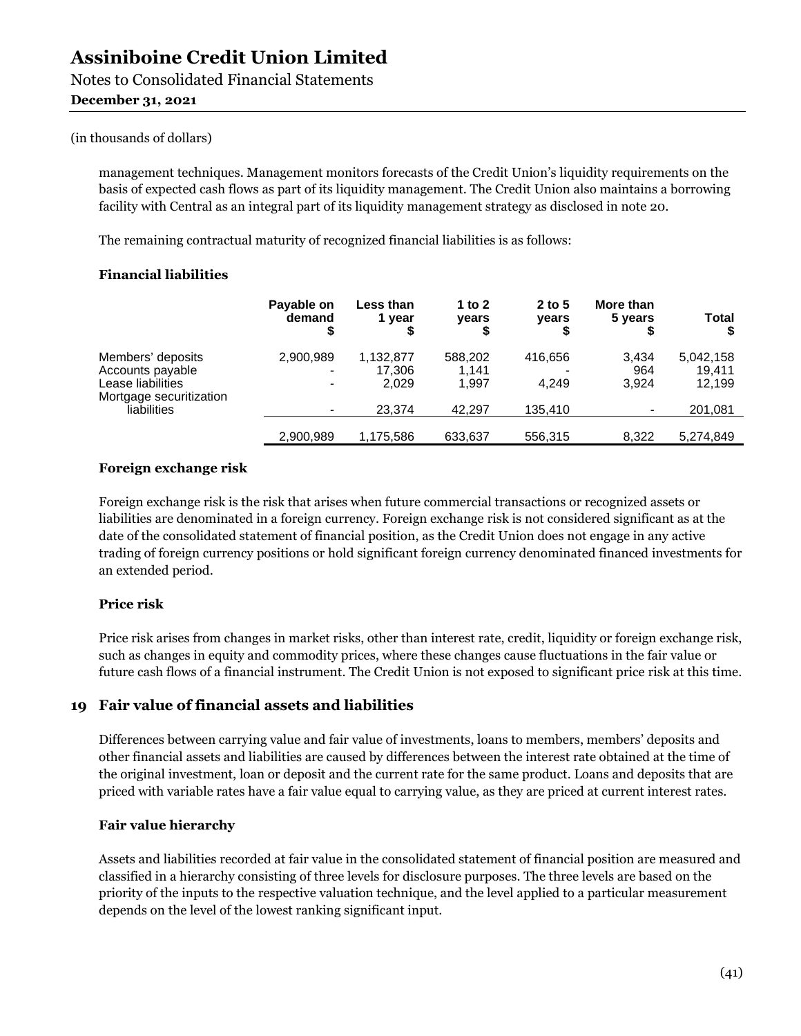(in thousands of dollars)

management techniques. Management monitors forecasts of the Credit Union's liquidity requirements on the basis of expected cash flows as part of its liquidity management. The Credit Union also maintains a borrowing facility with Central as an integral part of its liquidity management strategy as disclosed in note 20.

The remaining contractual maturity of recognized financial liabilities is as follows:

**Financial liabilities**

| | Payable on demand $ | Less than 1 year $ | 1 to 2 years $ | 2 to 5 years $ | More than 5 years $ | Total $ |
|---|---|---|---|---|---|---|
| Members' deposits | 2,900,989 | 1,132,877 | 588,202 | 416,656 | 3,434 | 5,042,158 |
| Accounts payable | - | 17,306 | 1,141 | - | 964 | 19,411 |
| Lease liabilities | - | 2,029 | 1,997 | 4,249 | 3,924 | 12,199 |
| Mortgage securitization liabilities | - | 23,374 | 42,297 | 135,410 | - | 201,081 |
| | 2,900,989 | 1,175,586 | 633,637 | 556,315 | 8,322 | 5,274,849 |

**Foreign exchange risk**

Foreign exchange risk is the risk that arises when future commercial transactions or recognized assets or liabilities are denominated in a foreign currency. Foreign exchange risk is not considered significant as at the date of the consolidated statement of financial position, as the Credit Union does not engage in any active trading of foreign currency positions or hold significant foreign currency denominated financed investments for an extended period.

**Price risk**

Price risk arises from changes in market risks, other than interest rate, credit, liquidity or foreign exchange risk, such as changes in equity and commodity prices, where these changes cause fluctuations in the fair value or future cash flows of a financial instrument. The Credit Union is not exposed to significant price risk at this time.

## 19 Fair value of financial assets and liabilities

Differences between carrying value and fair value of investments, loans to members, members' deposits and other financial assets and liabilities are caused by differences between the interest rate obtained at the time of the original investment, loan or deposit and the current rate for the same product. Loans and deposits that are priced with variable rates have a fair value equal to carrying value, as they are priced at current interest rates.

**Fair value hierarchy**

Assets and liabilities recorded at fair value in the consolidated statement of financial position are measured and classified in a hierarchy consisting of three levels for disclosure purposes. The three levels are based on the priority of the inputs to the respective valuation technique, and the level applied to a particular measurement depends on the level of the lowest ranking significant input.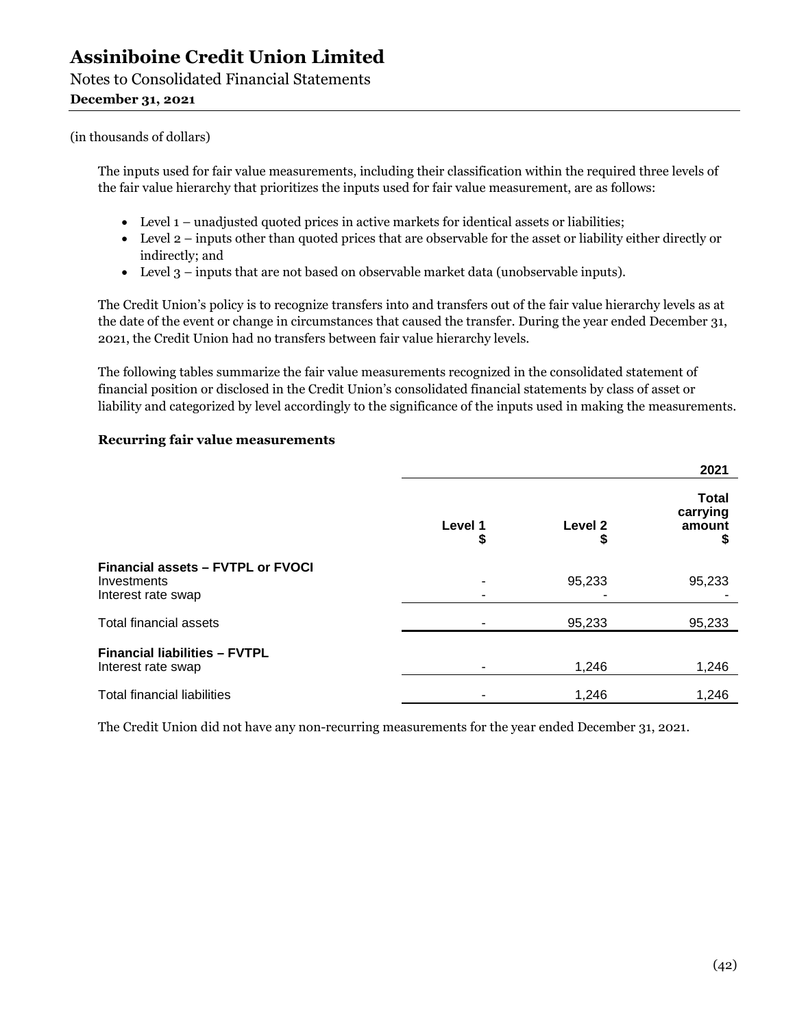(in thousands of dollars)

The inputs used for fair value measurements, including their classification within the required three levels of the fair value hierarchy that prioritizes the inputs used for fair value measurement, are as follows:

- Level 1 – unadjusted quoted prices in active markets for identical assets or liabilities;
- Level 2 – inputs other than quoted prices that are observable for the asset or liability either directly or indirectly; and
- Level 3 – inputs that are not based on observable market data (unobservable inputs).

The Credit Union's policy is to recognize transfers into and transfers out of the fair value hierarchy levels as at the date of the event or change in circumstances that caused the transfer. During the year ended December 31, 2021, the Credit Union had no transfers between fair value hierarchy levels.

The following tables summarize the fair value measurements recognized in the consolidated statement of financial position or disclosed in the Credit Union's consolidated financial statements by class of asset or liability and categorized by level accordingly to the significance of the inputs used in making the measurements.

**Recurring fair value measurements**

| | | | 2021 |
|---|---|---|---|
| | Level 1<br>$ | Level 2<br>$ | Total carrying amount<br>$ |
| **Financial assets – FVTPL or FVOCI** | | | |
| Investments | - | 95,233 | 95,233 |
| Interest rate swap | - | - | - |
| Total financial assets | - | 95,233 | 95,233 |
| **Financial liabilities – FVTPL** | | | |
| Interest rate swap | - | 1,246 | 1,246 |
| Total financial liabilities | - | 1,246 | 1,246 |

The Credit Union did not have any non-recurring measurements for the year ended December 31, 2021.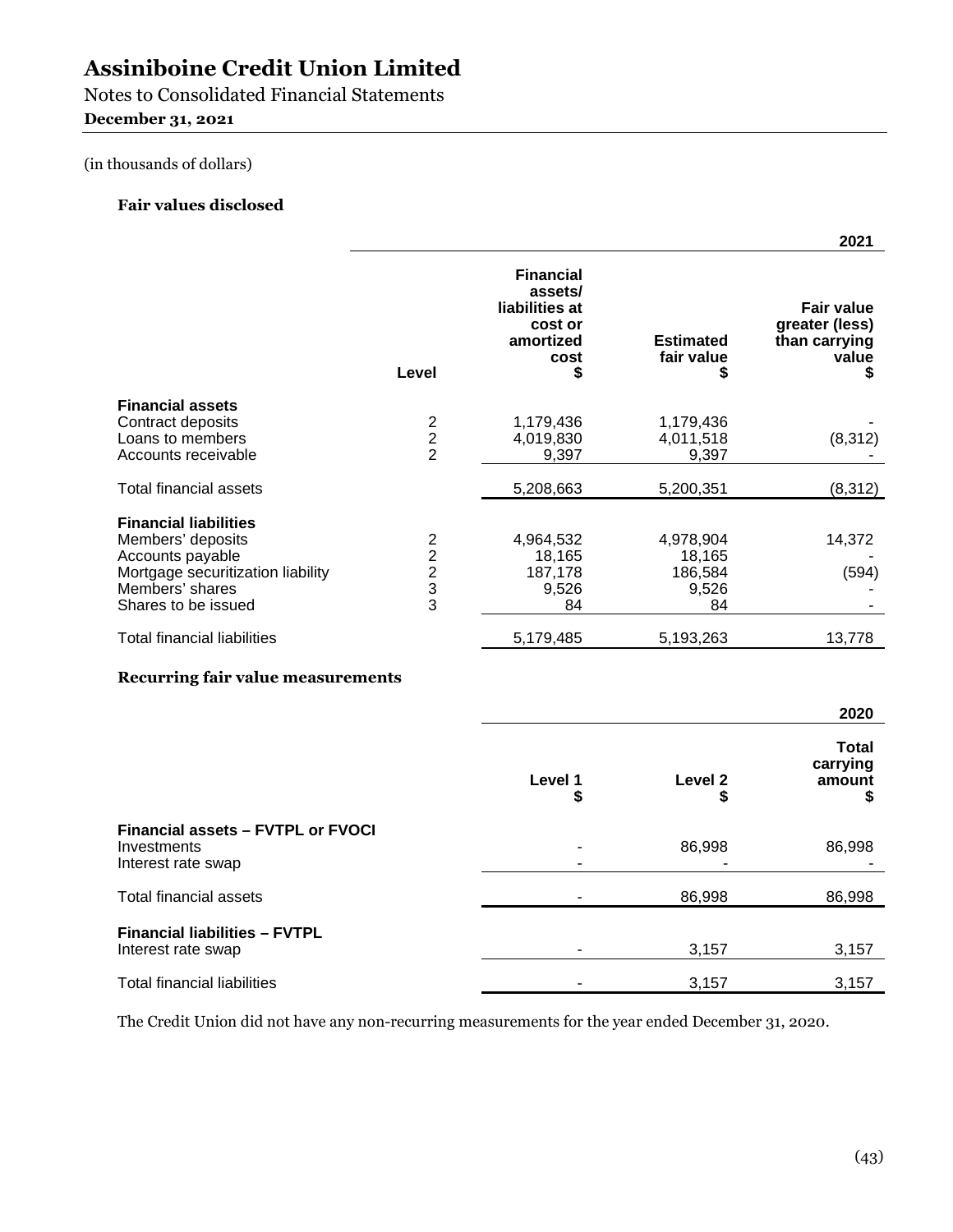# Assiniboine Credit Union Limited

Notes to Consolidated Financial Statements

**December 31, 2021**

(in thousands of dollars)

### Fair values disclosed

| | Level | Financial assets/ liabilities at cost or amortized cost $ | Estimated fair value $ | Fair value greater (less) than carrying value $ |
|---|---|---|---|---|
| | | | | **2021** |
| **Financial assets** | | | | |
| Contract deposits | 2 | 1,179,436 | 1,179,436 | - |
| Loans to members | 2 | 4,019,830 | 4,011,518 | (8,312) |
| Accounts receivable | 2 | 9,397 | 9,397 | - |
| Total financial assets | | 5,208,663 | 5,200,351 | (8,312) |
| **Financial liabilities** | | | | |
| Members' deposits | 2 | 4,964,532 | 4,978,904 | 14,372 |
| Accounts payable | 2 | 18,165 | 18,165 | - |
| Mortgage securitization liability | 2 | 187,178 | 186,584 | (594) |
| Members' shares | 3 | 9,526 | 9,526 | - |
| Shares to be issued | 3 | 84 | 84 | - |
| Total financial liabilities | | 5,179,485 | 5,193,263 | 13,778 |

### Recurring fair value measurements

| | Level 1 $ | Level 2 $ | Total carrying amount $ |
|---|---|---|---|
| | | | **2020** |
| **Financial assets – FVTPL or FVOCI** | | | |
| Investments | - | 86,998 | 86,998 |
| Interest rate swap | - | - | - |
| Total financial assets | - | 86,998 | 86,998 |
| **Financial liabilities – FVTPL** | | | |
| Interest rate swap | - | 3,157 | 3,157 |
| Total financial liabilities | - | 3,157 | 3,157 |

The Credit Union did not have any non-recurring measurements for the year ended December 31, 2020.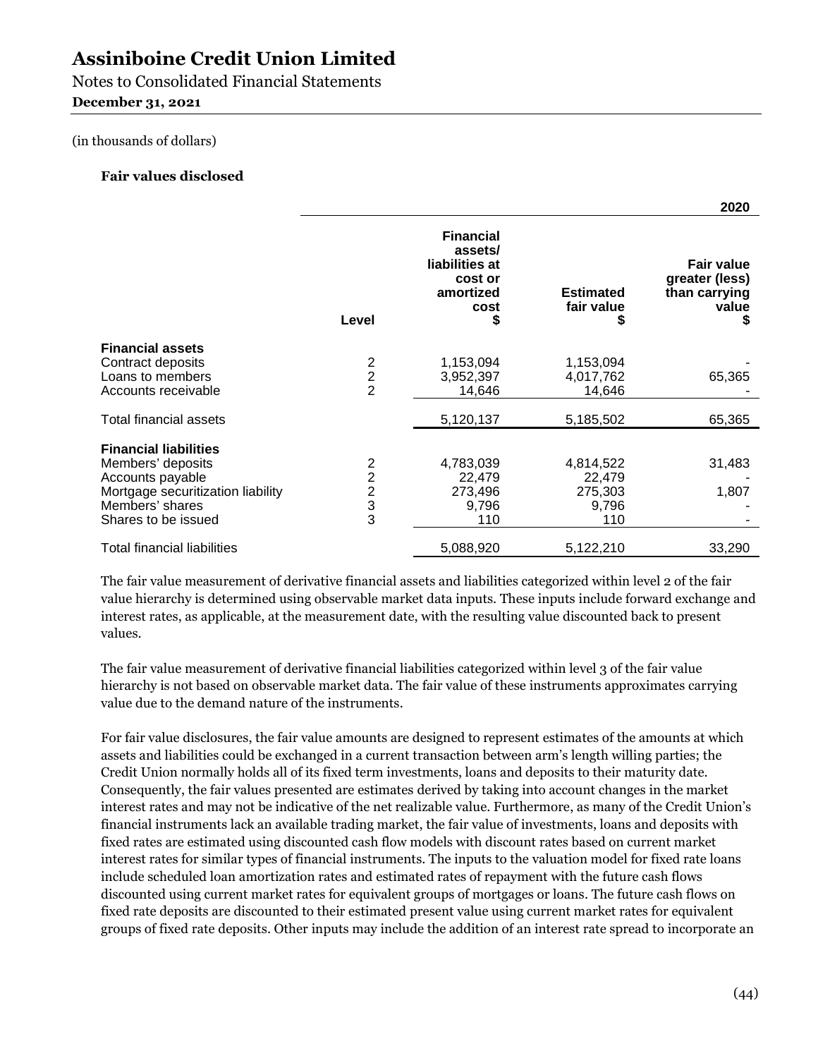# Assiniboine Credit Union Limited

Notes to Consolidated Financial Statements

**December 31, 2021**

(in thousands of dollars)

### Fair values disclosed

| | | | | 2020 |
|---|---|---|---|---|
| | Level | Financial assets/ liabilities at cost or amortized cost $ | Estimated fair value $ | Fair value greater (less) than carrying value $ |
| **Financial assets** | | | | |
| Contract deposits | 2 | 1,153,094 | 1,153,094 | - |
| Loans to members | 2 | 3,952,397 | 4,017,762 | 65,365 |
| Accounts receivable | 2 | 14,646 | 14,646 | - |
| Total financial assets | | 5,120,137 | 5,185,502 | 65,365 |
| **Financial liabilities** | | | | |
| Members' deposits | 2 | 4,783,039 | 4,814,522 | 31,483 |
| Accounts payable | 2 | 22,479 | 22,479 | - |
| Mortgage securitization liability | 2 | 273,496 | 275,303 | 1,807 |
| Members' shares | 3 | 9,796 | 9,796 | - |
| Shares to be issued | 3 | 110 | 110 | - |
| Total financial liabilities | | 5,088,920 | 5,122,210 | 33,290 |

The fair value measurement of derivative financial assets and liabilities categorized within level 2 of the fair value hierarchy is determined using observable market data inputs. These inputs include forward exchange and interest rates, as applicable, at the measurement date, with the resulting value discounted back to present values.

The fair value measurement of derivative financial liabilities categorized within level 3 of the fair value hierarchy is not based on observable market data. The fair value of these instruments approximates carrying value due to the demand nature of the instruments.

For fair value disclosures, the fair value amounts are designed to represent estimates of the amounts at which assets and liabilities could be exchanged in a current transaction between arm's length willing parties; the Credit Union normally holds all of its fixed term investments, loans and deposits to their maturity date. Consequently, the fair values presented are estimates derived by taking into account changes in the market interest rates and may not be indicative of the net realizable value. Furthermore, as many of the Credit Union's financial instruments lack an available trading market, the fair value of investments, loans and deposits with fixed rates are estimated using discounted cash flow models with discount rates based on current market interest rates for similar types of financial instruments. The inputs to the valuation model for fixed rate loans include scheduled loan amortization rates and estimated rates of repayment with the future cash flows discounted using current market rates for equivalent groups of mortgages or loans. The future cash flows on fixed rate deposits are discounted to their estimated present value using current market rates for equivalent groups of fixed rate deposits. Other inputs may include the addition of an interest rate spread to incorporate an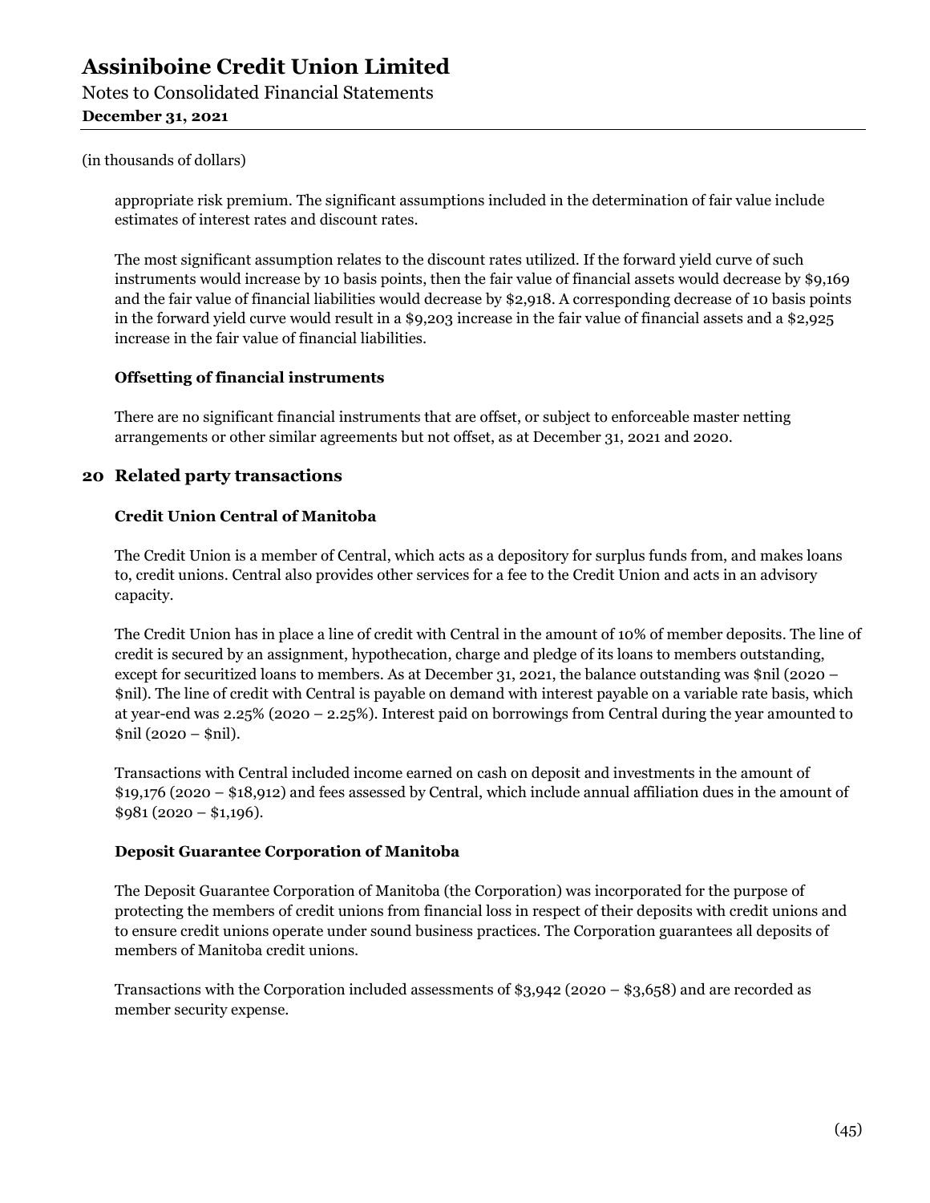(in thousands of dollars)

appropriate risk premium. The significant assumptions included in the determination of fair value include estimates of interest rates and discount rates.

The most significant assumption relates to the discount rates utilized. If the forward yield curve of such instruments would increase by 10 basis points, then the fair value of financial assets would decrease by $9,169 and the fair value of financial liabilities would decrease by $2,918. A corresponding decrease of 10 basis points in the forward yield curve would result in a $9,203 increase in the fair value of financial assets and a $2,925 increase in the fair value of financial liabilities.

**Offsetting of financial instruments**

There are no significant financial instruments that are offset, or subject to enforceable master netting arrangements or other similar agreements but not offset, as at December 31, 2021 and 2020.

## 20 Related party transactions

**Credit Union Central of Manitoba**

The Credit Union is a member of Central, which acts as a depository for surplus funds from, and makes loans to, credit unions. Central also provides other services for a fee to the Credit Union and acts in an advisory capacity.

The Credit Union has in place a line of credit with Central in the amount of 10% of member deposits. The line of credit is secured by an assignment, hypothecation, charge and pledge of its loans to members outstanding, except for securitized loans to members. As at December 31, 2021, the balance outstanding was $nil (2020 – $nil). The line of credit with Central is payable on demand with interest payable on a variable rate basis, which at year-end was 2.25% (2020 – 2.25%). Interest paid on borrowings from Central during the year amounted to $nil (2020 – $nil).

Transactions with Central included income earned on cash on deposit and investments in the amount of $19,176 (2020 – $18,912) and fees assessed by Central, which include annual affiliation dues in the amount of $981 (2020 – $1,196).

**Deposit Guarantee Corporation of Manitoba**

The Deposit Guarantee Corporation of Manitoba (the Corporation) was incorporated for the purpose of protecting the members of credit unions from financial loss in respect of their deposits with credit unions and to ensure credit unions operate under sound business practices. The Corporation guarantees all deposits of members of Manitoba credit unions.

Transactions with the Corporation included assessments of $3,942 (2020 – $3,658) and are recorded as member security expense.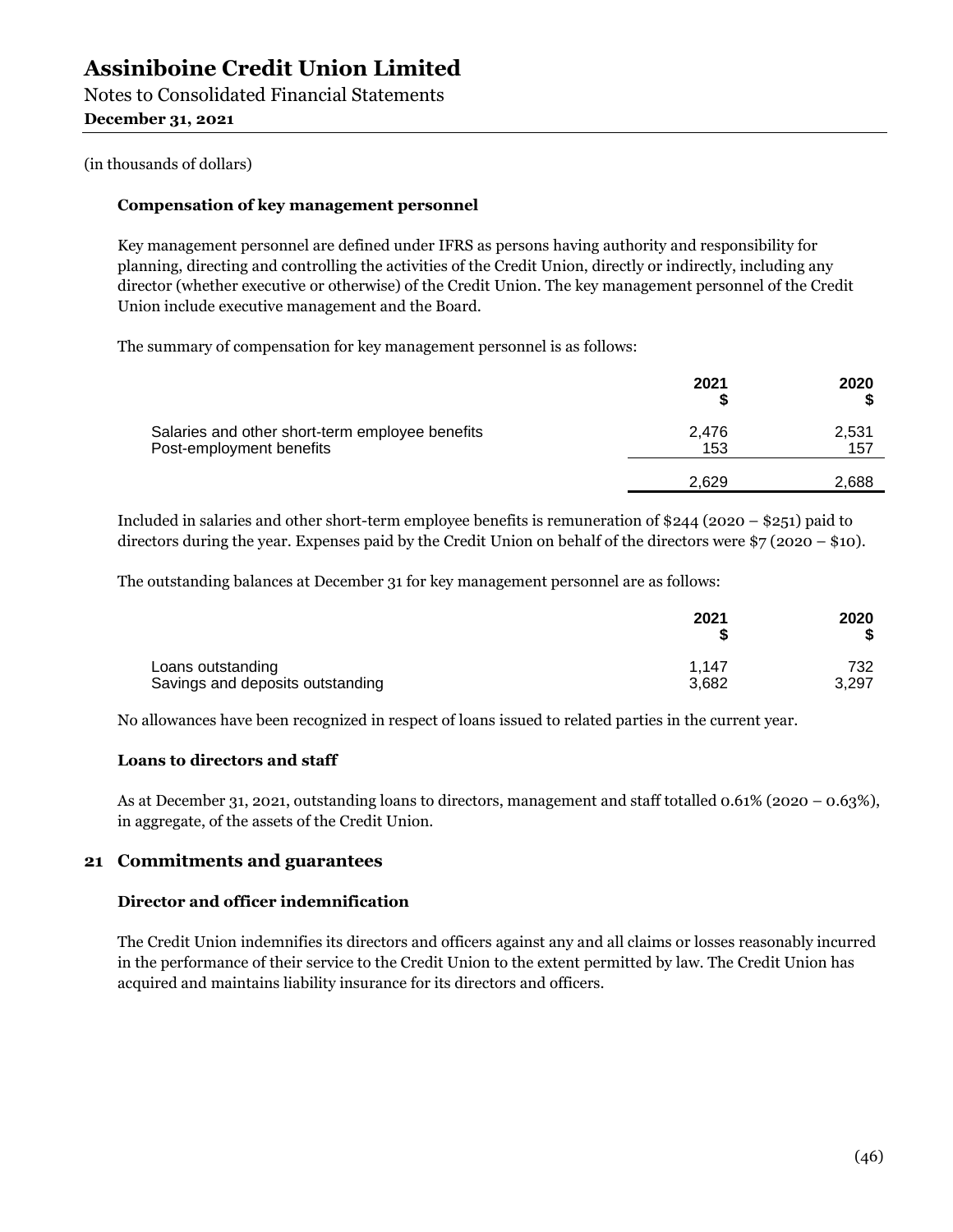(in thousands of dollars)

### Compensation of key management personnel

Key management personnel are defined under IFRS as persons having authority and responsibility for planning, directing and controlling the activities of the Credit Union, directly or indirectly, including any director (whether executive or otherwise) of the Credit Union. The key management personnel of the Credit Union include executive management and the Board.

The summary of compensation for key management personnel is as follows:

| | 2021 $ | 2020 $ |
|---|---|---|
| Salaries and other short-term employee benefits | 2,476 | 2,531 |
| Post-employment benefits | 153 | 157 |
| | 2,629 | 2,688 |

Included in salaries and other short-term employee benefits is remuneration of $244 (2020 – $251) paid to directors during the year. Expenses paid by the Credit Union on behalf of the directors were $7 (2020 – $10).

The outstanding balances at December 31 for key management personnel are as follows:

| | 2021 $ | 2020 $ |
|---|---|---|
| Loans outstanding | 1,147 | 732 |
| Savings and deposits outstanding | 3,682 | 3,297 |

No allowances have been recognized in respect of loans issued to related parties in the current year.

### Loans to directors and staff

As at December 31, 2021, outstanding loans to directors, management and staff totalled 0.61% (2020 – 0.63%), in aggregate, of the assets of the Credit Union.

## 21 Commitments and guarantees

### Director and officer indemnification

The Credit Union indemnifies its directors and officers against any and all claims or losses reasonably incurred in the performance of their service to the Credit Union to the extent permitted by law. The Credit Union has acquired and maintains liability insurance for its directors and officers.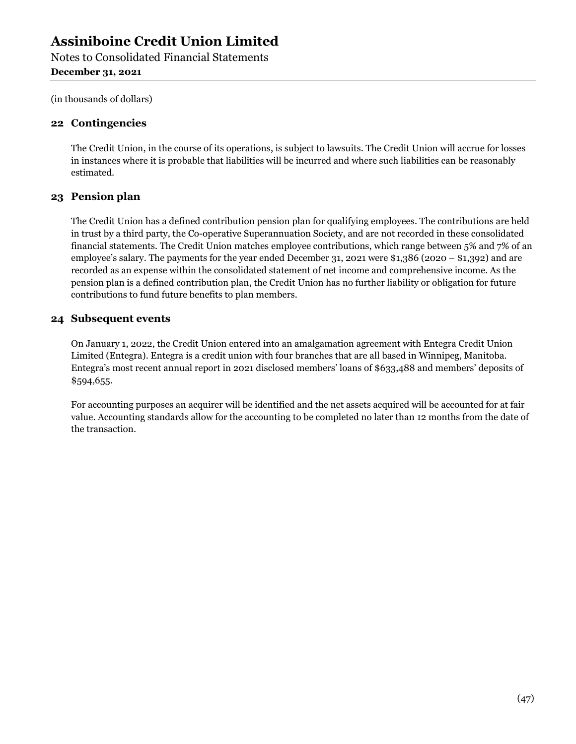# Assiniboine Credit Union Limited

Notes to Consolidated Financial Statements

**December 31, 2021**

(in thousands of dollars)

## 22 Contingencies

The Credit Union, in the course of its operations, is subject to lawsuits. The Credit Union will accrue for losses in instances where it is probable that liabilities will be incurred and where such liabilities can be reasonably estimated.

## 23 Pension plan

The Credit Union has a defined contribution pension plan for qualifying employees. The contributions are held in trust by a third party, the Co-operative Superannuation Society, and are not recorded in these consolidated financial statements. The Credit Union matches employee contributions, which range between 5% and 7% of an employee's salary. The payments for the year ended December 31, 2021 were $1,386 (2020 – $1,392) and are recorded as an expense within the consolidated statement of net income and comprehensive income. As the pension plan is a defined contribution plan, the Credit Union has no further liability or obligation for future contributions to fund future benefits to plan members.

## 24 Subsequent events

On January 1, 2022, the Credit Union entered into an amalgamation agreement with Entegra Credit Union Limited (Entegra). Entegra is a credit union with four branches that are all based in Winnipeg, Manitoba. Entegra's most recent annual report in 2021 disclosed members' loans of $633,488 and members' deposits of $594,655.

For accounting purposes an acquirer will be identified and the net assets acquired will be accounted for at fair value. Accounting standards allow for the accounting to be completed no later than 12 months from the date of the transaction.